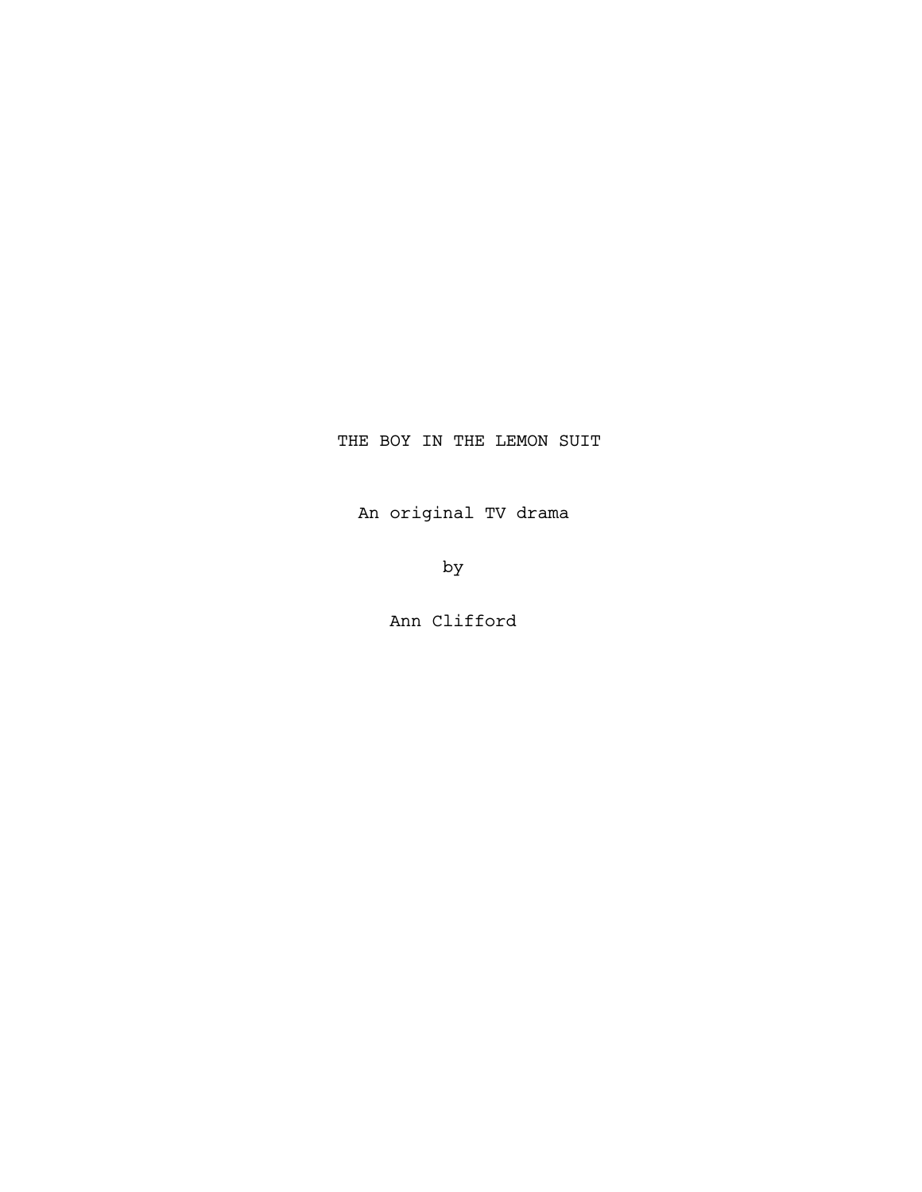# THE BOY IN THE LEMON SUIT

An original TV drama

by

Ann Clifford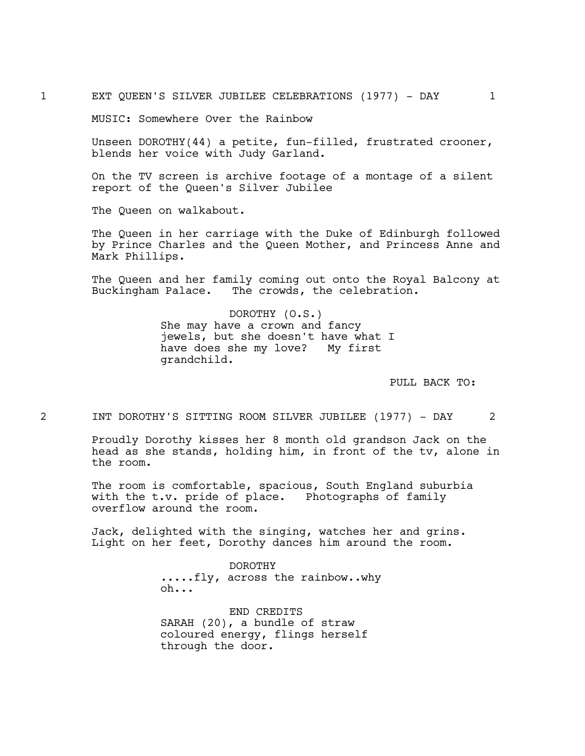1 EXT QUEEN'S SILVER JUBILEE CELEBRATIONS (1977) - DAY 1

MUSIC: Somewhere Over the Rainbow

Unseen DOROTHY(44) a petite, fun-filled, frustrated crooner, blends her voice with Judy Garland.

On the TV screen is archive footage of a montage of a silent report of the Queen's Silver Jubilee

The Queen on walkabout.

The Queen in her carriage with the Duke of Edinburgh followed by Prince Charles and the Queen Mother, and Princess Anne and Mark Phillips.

The Queen and her family coming out onto the Royal Balcony at Buckingham Palace. The crowds, the celebration.

DOROTHY (O.S.)
She may have a crown and fancy jewels, but she doesn't have what I have does she my love? My first grandchild.

PULL BACK TO:

2 INT DOROTHY'S SITTING ROOM SILVER JUBILEE (1977) - DAY 2

Proudly Dorothy kisses her 8 month old grandson Jack on the head as she stands, holding him, in front of the tv, alone in the room.

The room is comfortable, spacious, South England suburbia with the t.v. pride of place. Photographs of family overflow around the room.

Jack, delighted with the singing, watches her and grins. Light on her feet, Dorothy dances him around the room.

DOROTHY
.....fly, across the rainbow..why oh...

END CREDITS
SARAH (20), a bundle of straw coloured energy, flings herself through the door.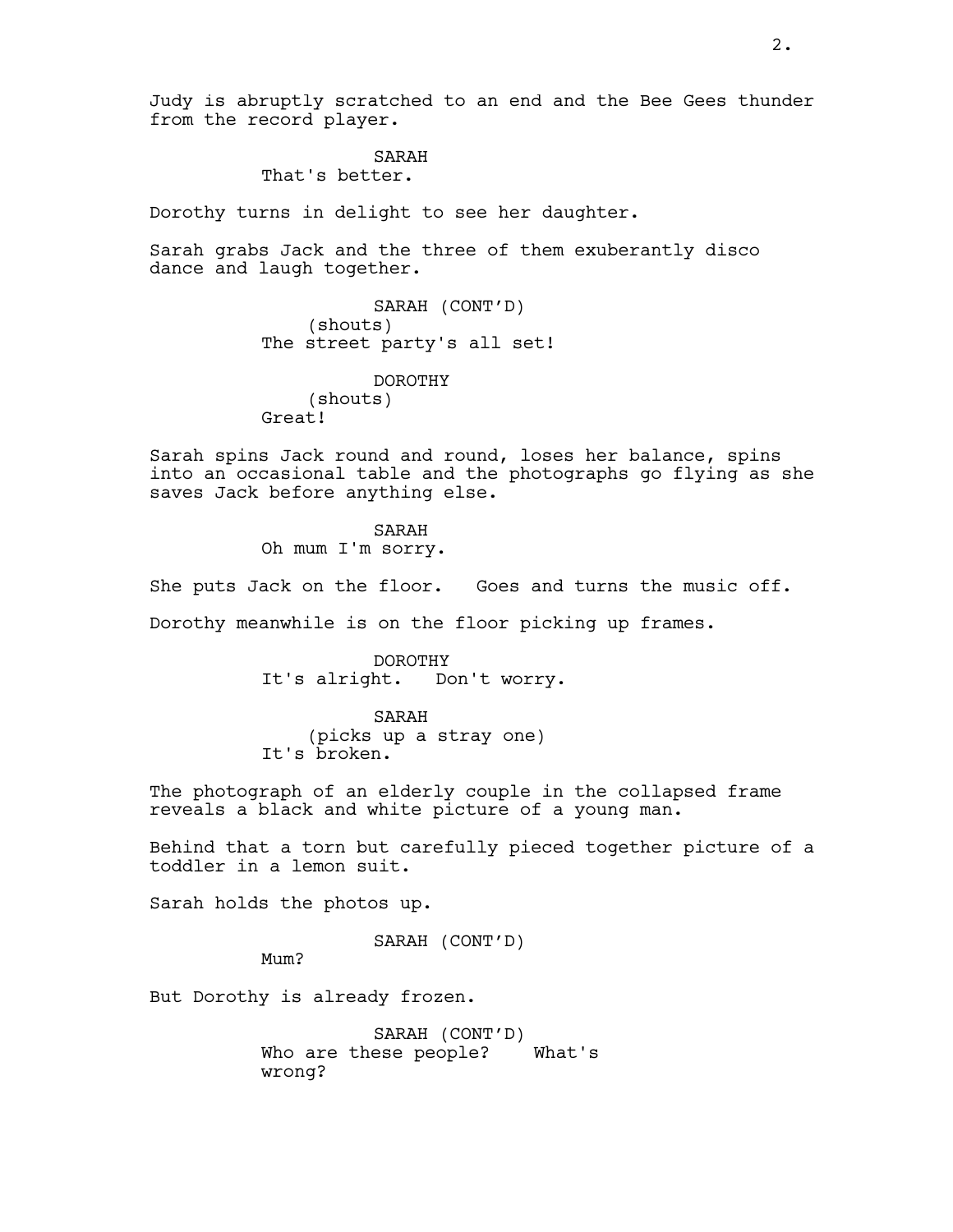Judy is abruptly scratched to an end and the Bee Gees thunder from the record player.

SARAH
That's better.

Dorothy turns in delight to see her daughter.

Sarah grabs Jack and the three of them exuberantly disco dance and laugh together.

SARAH (CONT'D)
(shouts)
The street party's all set!

DOROTHY
(shouts)
Great!

Sarah spins Jack round and round, loses her balance, spins into an occasional table and the photographs go flying as she saves Jack before anything else.

SARAH
Oh mum I'm sorry.

She puts Jack on the floor. Goes and turns the music off.

Dorothy meanwhile is on the floor picking up frames.

DOROTHY
It's alright. Don't worry.

SARAH
(picks up a stray one)
It's broken.

The photograph of an elderly couple in the collapsed frame reveals a black and white picture of a young man.

Behind that a torn but carefully pieced together picture of a toddler in a lemon suit.

Sarah holds the photos up.

SARAH (CONT'D)
Mum?

But Dorothy is already frozen.

SARAH (CONT'D)
Who are these people? What's wrong?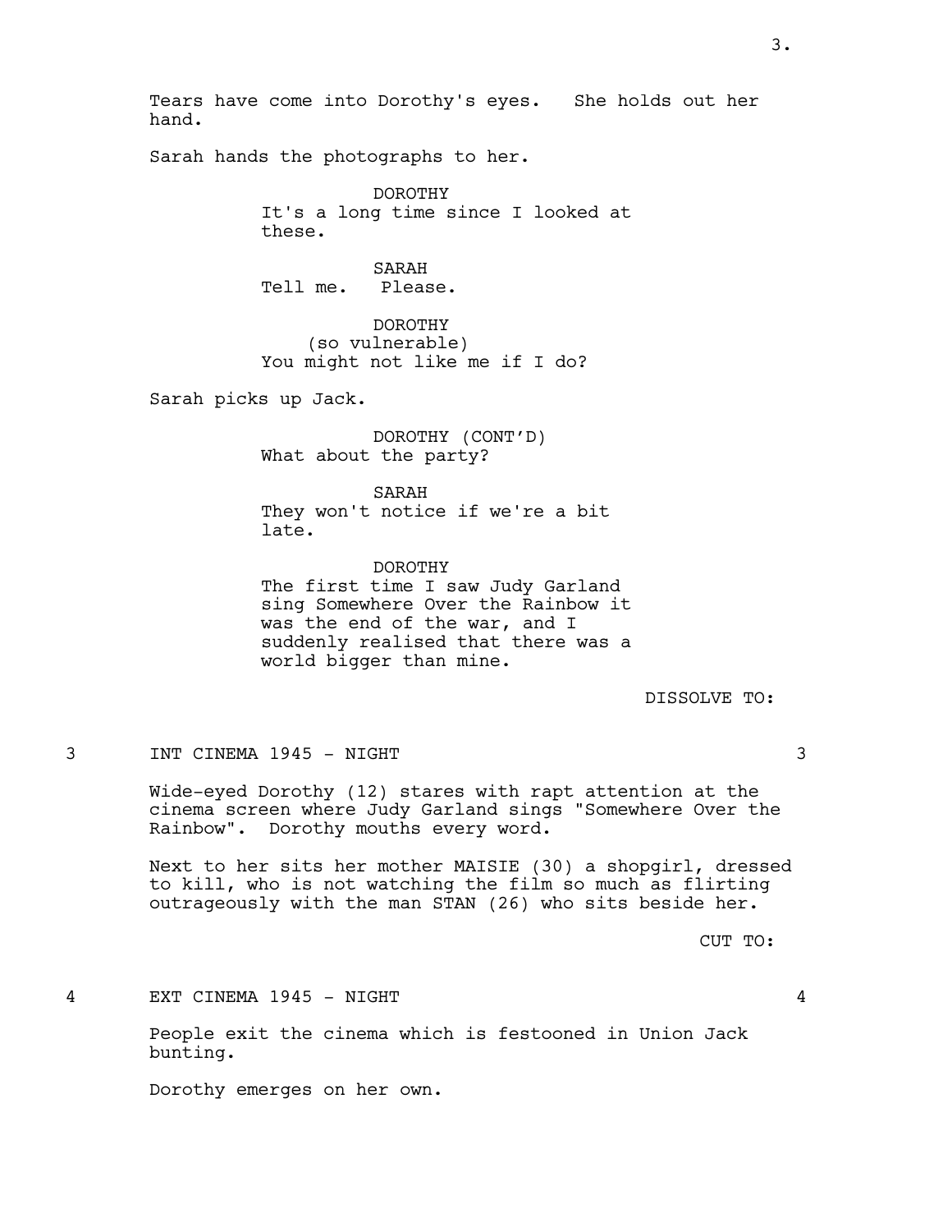Tears have come into Dorothy's eyes. She holds out her hand.

Sarah hands the photographs to her.

DOROTHY
It's a long time since I looked at these.

SARAH
Tell me. Please.

DOROTHY
(so vulnerable)
You might not like me if I do?

Sarah picks up Jack.

DOROTHY (CONT'D)
What about the party?

SARAH
They won't notice if we're a bit late.

DOROTHY
The first time I saw Judy Garland sing Somewhere Over the Rainbow it was the end of the war, and I suddenly realised that there was a world bigger than mine.

DISSOLVE TO:

3 INT CINEMA 1945 - NIGHT 3

Wide-eyed Dorothy (12) stares with rapt attention at the cinema screen where Judy Garland sings "Somewhere Over the Rainbow". Dorothy mouths every word.

Next to her sits her mother MAISIE (30) a shopgirl, dressed to kill, who is not watching the film so much as flirting outrageously with the man STAN (26) who sits beside her.

CUT TO:

4 EXT CINEMA 1945 - NIGHT 4

People exit the cinema which is festooned in Union Jack bunting.

Dorothy emerges on her own.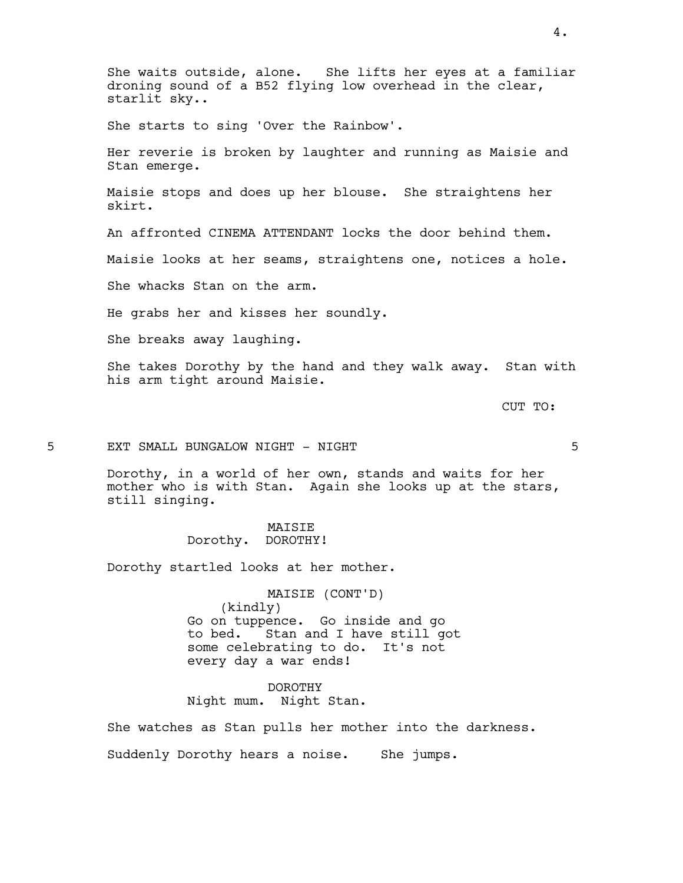She waits outside, alone. She lifts her eyes at a familiar droning sound of a B52 flying low overhead in the clear, starlit sky..

She starts to sing 'Over the Rainbow'.

Her reverie is broken by laughter and running as Maisie and Stan emerge.

Maisie stops and does up her blouse. She straightens her skirt.

An affronted CINEMA ATTENDANT locks the door behind them.

Maisie looks at her seams, straightens one, notices a hole.

She whacks Stan on the arm.

He grabs her and kisses her soundly.

She breaks away laughing.

She takes Dorothy by the hand and they walk away. Stan with his arm tight around Maisie.

CUT TO:

5 EXT SMALL BUNGALOW NIGHT - NIGHT 5

Dorothy, in a world of her own, stands and waits for her mother who is with Stan. Again she looks up at the stars, still singing.

MAISIE
Dorothy. DOROTHY!

Dorothy startled looks at her mother.

MAISIE (CONT'D)
(kindly)
Go on tuppence. Go inside and go to bed. Stan and I have still got some celebrating to do. It's not every day a war ends!

DOROTHY
Night mum. Night Stan.

She watches as Stan pulls her mother into the darkness.

Suddenly Dorothy hears a noise. She jumps.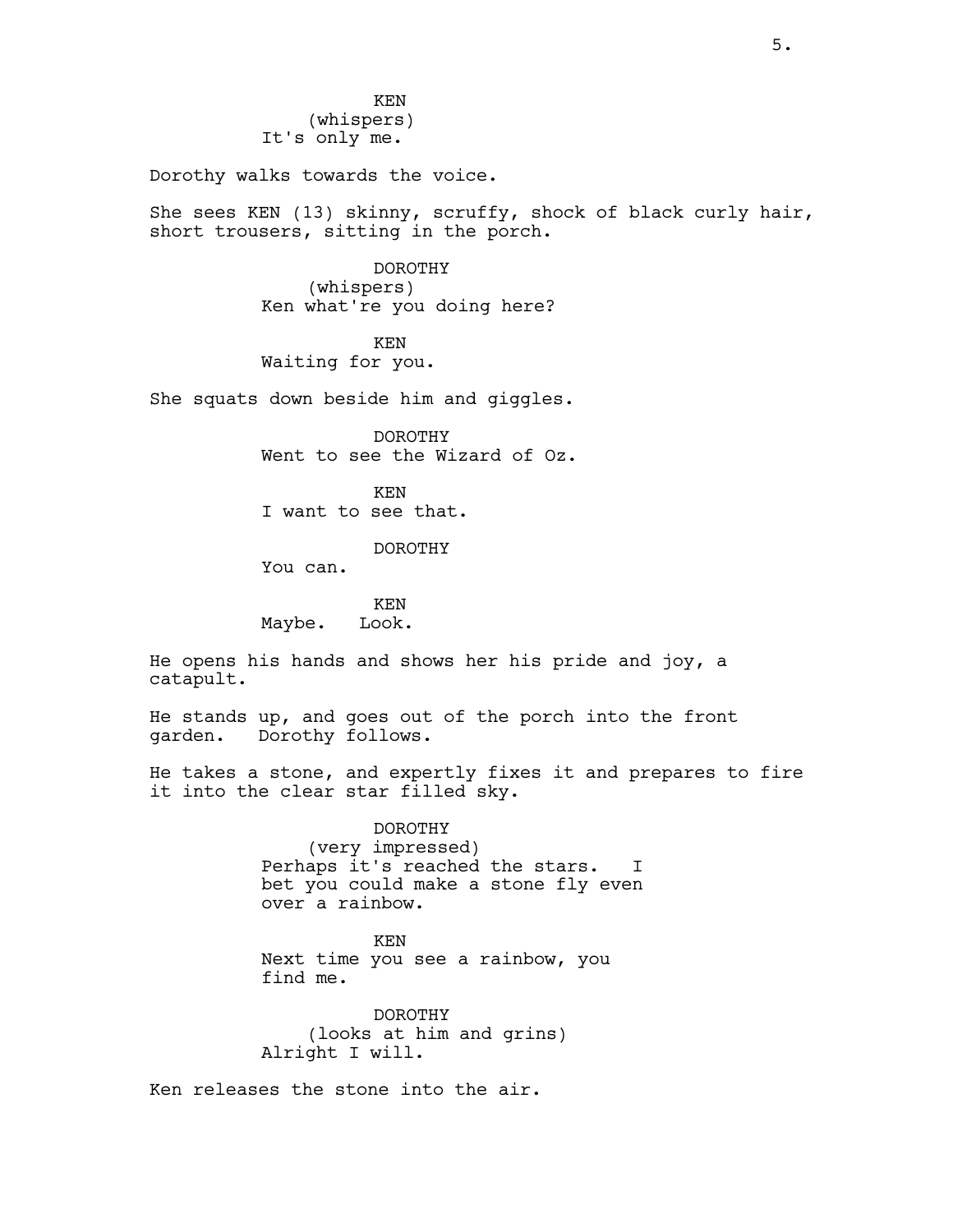KEN
(whispers)
It's only me.

Dorothy walks towards the voice.

She sees KEN (13) skinny, scruffy, shock of black curly hair, short trousers, sitting in the porch.

DOROTHY
(whispers)
Ken what're you doing here?

KEN
Waiting for you.

She squats down beside him and giggles.

DOROTHY
Went to see the Wizard of Oz.

KEN
I want to see that.

DOROTHY
You can.

KEN
Maybe. Look.

He opens his hands and shows her his pride and joy, a catapult.

He stands up, and goes out of the porch into the front garden. Dorothy follows.

He takes a stone, and expertly fixes it and prepares to fire it into the clear star filled sky.

DOROTHY
(very impressed)
Perhaps it's reached the stars. I bet you could make a stone fly even over a rainbow.

KEN
Next time you see a rainbow, you find me.

DOROTHY
(looks at him and grins)
Alright I will.

Ken releases the stone into the air.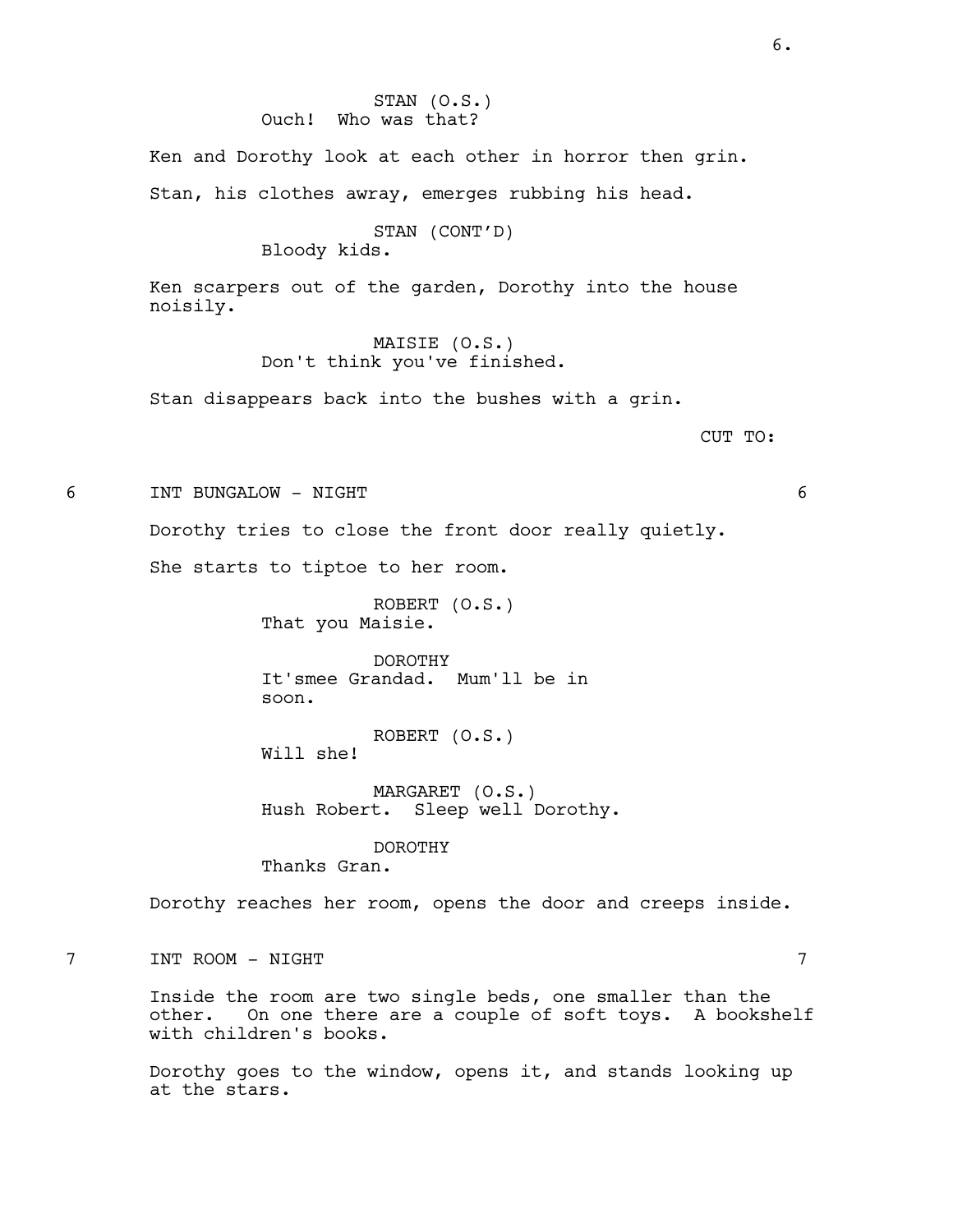STAN (O.S.)
Ouch! Who was that?

Ken and Dorothy look at each other in horror then grin.

Stan, his clothes awray, emerges rubbing his head.

STAN (CONT'D)
Bloody kids.

Ken scarpers out of the garden, Dorothy into the house noisily.

MAISIE (O.S.)
Don't think you've finished.

Stan disappears back into the bushes with a grin.

CUT TO:

## 6 INT BUNGALOW - NIGHT 6

Dorothy tries to close the front door really quietly.

She starts to tiptoe to her room.

ROBERT (O.S.)
That you Maisie.

DOROTHY
It'smee Grandad. Mum'll be in soon.

ROBERT (O.S.)
Will she!

MARGARET (O.S.)
Hush Robert. Sleep well Dorothy.

DOROTHY
Thanks Gran.

Dorothy reaches her room, opens the door and creeps inside.

## 7 INT ROOM - NIGHT 7

Inside the room are two single beds, one smaller than the other. On one there are a couple of soft toys. A bookshelf with children's books.

Dorothy goes to the window, opens it, and stands looking up at the stars.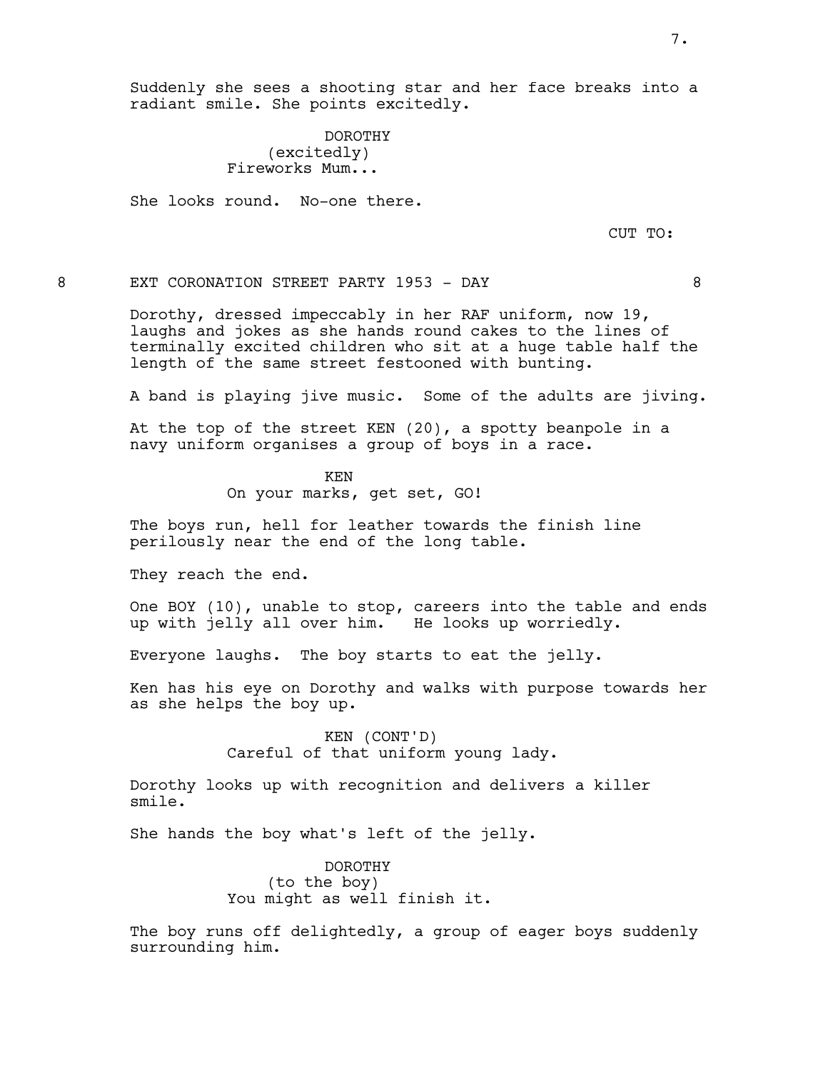Suddenly she sees a shooting star and her face breaks into a radiant smile. She points excitedly.

DOROTHY
(excitedly)
Fireworks Mum...

She looks round. No-one there.

CUT TO:

8 EXT CORONATION STREET PARTY 1953 - DAY 8

Dorothy, dressed impeccably in her RAF uniform, now 19, laughs and jokes as she hands round cakes to the lines of terminally excited children who sit at a huge table half the length of the same street festooned with bunting.

A band is playing jive music. Some of the adults are jiving.

At the top of the street KEN (20), a spotty beanpole in a navy uniform organises a group of boys in a race.

KEN
On your marks, get set, GO!

The boys run, hell for leather towards the finish line perilously near the end of the long table.

They reach the end.

One BOY (10), unable to stop, careers into the table and ends up with jelly all over him. He looks up worriedly.

Everyone laughs. The boy starts to eat the jelly.

Ken has his eye on Dorothy and walks with purpose towards her as she helps the boy up.

KEN (CONT'D)
Careful of that uniform young lady.

Dorothy looks up with recognition and delivers a killer smile.

She hands the boy what's left of the jelly.

DOROTHY
(to the boy)
You might as well finish it.

The boy runs off delightedly, a group of eager boys suddenly surrounding him.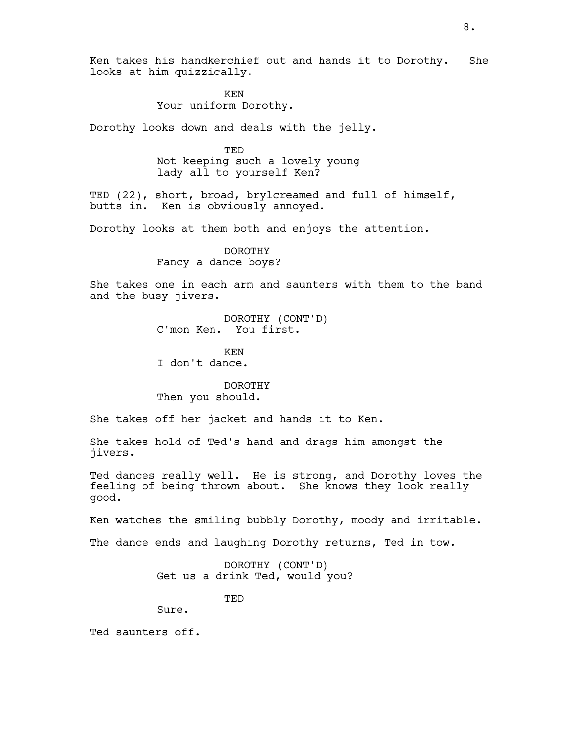Ken takes his handkerchief out and hands it to Dorothy. She looks at him quizzically.

KEN
Your uniform Dorothy.

Dorothy looks down and deals with the jelly.

TED
Not keeping such a lovely young lady all to yourself Ken?

TED (22), short, broad, brylcreamed and full of himself, butts in. Ken is obviously annoyed.

Dorothy looks at them both and enjoys the attention.

DOROTHY
Fancy a dance boys?

She takes one in each arm and saunters with them to the band and the busy jivers.

DOROTHY (CONT'D)
C'mon Ken. You first.

KEN
I don't dance.

DOROTHY
Then you should.

She takes off her jacket and hands it to Ken.

She takes hold of Ted's hand and drags him amongst the jivers.

Ted dances really well. He is strong, and Dorothy loves the feeling of being thrown about. She knows they look really good.

Ken watches the smiling bubbly Dorothy, moody and irritable.

The dance ends and laughing Dorothy returns, Ted in tow.

DOROTHY (CONT'D)
Get us a drink Ted, would you?

TED
Sure.

Ted saunters off.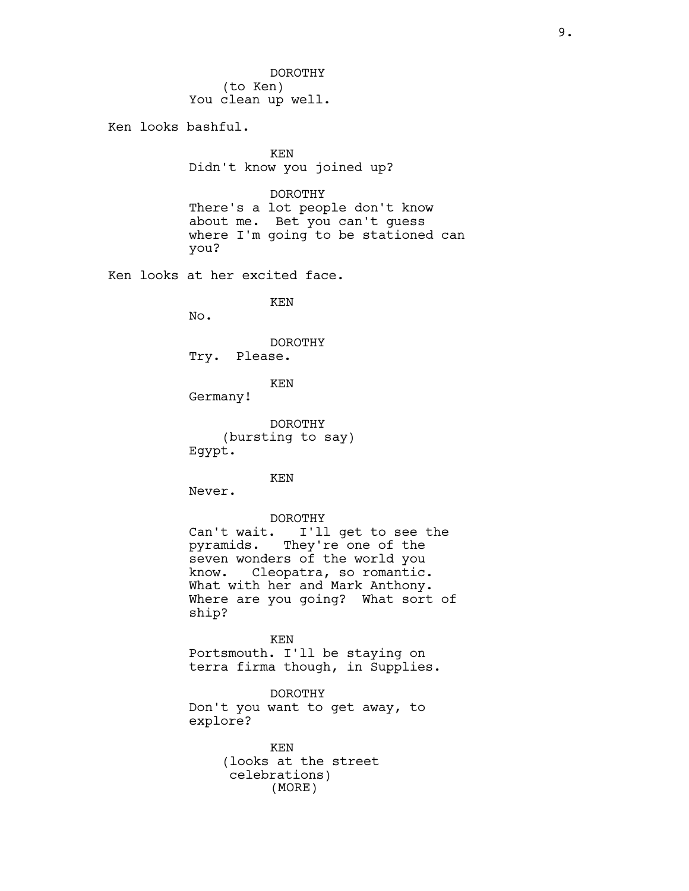DOROTHY
(to Ken)
You clean up well.

Ken looks bashful.

KEN
Didn't know you joined up?

DOROTHY
There's a lot people don't know about me. Bet you can't guess where I'm going to be stationed can you?

Ken looks at her excited face.

KEN
No.

DOROTHY
Try. Please.

KEN
Germany!

DOROTHY
(bursting to say)
Egypt.

KEN
Never.

DOROTHY
Can't wait. I'll get to see the pyramids. They're one of the seven wonders of the world you know. Cleopatra, so romantic. What with her and Mark Anthony. Where are you going? What sort of ship?

KEN
Portsmouth. I'll be staying on terra firma though, in Supplies.

DOROTHY
Don't you want to get away, to explore?

KEN
(looks at the street celebrations)
(MORE)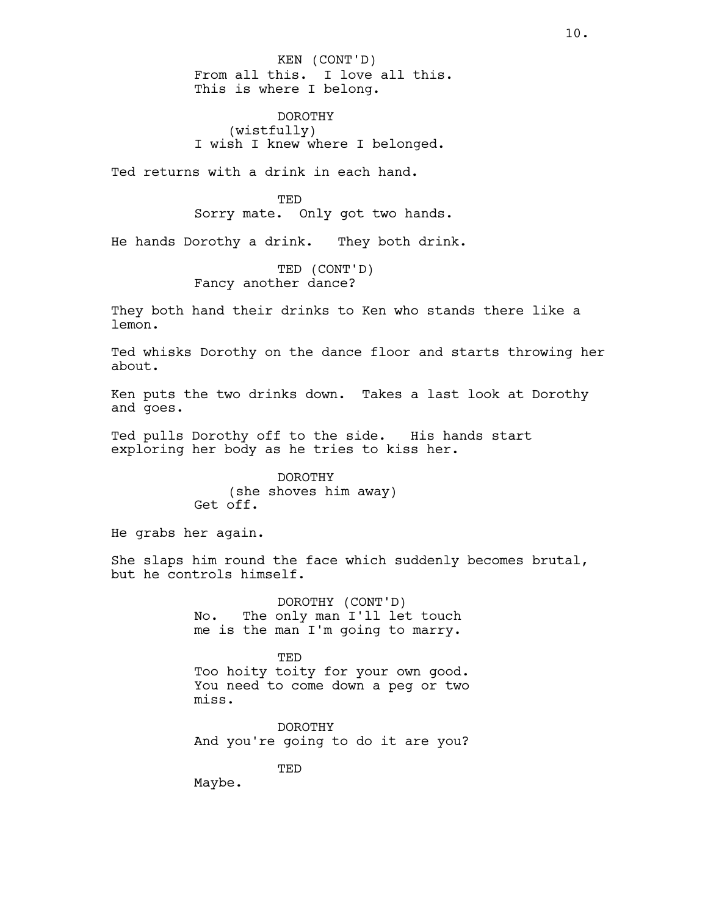KEN (CONT'D)
From all this. I love all this.
This is where I belong.

DOROTHY
(wistfully)
I wish I knew where I belonged.

Ted returns with a drink in each hand.

TED
Sorry mate. Only got two hands.

He hands Dorothy a drink. They both drink.

TED (CONT'D)
Fancy another dance?

They both hand their drinks to Ken who stands there like a lemon.

Ted whisks Dorothy on the dance floor and starts throwing her about.

Ken puts the two drinks down. Takes a last look at Dorothy and goes.

Ted pulls Dorothy off to the side. His hands start exploring her body as he tries to kiss her.

DOROTHY
(she shoves him away)
Get off.

He grabs her again.

She slaps him round the face which suddenly becomes brutal, but he controls himself.

DOROTHY (CONT'D)
No. The only man I'll let touch
me is the man I'm going to marry.

TED
Too hoity toity for your own good.
You need to come down a peg or two
miss.

DOROTHY
And you're going to do it are you?

TED
Maybe.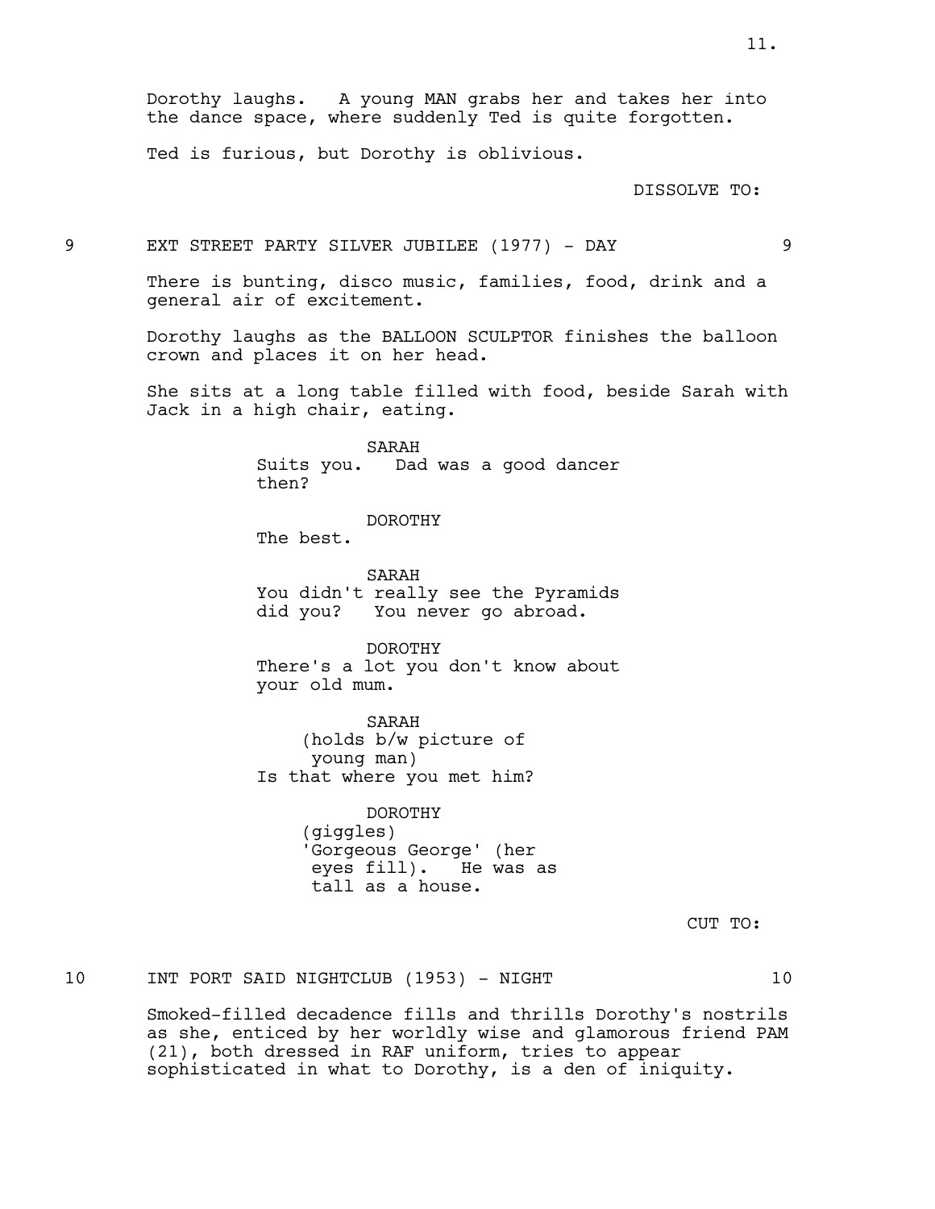Dorothy laughs. A young MAN grabs her and takes her into the dance space, where suddenly Ted is quite forgotten.

Ted is furious, but Dorothy is oblivious.

DISSOLVE TO:

9 EXT STREET PARTY SILVER JUBILEE (1977) - DAY 9

There is bunting, disco music, families, food, drink and a general air of excitement.

Dorothy laughs as the BALLOON SCULPTOR finishes the balloon crown and places it on her head.

She sits at a long table filled with food, beside Sarah with Jack in a high chair, eating.

SARAH
Suits you. Dad was a good dancer then?

DOROTHY
The best.

SARAH
You didn't really see the Pyramids did you? You never go abroad.

DOROTHY
There's a lot you don't know about your old mum.

SARAH
(holds b/w picture of young man)
Is that where you met him?

DOROTHY
(giggles)
'Gorgeous George' (her eyes fill). He was as tall as a house.

CUT TO:

10 INT PORT SAID NIGHTCLUB (1953) - NIGHT 10

Smoked-filled decadence fills and thrills Dorothy's nostrils as she, enticed by her worldly wise and glamorous friend PAM (21), both dressed in RAF uniform, tries to appear sophisticated in what to Dorothy, is a den of iniquity.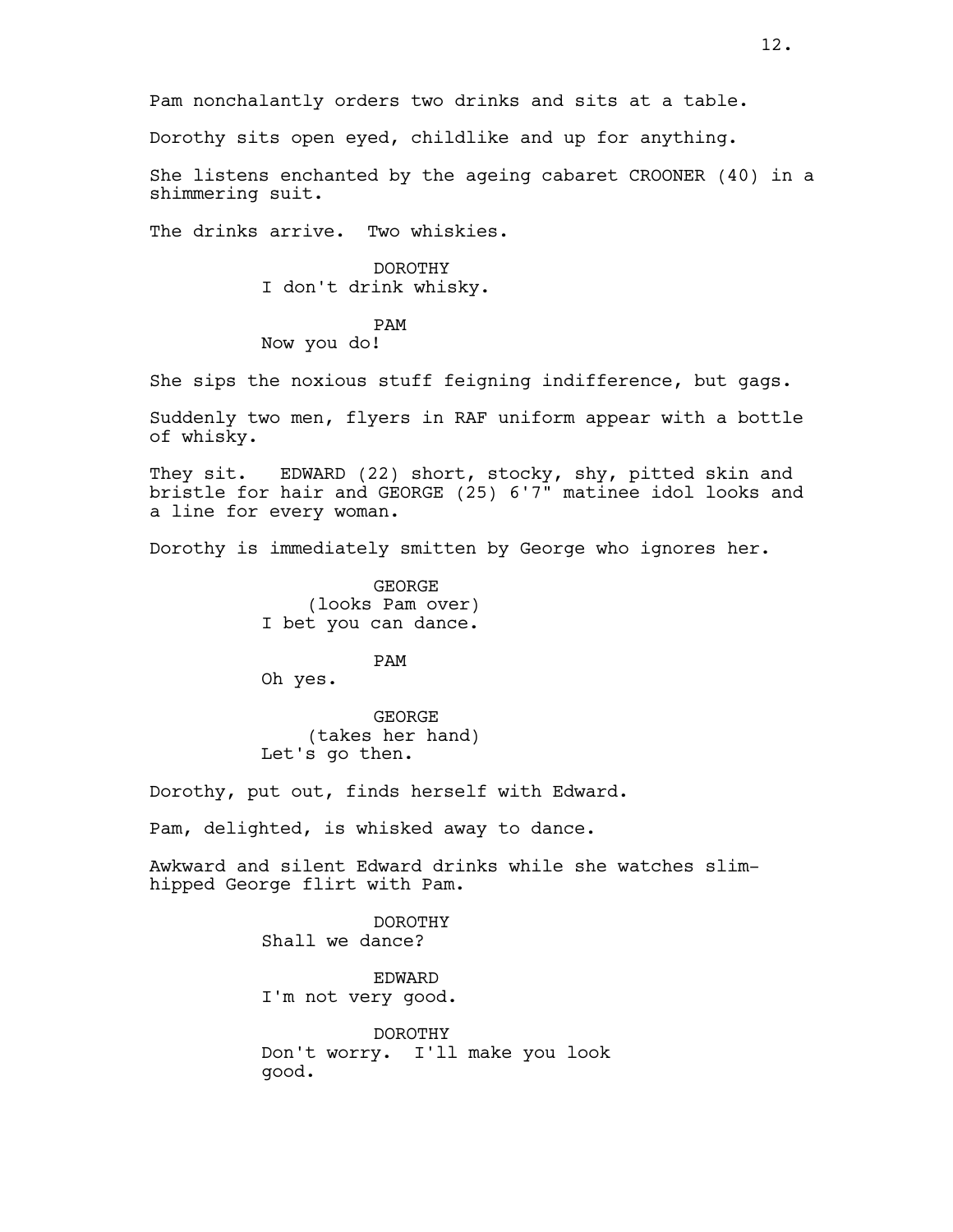Pam nonchalantly orders two drinks and sits at a table.

Dorothy sits open eyed, childlike and up for anything.

She listens enchanted by the ageing cabaret CROONER (40) in a shimmering suit.

The drinks arrive. Two whiskies.

DOROTHY
I don't drink whisky.

PAM
Now you do!

She sips the noxious stuff feigning indifference, but gags.

Suddenly two men, flyers in RAF uniform appear with a bottle of whisky.

They sit. EDWARD (22) short, stocky, shy, pitted skin and bristle for hair and GEORGE (25) 6'7" matinee idol looks and a line for every woman.

Dorothy is immediately smitten by George who ignores her.

GEORGE
(looks Pam over)
I bet you can dance.

PAM
Oh yes.

GEORGE
(takes her hand)
Let's go then.

Dorothy, put out, finds herself with Edward.

Pam, delighted, is whisked away to dance.

Awkward and silent Edward drinks while she watches slim-hipped George flirt with Pam.

DOROTHY
Shall we dance?

EDWARD
I'm not very good.

DOROTHY
Don't worry. I'll make you look good.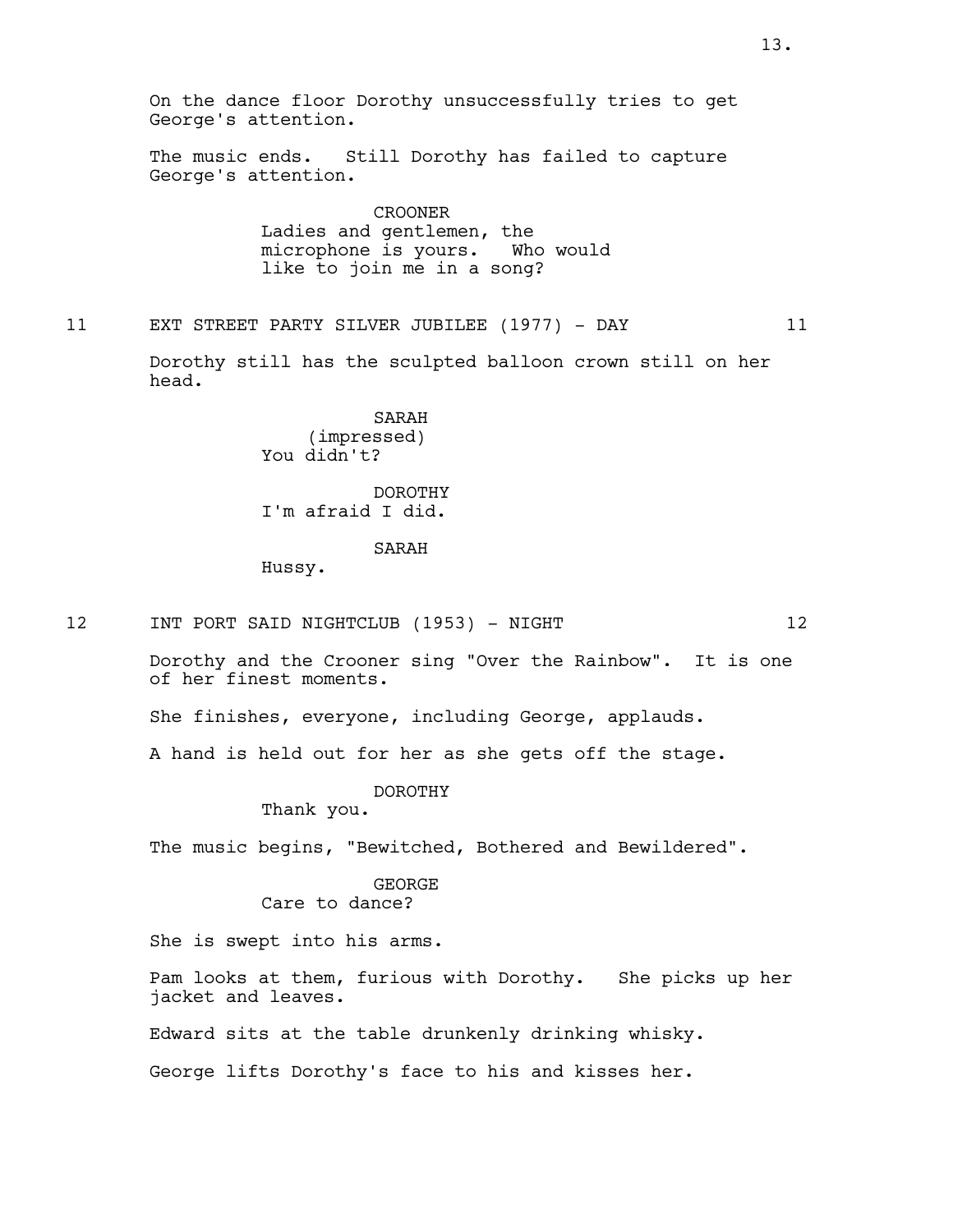On the dance floor Dorothy unsuccessfully tries to get George's attention.

The music ends. Still Dorothy has failed to capture George's attention.

CROONER
Ladies and gentlemen, the microphone is yours. Who would like to join me in a song?

11 EXT STREET PARTY SILVER JUBILEE (1977) - DAY 11

Dorothy still has the sculpted balloon crown still on her head.

SARAH
(impressed)
You didn't?

DOROTHY
I'm afraid I did.

SARAH
Hussy.

12 INT PORT SAID NIGHTCLUB (1953) - NIGHT 12

Dorothy and the Crooner sing "Over the Rainbow". It is one of her finest moments.

She finishes, everyone, including George, applauds.

A hand is held out for her as she gets off the stage.

DOROTHY
Thank you.

The music begins, "Bewitched, Bothered and Bewildered".

GEORGE
Care to dance?

She is swept into his arms.

Pam looks at them, furious with Dorothy. She picks up her jacket and leaves.

Edward sits at the table drunkenly drinking whisky.

George lifts Dorothy's face to his and kisses her.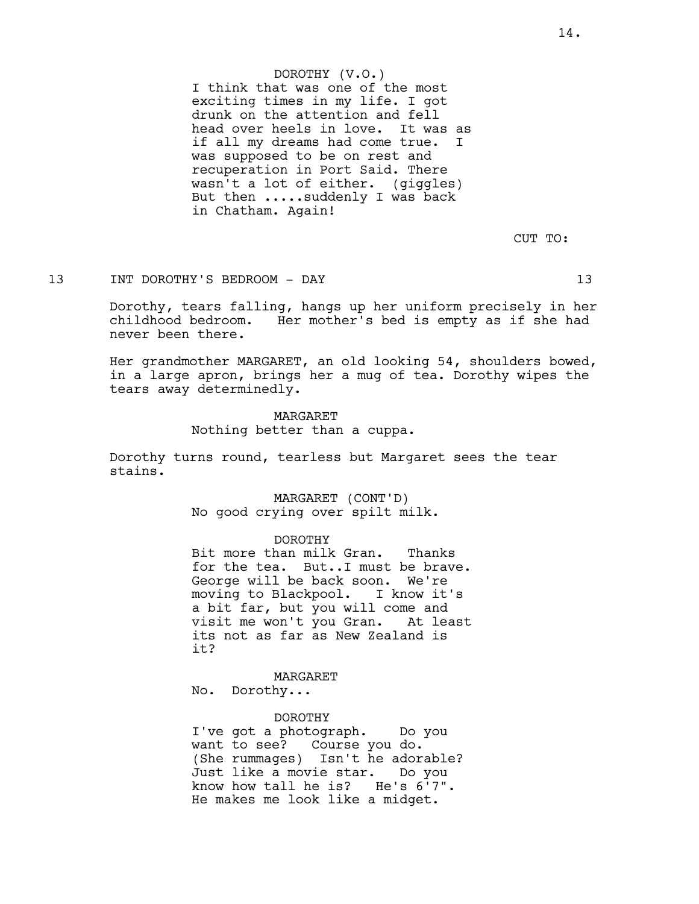DOROTHY (V.O.)
I think that was one of the most exciting times in my life. I got drunk on the attention and fell head over heels in love. It was as if all my dreams had come true. I was supposed to be on rest and recuperation in Port Said. There wasn't a lot of either. (giggles) But then .....suddenly I was back in Chatham. Again!

CUT TO:

13 INT DOROTHY'S BEDROOM - DAY 13

Dorothy, tears falling, hangs up her uniform precisely in her childhood bedroom. Her mother's bed is empty as if she had never been there.

Her grandmother MARGARET, an old looking 54, shoulders bowed, in a large apron, brings her a mug of tea. Dorothy wipes the tears away determinedly.

MARGARET
Nothing better than a cuppa.

Dorothy turns round, tearless but Margaret sees the tear stains.

MARGARET (CONT'D)
No good crying over spilt milk.

DOROTHY
Bit more than milk Gran. Thanks for the tea. But..I must be brave. George will be back soon. We're moving to Blackpool. I know it's a bit far, but you will come and visit me won't you Gran. At least its not as far as New Zealand is it?

MARGARET
No. Dorothy...

DOROTHY
I've got a photograph. Do you want to see? Course you do. (She rummages) Isn't he adorable? Just like a movie star. Do you know how tall he is? He's 6'7". He makes me look like a midget.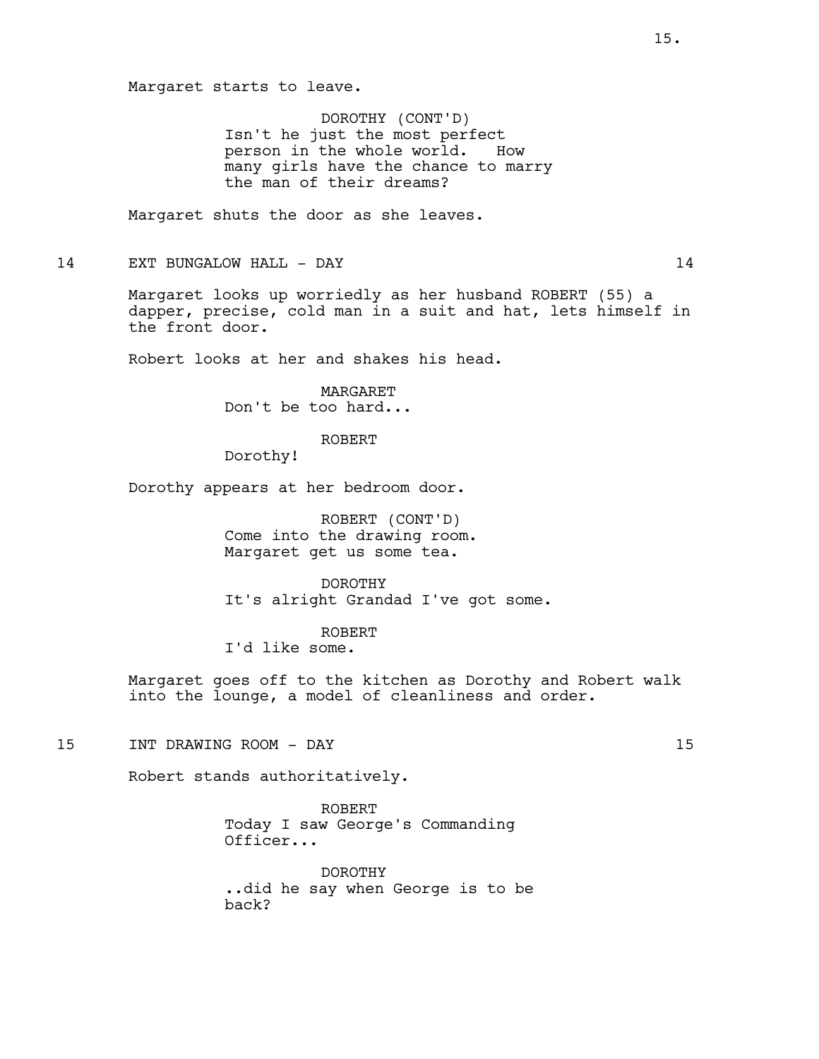Margaret starts to leave.

DOROTHY (CONT'D)
Isn't he just the most perfect person in the whole world.   How many girls have the chance to marry the man of their dreams?

Margaret shuts the door as she leaves.

14 EXT BUNGALOW HALL - DAY 14

Margaret looks up worriedly as her husband ROBERT (55) a dapper, precise, cold man in a suit and hat, lets himself in the front door.

Robert looks at her and shakes his head.

MARGARET
Don't be too hard...

ROBERT
Dorothy!

Dorothy appears at her bedroom door.

ROBERT (CONT'D)
Come into the drawing room. Margaret get us some tea.

DOROTHY
It's alright Grandad I've got some.

ROBERT
I'd like some.

Margaret goes off to the kitchen as Dorothy and Robert walk into the lounge, a model of cleanliness and order.

15 INT DRAWING ROOM - DAY 15

Robert stands authoritatively.

ROBERT
Today I saw George's Commanding Officer...

DOROTHY
..did he say when George is to be back?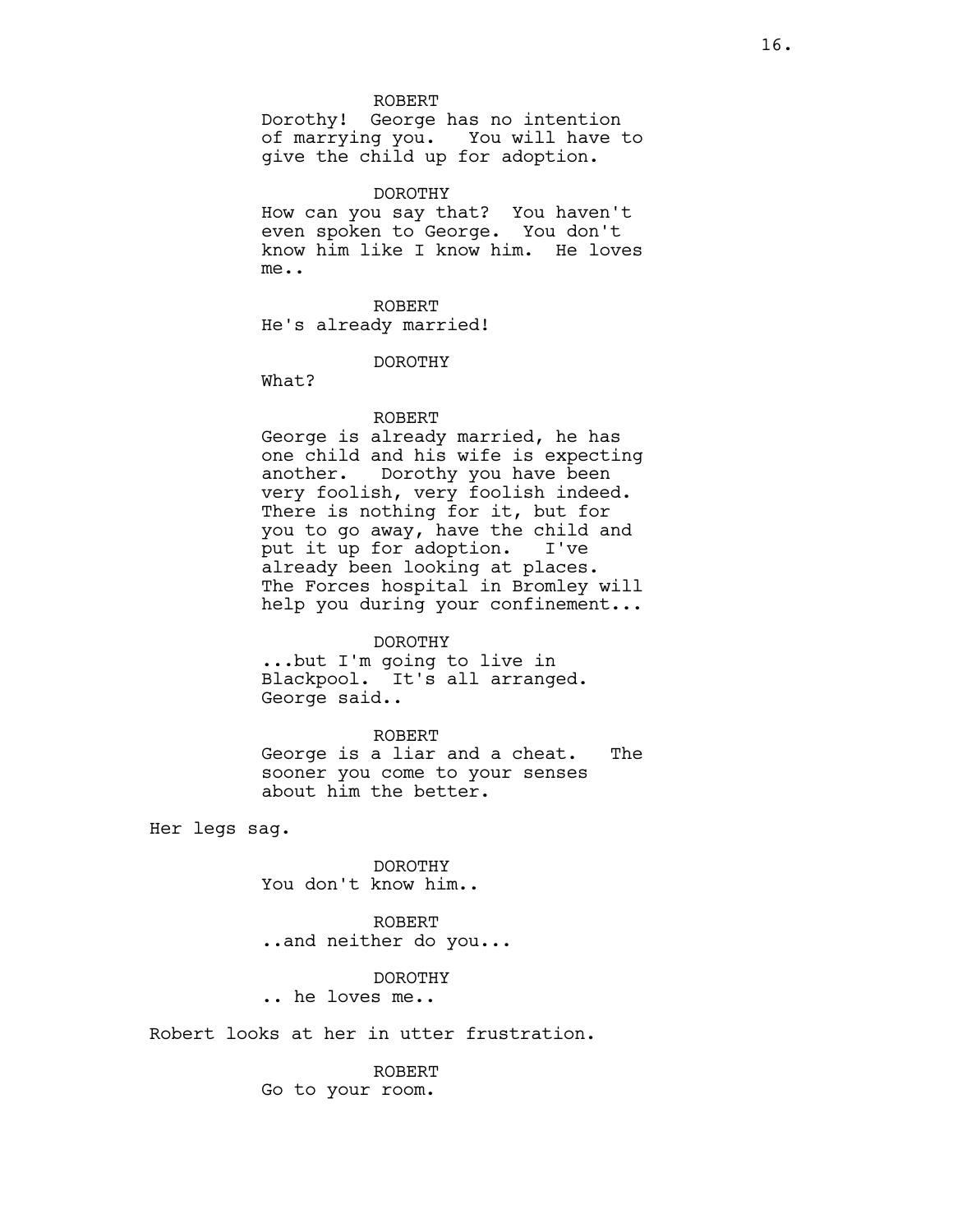ROBERT
Dorothy!  George has no intention of marrying you.  You will have to give the child up for adoption.

DOROTHY
How can you say that?  You haven't even spoken to George.  You don't know him like I know him.  He loves me..

ROBERT
He's already married!

DOROTHY
What?

ROBERT
George is already married, he has one child and his wife is expecting another.  Dorothy you have been very foolish, very foolish indeed. There is nothing for it, but for you to go away, have the child and put it up for adoption.  I've already been looking at places. The Forces hospital in Bromley will help you during your confinement...

DOROTHY
...but I'm going to live in Blackpool.  It's all arranged. George said..

ROBERT
George is a liar and a cheat.  The sooner you come to your senses about him the better.

Her legs sag.

DOROTHY
You don't know him..

ROBERT
..and neither do you...

DOROTHY
.. he loves me..

Robert looks at her in utter frustration.

ROBERT
Go to your room.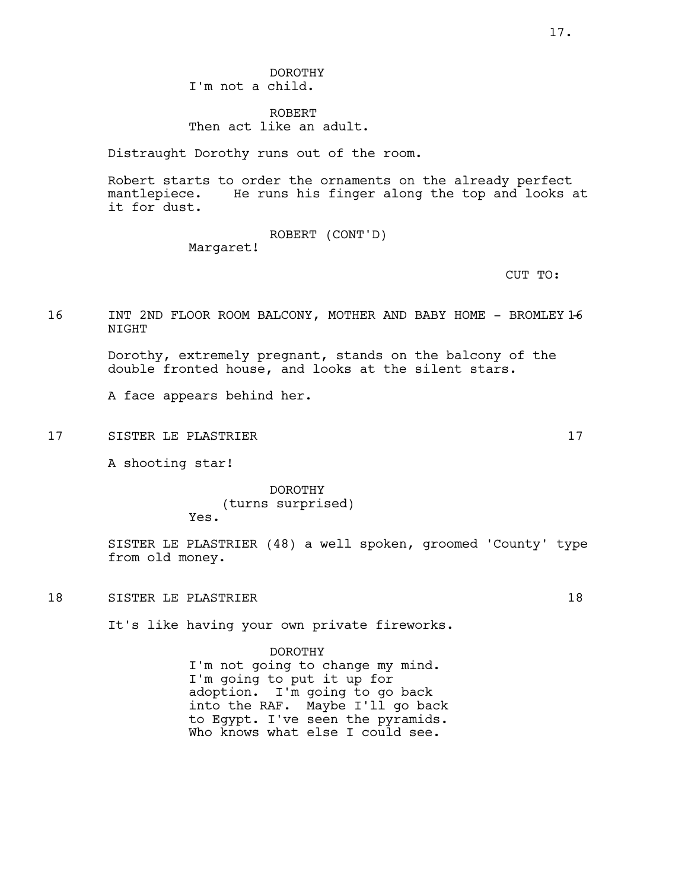DOROTHY
I'm not a child.

ROBERT
Then act like an adult.

Distraught Dorothy runs out of the room.

Robert starts to order the ornaments on the already perfect mantlepiece. He runs his finger along the top and looks at it for dust.

ROBERT (CONT'D)
Margaret!

CUT TO:

16 INT 2ND FLOOR ROOM BALCONY, MOTHER AND BABY HOME - BROMLEY - NIGHT 16

Dorothy, extremely pregnant, stands on the balcony of the double fronted house, and looks at the silent stars.

A face appears behind her.

17 SISTER LE PLASTRIER 17

A shooting star!

DOROTHY
(turns surprised)
Yes.

SISTER LE PLASTRIER (48) a well spoken, groomed 'County' type from old money.

18 SISTER LE PLASTRIER 18

It's like having your own private fireworks.

DOROTHY
I'm not going to change my mind. I'm going to put it up for adoption. I'm going to go back into the RAF. Maybe I'll go back to Egypt. I've seen the pyramids. Who knows what else I could see.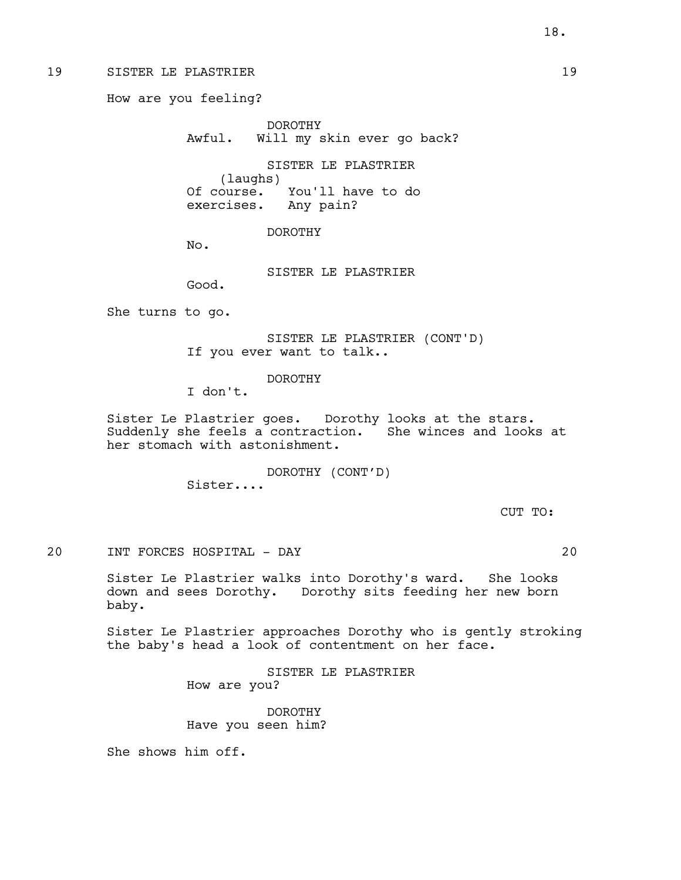19 SISTER LE PLASTRIER 19

How are you feeling?

DOROTHY
Awful. Will my skin ever go back?

SISTER LE PLASTRIER
(laughs)
Of course. You'll have to do exercises. Any pain?

DOROTHY
No.

SISTER LE PLASTRIER
Good.

She turns to go.

SISTER LE PLASTRIER (CONT'D)
If you ever want to talk..

DOROTHY
I don't.

Sister Le Plastrier goes. Dorothy looks at the stars. Suddenly she feels a contraction. She winces and looks at her stomach with astonishment.

DOROTHY (CONT'D)
Sister....

CUT TO:

20 INT FORCES HOSPITAL - DAY 20

Sister Le Plastrier walks into Dorothy's ward. She looks down and sees Dorothy. Dorothy sits feeding her new born baby.

Sister Le Plastrier approaches Dorothy who is gently stroking the baby's head a look of contentment on her face.

SISTER LE PLASTRIER
How are you?

DOROTHY
Have you seen him?

She shows him off.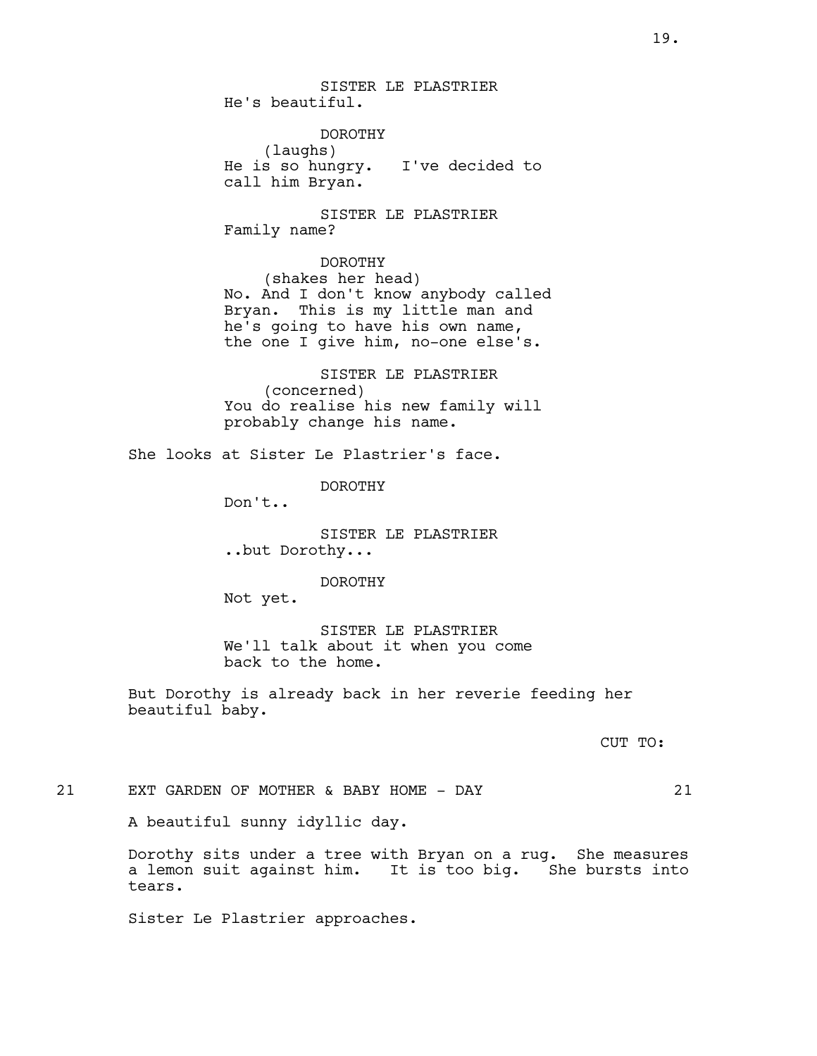SISTER LE PLASTRIER
He's beautiful.

DOROTHY
(laughs)
He is so hungry. I've decided to call him Bryan.

SISTER LE PLASTRIER
Family name?

DOROTHY
(shakes her head)
No. And I don't know anybody called Bryan. This is my little man and he's going to have his own name, the one I give him, no-one else's.

SISTER LE PLASTRIER
(concerned)
You do realise his new family will probably change his name.

She looks at Sister Le Plastrier's face.

DOROTHY
Don't..

SISTER LE PLASTRIER
..but Dorothy...

DOROTHY
Not yet.

SISTER LE PLASTRIER
We'll talk about it when you come back to the home.

But Dorothy is already back in her reverie feeding her beautiful baby.

CUT TO:

21 EXT GARDEN OF MOTHER & BABY HOME - DAY 21

A beautiful sunny idyllic day.

Dorothy sits under a tree with Bryan on a rug. She measures a lemon suit against him. It is too big. She bursts into tears.

Sister Le Plastrier approaches.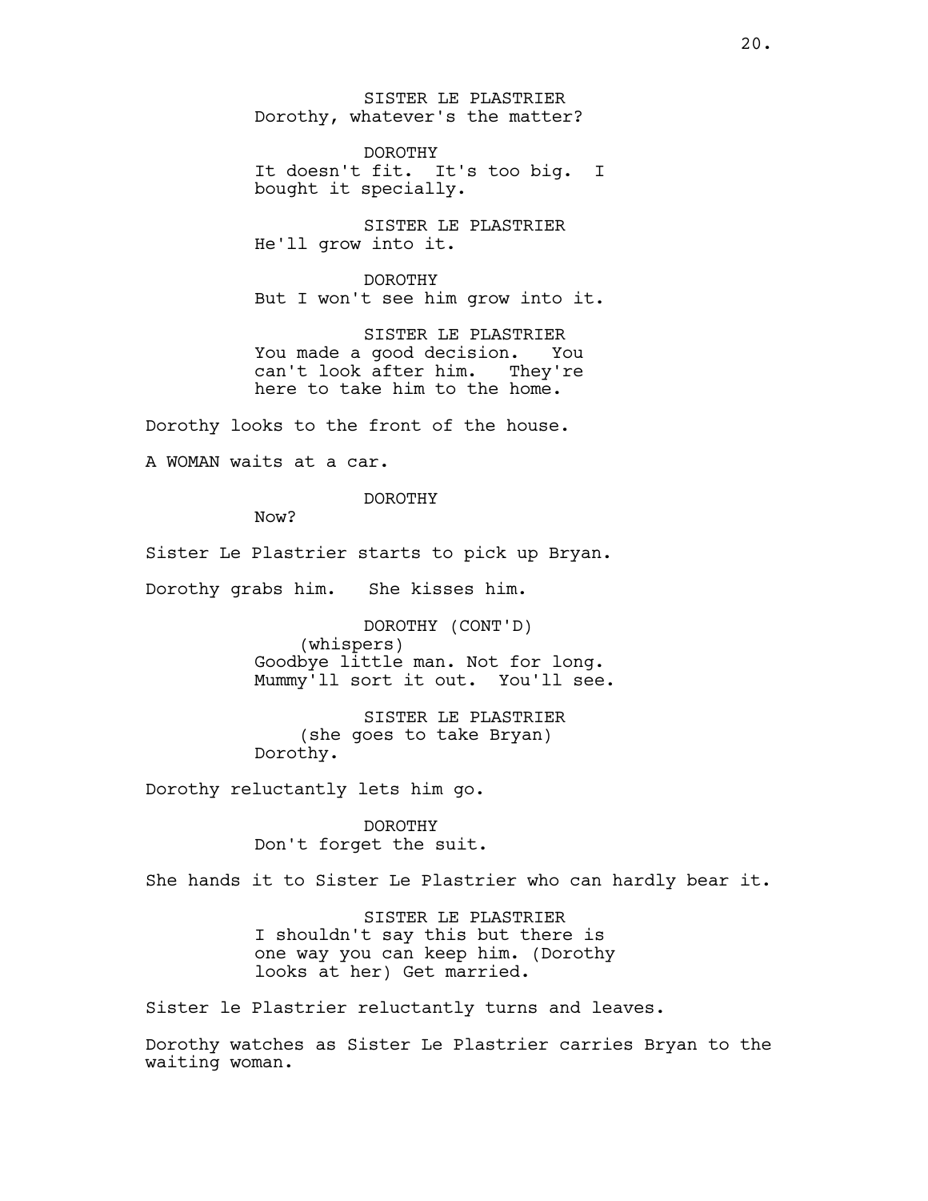SISTER LE PLASTRIER
Dorothy, whatever's the matter?

DOROTHY
It doesn't fit. It's too big. I bought it specially.

SISTER LE PLASTRIER
He'll grow into it.

DOROTHY
But I won't see him grow into it.

SISTER LE PLASTRIER
You made a good decision. You can't look after him. They're here to take him to the home.

Dorothy looks to the front of the house.

A WOMAN waits at a car.

DOROTHY
Now?

Sister Le Plastrier starts to pick up Bryan.

Dorothy grabs him. She kisses him.

DOROTHY (CONT'D)
(whispers)
Goodbye little man. Not for long. Mummy'll sort it out. You'll see.

SISTER LE PLASTRIER
(she goes to take Bryan)
Dorothy.

Dorothy reluctantly lets him go.

DOROTHY
Don't forget the suit.

She hands it to Sister Le Plastrier who can hardly bear it.

SISTER LE PLASTRIER
I shouldn't say this but there is one way you can keep him. (Dorothy looks at her) Get married.

Sister le Plastrier reluctantly turns and leaves.

Dorothy watches as Sister Le Plastrier carries Bryan to the waiting woman.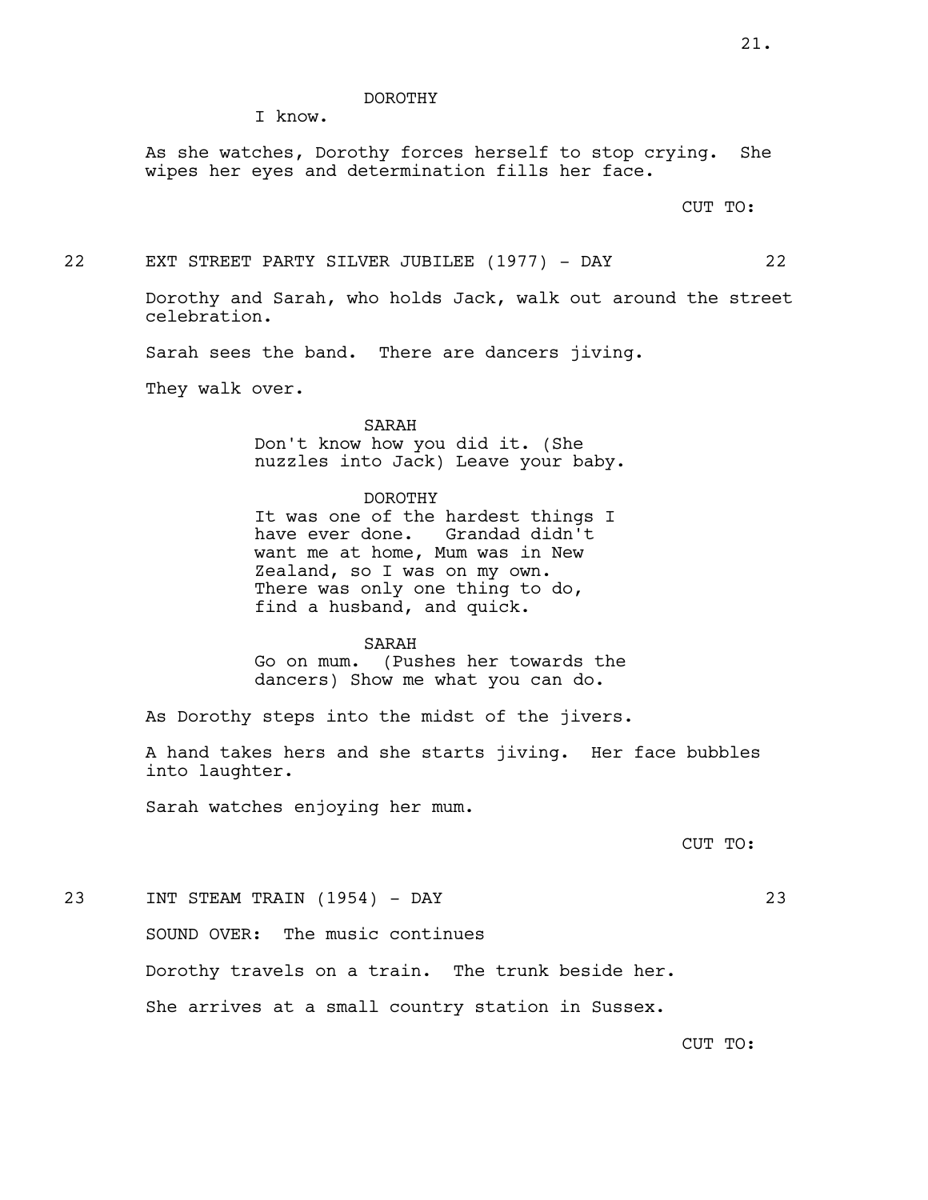DOROTHY
I know.

As she watches, Dorothy forces herself to stop crying. She wipes her eyes and determination fills her face.

CUT TO:

22 EXT STREET PARTY SILVER JUBILEE (1977) - DAY 22

Dorothy and Sarah, who holds Jack, walk out around the street celebration.

Sarah sees the band. There are dancers jiving.

They walk over.

SARAH
Don't know how you did it. (She nuzzles into Jack) Leave your baby.

DOROTHY
It was one of the hardest things I have ever done. Grandad didn't want me at home, Mum was in New Zealand, so I was on my own. There was only one thing to do, find a husband, and quick.

SARAH
Go on mum. (Pushes her towards the dancers) Show me what you can do.

As Dorothy steps into the midst of the jivers.

A hand takes hers and she starts jiving. Her face bubbles into laughter.

Sarah watches enjoying her mum.

CUT TO:

23 INT STEAM TRAIN (1954) - DAY 23

SOUND OVER: The music continues

Dorothy travels on a train. The trunk beside her.

She arrives at a small country station in Sussex.

CUT TO: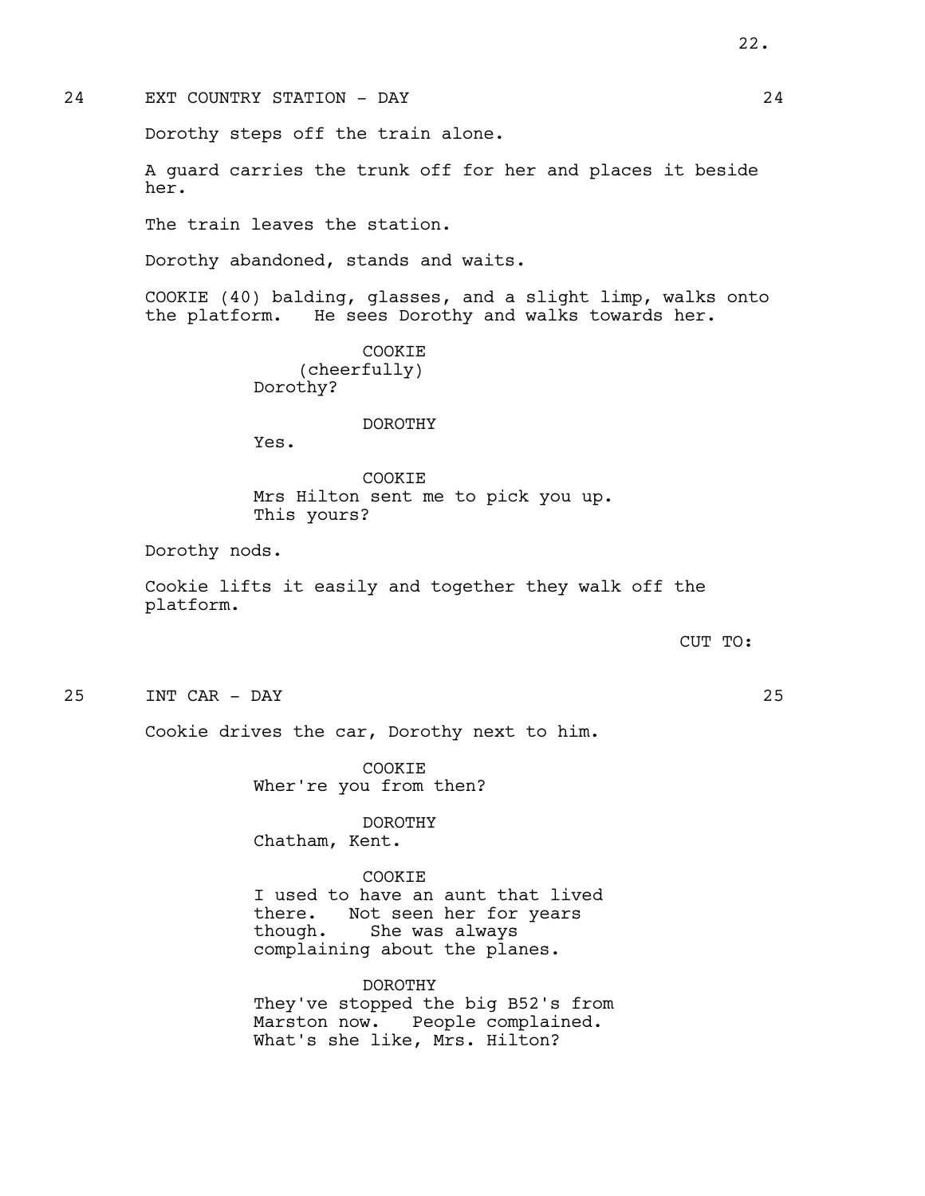24 EXT COUNTRY STATION - DAY 24

Dorothy steps off the train alone.

A guard carries the trunk off for her and places it beside her.

The train leaves the station.

Dorothy abandoned, stands and waits.

COOKIE (40) balding, glasses, and a slight limp, walks onto the platform. He sees Dorothy and walks towards her.

COOKIE
(cheerfully)
Dorothy?

DOROTHY
Yes.

COOKIE
Mrs Hilton sent me to pick you up.
This yours?

Dorothy nods.

Cookie lifts it easily and together they walk off the platform.

CUT TO:

25 INT CAR - DAY 25

Cookie drives the car, Dorothy next to him.

COOKIE
Wher're you from then?

DOROTHY
Chatham, Kent.

COOKIE
I used to have an aunt that lived there. Not seen her for years though. She was always complaining about the planes.

DOROTHY
They've stopped the big B52's from Marston now. People complained.
What's she like, Mrs. Hilton?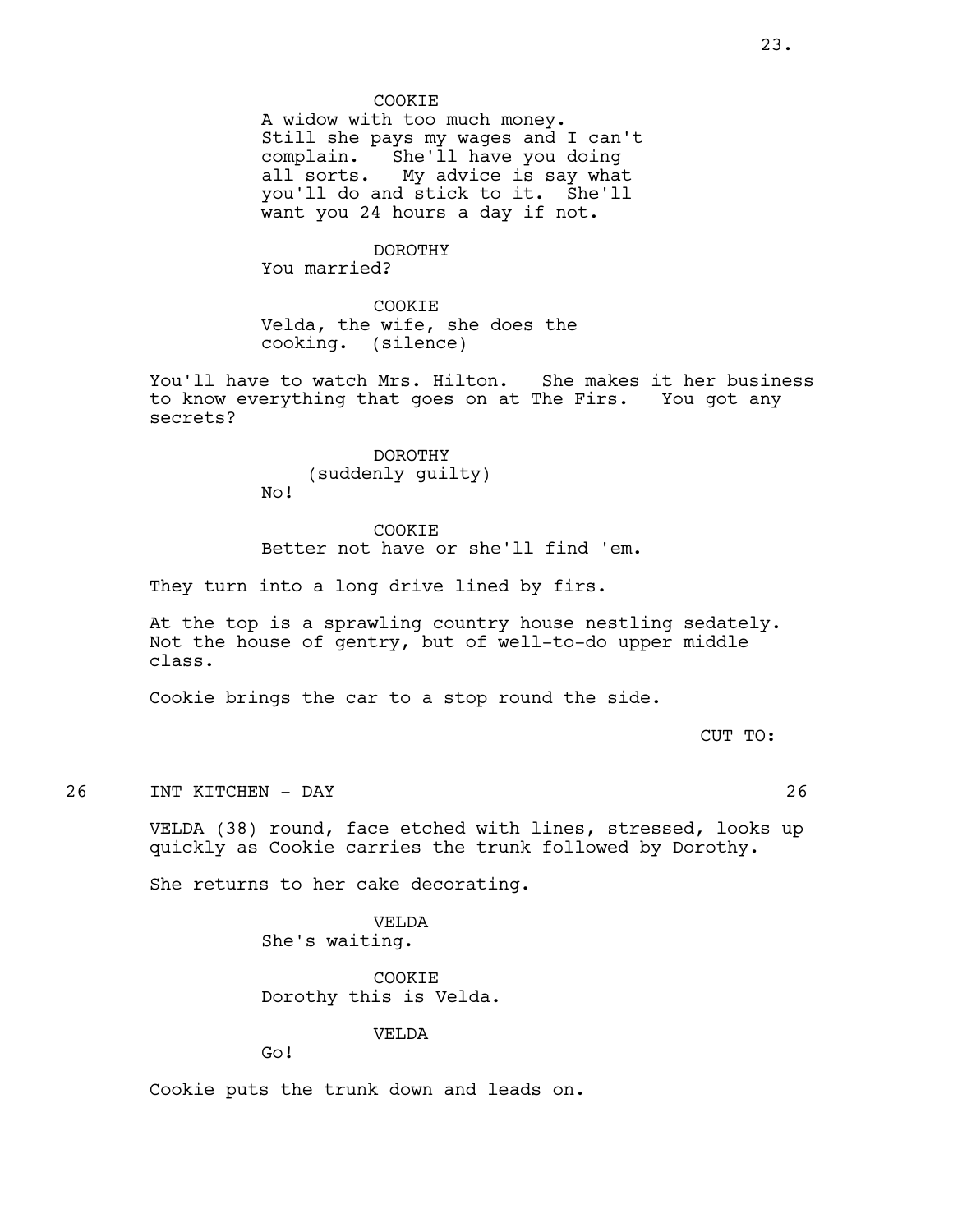COOKIE
A widow with too much money. Still she pays my wages and I can't complain. She'll have you doing all sorts. My advice is say what you'll do and stick to it. She'll want you 24 hours a day if not.

DOROTHY
You married?

COOKIE
Velda, the wife, she does the cooking. (silence)

You'll have to watch Mrs. Hilton. She makes it her business to know everything that goes on at The Firs. You got any secrets?

DOROTHY
(suddenly guilty)
No!

COOKIE
Better not have or she'll find 'em.

They turn into a long drive lined by firs.

At the top is a sprawling country house nestling sedately. Not the house of gentry, but of well-to-do upper middle class.

Cookie brings the car to a stop round the side.

CUT TO:

26 INT KITCHEN - DAY 26

VELDA (38) round, face etched with lines, stressed, looks up quickly as Cookie carries the trunk followed by Dorothy.

She returns to her cake decorating.

VELDA
She's waiting.

COOKIE
Dorothy this is Velda.

VELDA
Go!

Cookie puts the trunk down and leads on.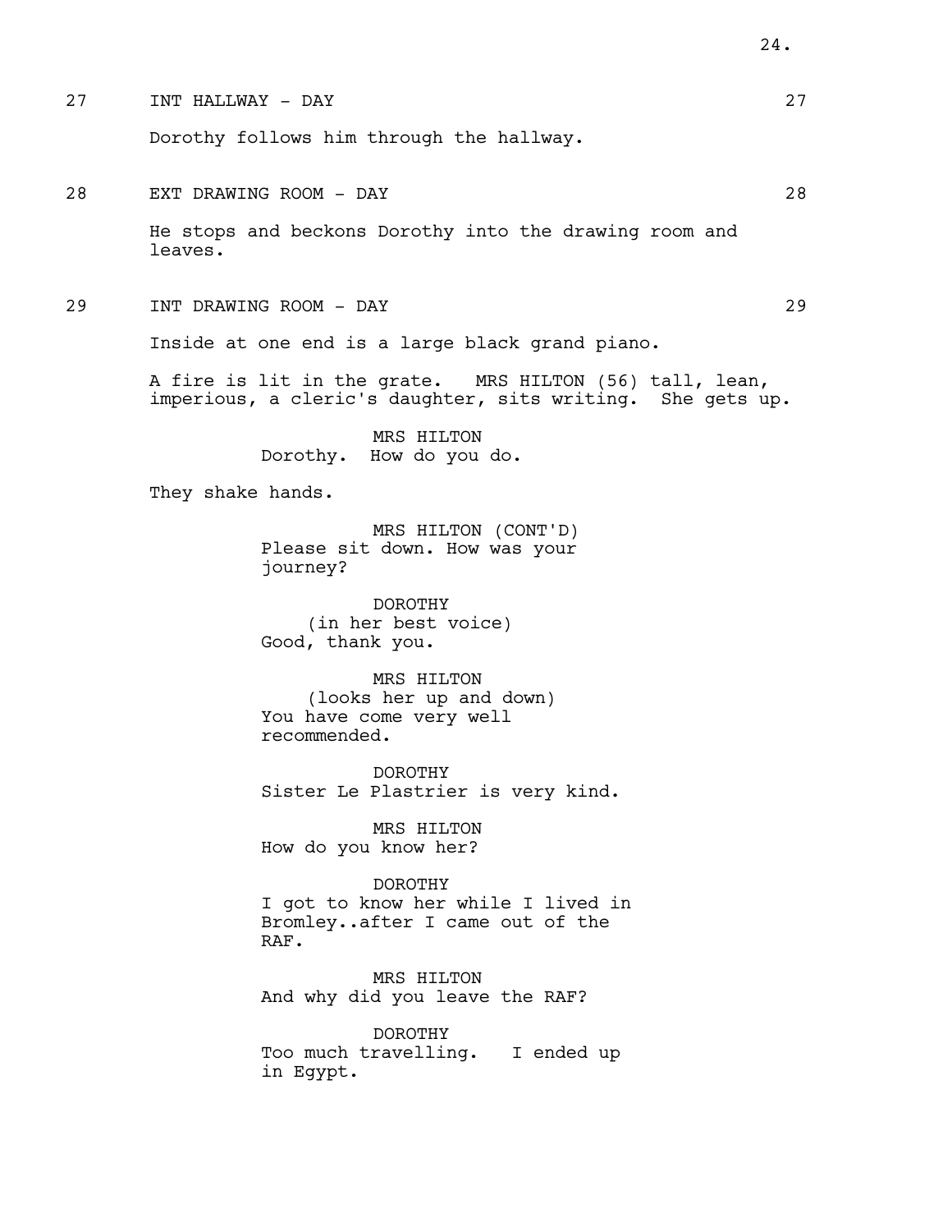27 INT HALLWAY - DAY 27

Dorothy follows him through the hallway.

28 EXT DRAWING ROOM - DAY 28

He stops and beckons Dorothy into the drawing room and leaves.

29 INT DRAWING ROOM - DAY 29

Inside at one end is a large black grand piano.

A fire is lit in the grate. MRS HILTON (56) tall, lean, imperious, a cleric's daughter, sits writing. She gets up.

MRS HILTON
Dorothy. How do you do.

They shake hands.

MRS HILTON (CONT'D)
Please sit down. How was your journey?

DOROTHY
(in her best voice)
Good, thank you.

MRS HILTON
(looks her up and down)
You have come very well recommended.

DOROTHY
Sister Le Plastrier is very kind.

MRS HILTON
How do you know her?

DOROTHY
I got to know her while I lived in Bromley..after I came out of the RAF.

MRS HILTON
And why did you leave the RAF?

DOROTHY
Too much travelling. I ended up in Egypt.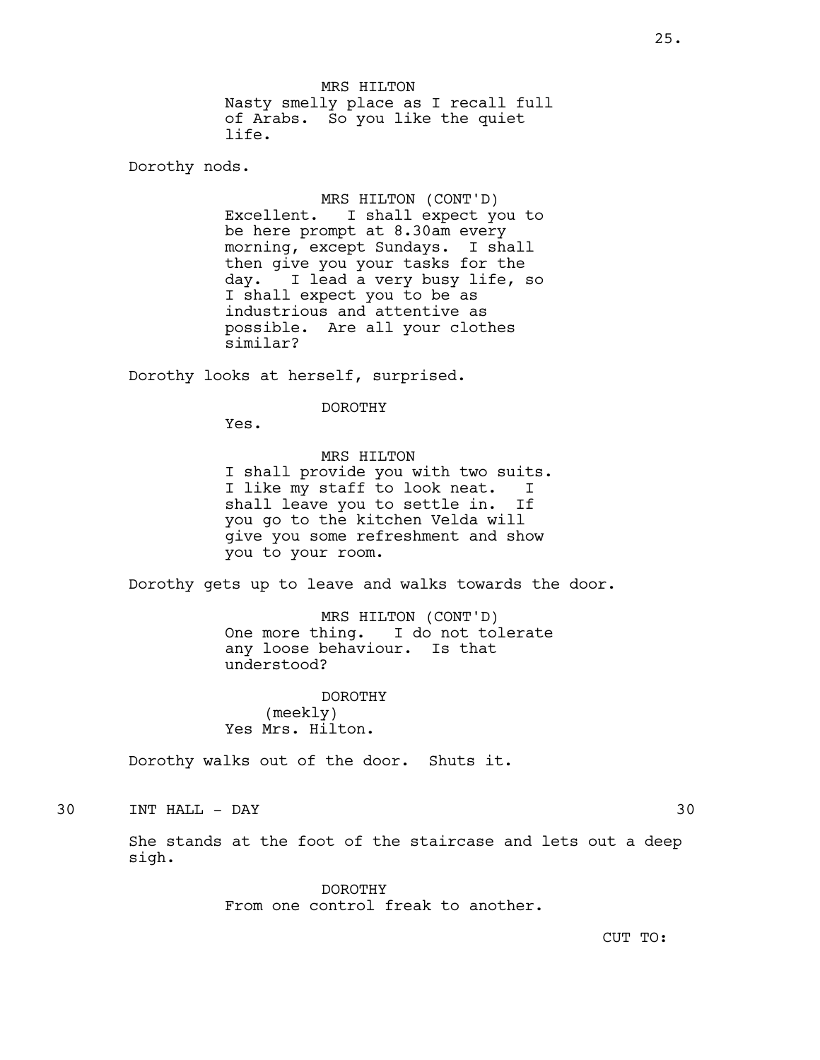MRS HILTON
Nasty smelly place as I recall full of Arabs. So you like the quiet life.

Dorothy nods.

MRS HILTON (CONT'D)
Excellent. I shall expect you to be here prompt at 8.30am every morning, except Sundays. I shall then give you your tasks for the day. I lead a very busy life, so I shall expect you to be as industrious and attentive as possible. Are all your clothes similar?

Dorothy looks at herself, surprised.

DOROTHY
Yes.

MRS HILTON
I shall provide you with two suits. I like my staff to look neat. I shall leave you to settle in. If you go to the kitchen Velda will give you some refreshment and show you to your room.

Dorothy gets up to leave and walks towards the door.

MRS HILTON (CONT'D)
One more thing. I do not tolerate any loose behaviour. Is that understood?

DOROTHY
(meekly)
Yes Mrs. Hilton.

Dorothy walks out of the door. Shuts it.

30 INT HALL - DAY 30

She stands at the foot of the staircase and lets out a deep sigh.

DOROTHY
From one control freak to another.

CUT TO: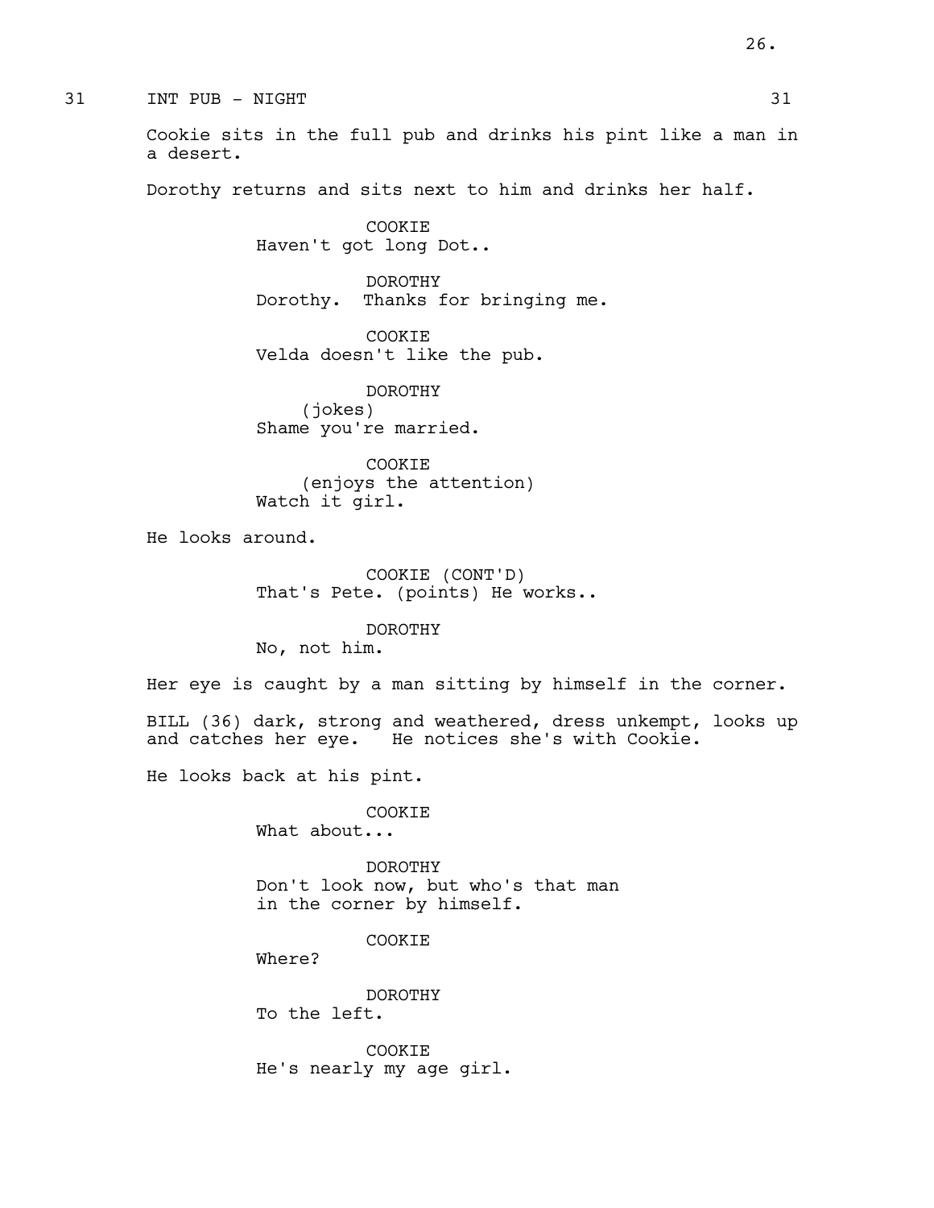31 INT PUB - NIGHT 31

Cookie sits in the full pub and drinks his pint like a man in a desert.

Dorothy returns and sits next to him and drinks her half.

COOKIE
Haven't got long Dot..

DOROTHY
Dorothy. Thanks for bringing me.

COOKIE
Velda doesn't like the pub.

DOROTHY
(jokes)
Shame you're married.

COOKIE
(enjoys the attention)
Watch it girl.

He looks around.

COOKIE (CONT'D)
That's Pete. (points) He works..

DOROTHY
No, not him.

Her eye is caught by a man sitting by himself in the corner.

BILL (36) dark, strong and weathered, dress unkempt, looks up and catches her eye. He notices she's with Cookie.

He looks back at his pint.

COOKIE
What about...

DOROTHY
Don't look now, but who's that man in the corner by himself.

COOKIE
Where?

DOROTHY
To the left.

COOKIE
He's nearly my age girl.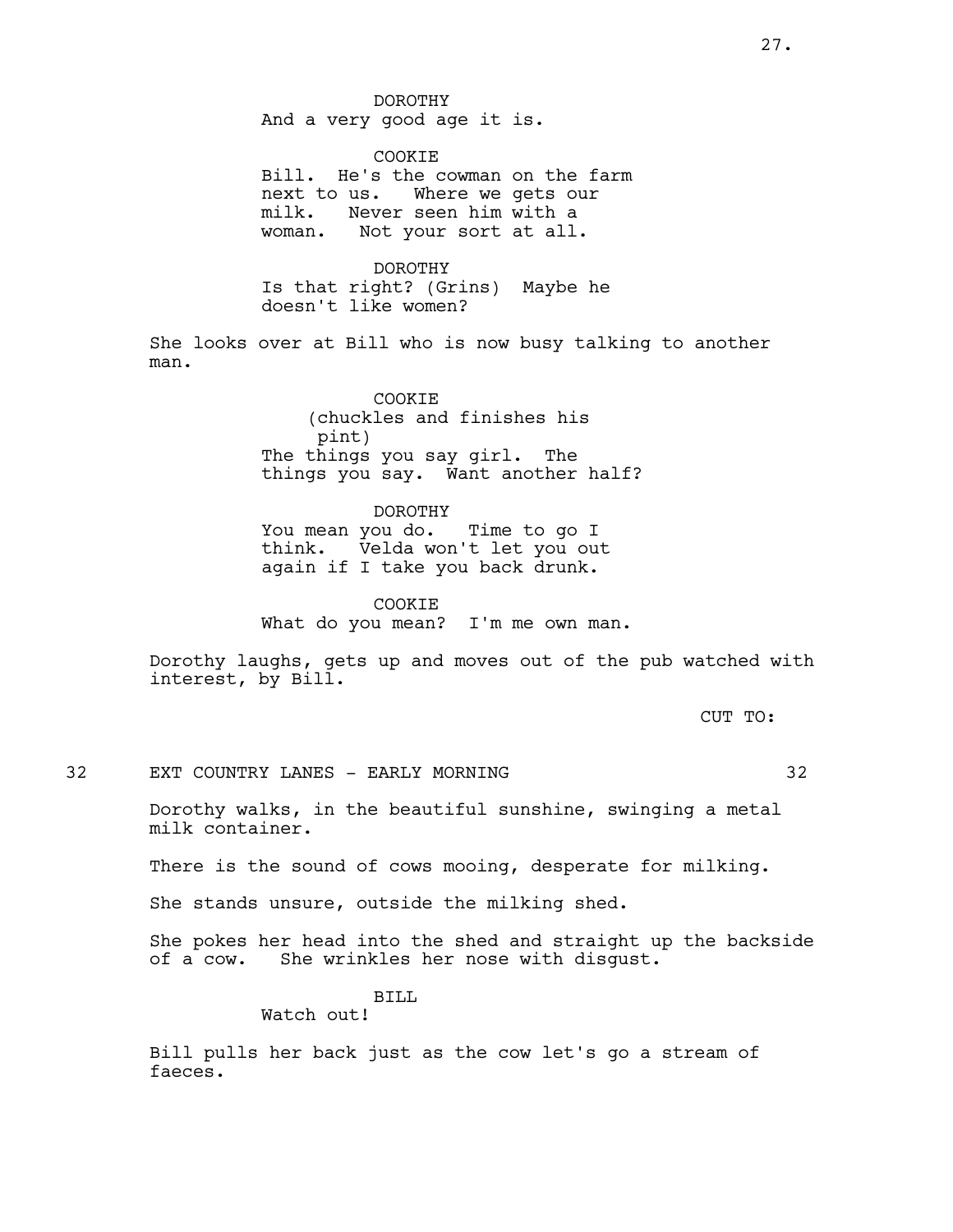DOROTHY
And a very good age it is.

COOKIE
Bill. He's the cowman on the farm next to us. Where we gets our milk. Never seen him with a woman. Not your sort at all.

DOROTHY
Is that right? (Grins) Maybe he doesn't like women?

She looks over at Bill who is now busy talking to another man.

COOKIE
(chuckles and finishes his pint)
The things you say girl. The things you say. Want another half?

DOROTHY
You mean you do. Time to go I think. Velda won't let you out again if I take you back drunk.

COOKIE
What do you mean? I'm me own man.

Dorothy laughs, gets up and moves out of the pub watched with interest, by Bill.

CUT TO:

32 EXT COUNTRY LANES - EARLY MORNING 32

Dorothy walks, in the beautiful sunshine, swinging a metal milk container.

There is the sound of cows mooing, desperate for milking.

She stands unsure, outside the milking shed.

She pokes her head into the shed and straight up the backside of a cow. She wrinkles her nose with disgust.

BILL
Watch out!

Bill pulls her back just as the cow let's go a stream of faeces.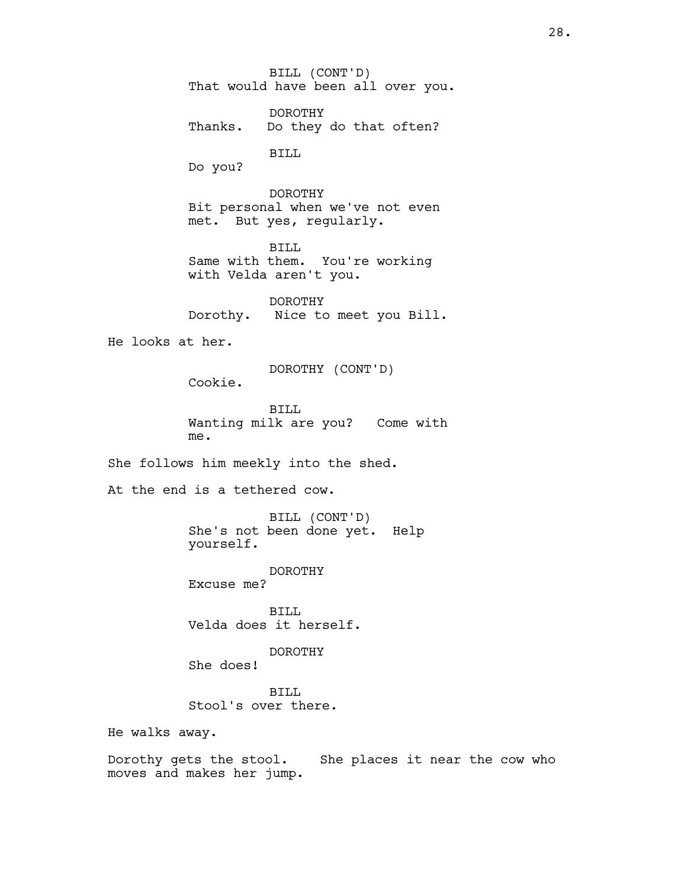BILL (CONT'D)
That would have been all over you.

DOROTHY
Thanks. Do they do that often?

BILL
Do you?

DOROTHY
Bit personal when we've not even met. But yes, regularly.

BILL
Same with them. You're working with Velda aren't you.

DOROTHY
Dorothy. Nice to meet you Bill.

He looks at her.

DOROTHY (CONT'D)
Cookie.

BILL
Wanting milk are you? Come with me.

She follows him meekly into the shed.

At the end is a tethered cow.

BILL (CONT'D)
She's not been done yet. Help yourself.

DOROTHY
Excuse me?

BILL
Velda does it herself.

DOROTHY
She does!

BILL
Stool's over there.

He walks away.

Dorothy gets the stool. She places it near the cow who moves and makes her jump.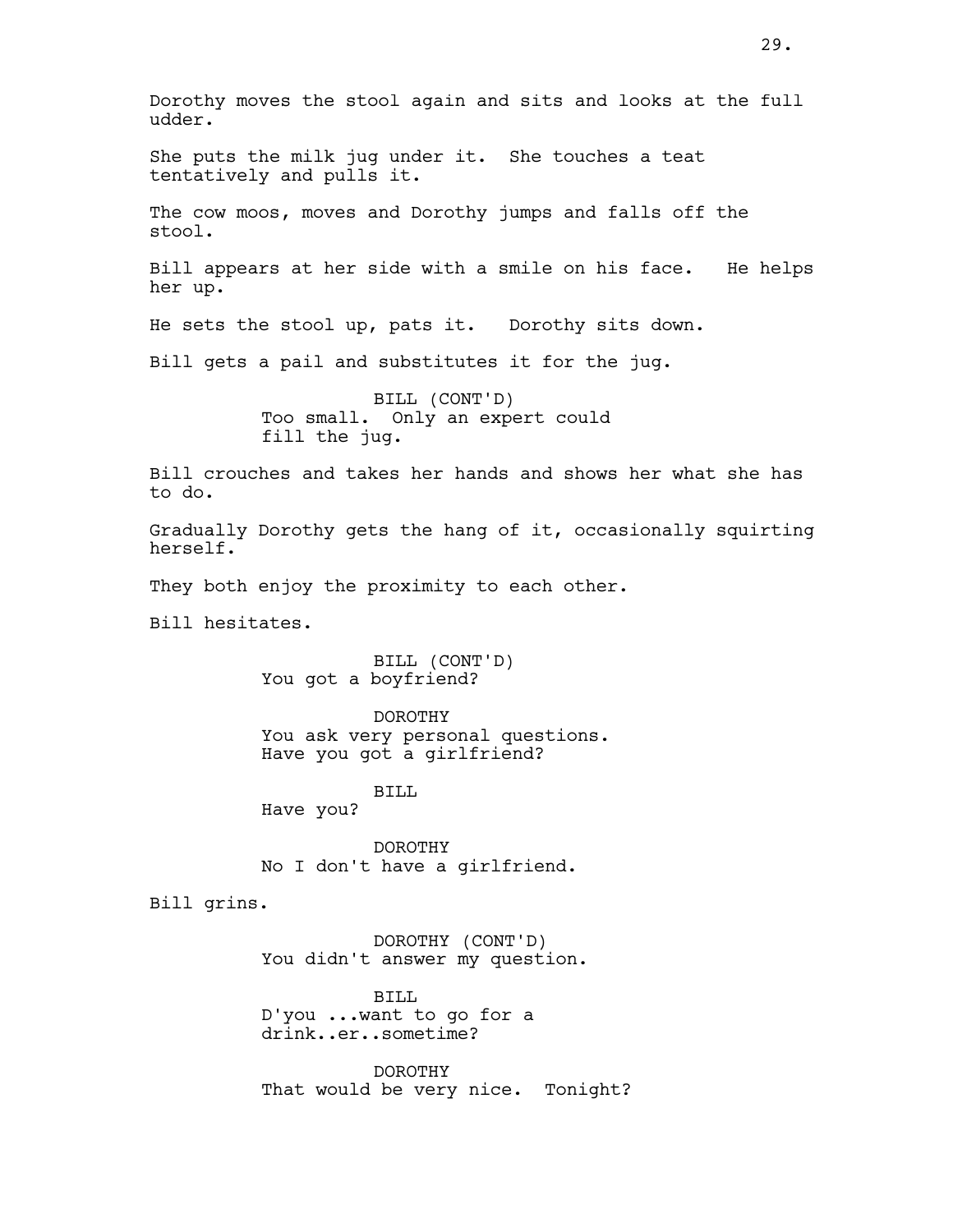Dorothy moves the stool again and sits and looks at the full udder.

She puts the milk jug under it. She touches a teat tentatively and pulls it.

The cow moos, moves and Dorothy jumps and falls off the stool.

Bill appears at her side with a smile on his face. He helps her up.

He sets the stool up, pats it. Dorothy sits down.

Bill gets a pail and substitutes it for the jug.

BILL (CONT'D)
Too small. Only an expert could fill the jug.

Bill crouches and takes her hands and shows her what she has to do.

Gradually Dorothy gets the hang of it, occasionally squirting herself.

They both enjoy the proximity to each other.

Bill hesitates.

BILL (CONT'D)
You got a boyfriend?

DOROTHY
You ask very personal questions. Have you got a girlfriend?

BILL
Have you?

DOROTHY
No I don't have a girlfriend.

Bill grins.

DOROTHY (CONT'D)
You didn't answer my question.

BILL
D'you ...want to go for a drink..er..sometime?

DOROTHY
That would be very nice. Tonight?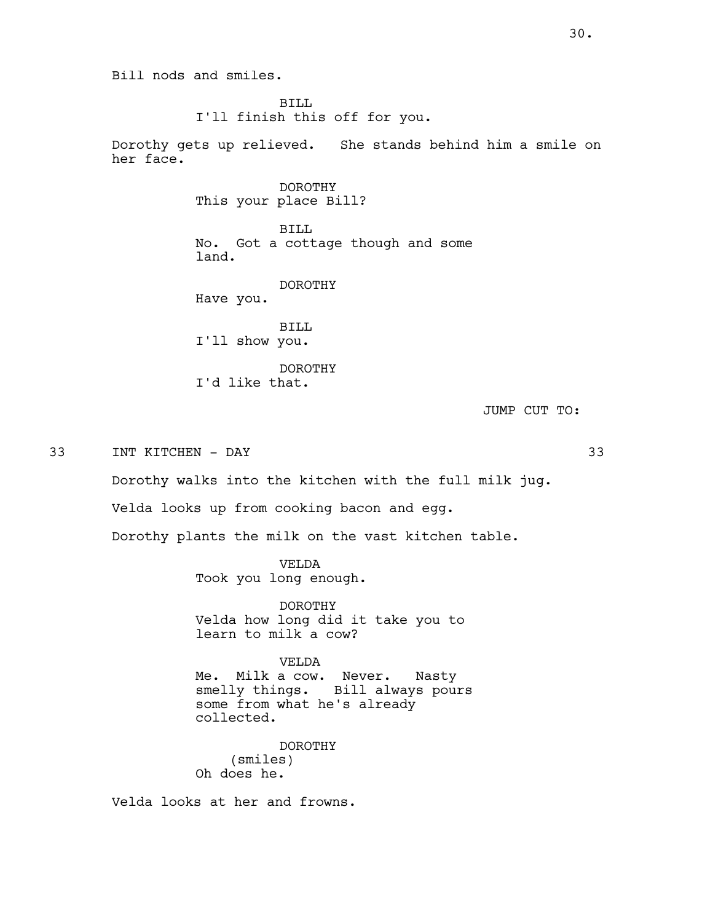Bill nods and smiles.

BILL
I'll finish this off for you.

Dorothy gets up relieved. She stands behind him a smile on her face.

DOROTHY
This your place Bill?

BILL
No. Got a cottage though and some land.

DOROTHY
Have you.

BILL
I'll show you.

DOROTHY
I'd like that.

JUMP CUT TO:

33 INT KITCHEN - DAY 33

Dorothy walks into the kitchen with the full milk jug.

Velda looks up from cooking bacon and egg.

Dorothy plants the milk on the vast kitchen table.

VELDA
Took you long enough.

DOROTHY
Velda how long did it take you to learn to milk a cow?

VELDA
Me. Milk a cow. Never. Nasty smelly things. Bill always pours some from what he's already collected.

DOROTHY
(smiles)
Oh does he.

Velda looks at her and frowns.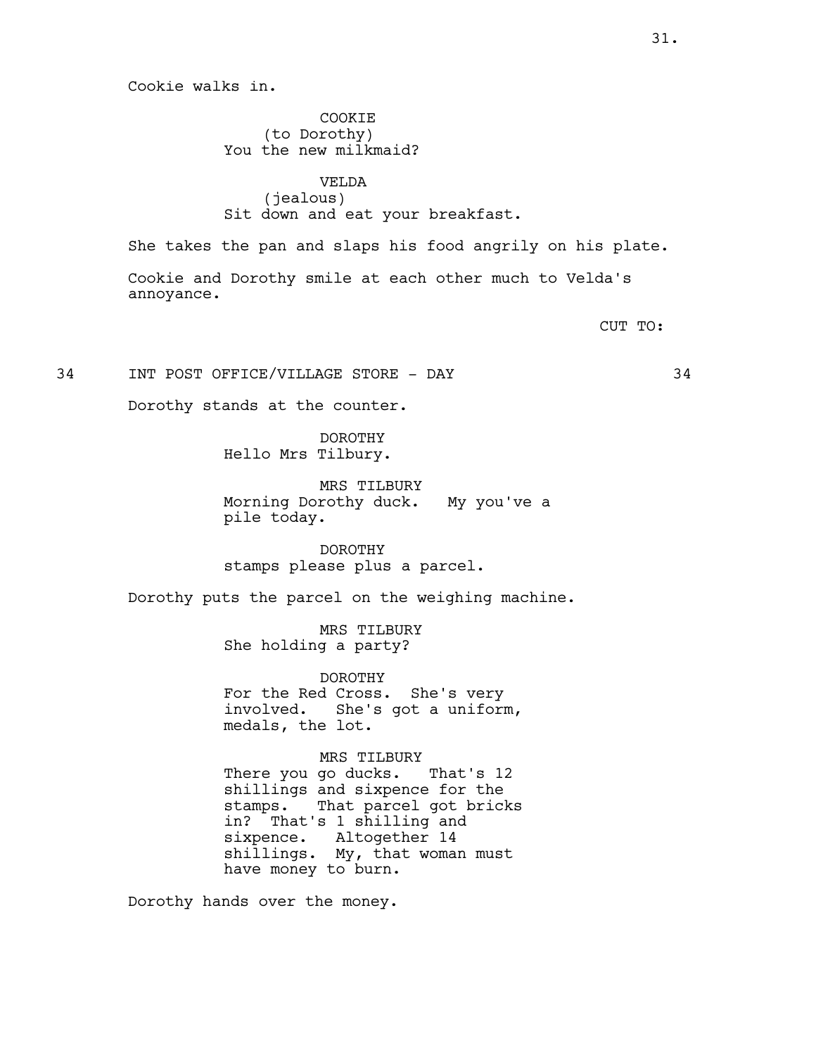Cookie walks in.

COOKIE
(to Dorothy)
You the new milkmaid?

VELDA
(jealous)
Sit down and eat your breakfast.

She takes the pan and slaps his food angrily on his plate.

Cookie and Dorothy smile at each other much to Velda's annoyance.

CUT TO:

34 INT POST OFFICE/VILLAGE STORE - DAY 34

Dorothy stands at the counter.

DOROTHY
Hello Mrs Tilbury.

MRS TILBURY
Morning Dorothy duck. My you've a pile today.

DOROTHY
stamps please plus a parcel.

Dorothy puts the parcel on the weighing machine.

MRS TILBURY
She holding a party?

DOROTHY
For the Red Cross. She's very involved. She's got a uniform, medals, the lot.

MRS TILBURY
There you go ducks. That's 12 shillings and sixpence for the stamps. That parcel got bricks in? That's 1 shilling and sixpence. Altogether 14 shillings. My, that woman must have money to burn.

Dorothy hands over the money.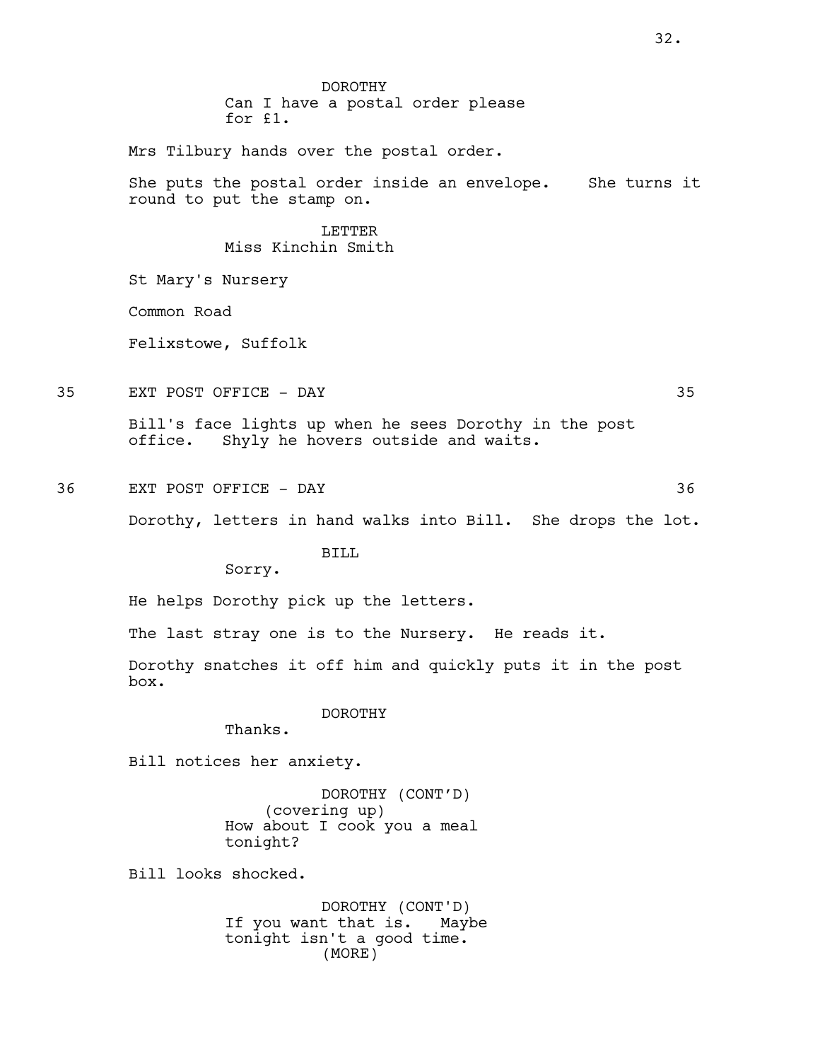DOROTHY
Can I have a postal order please for £1.

Mrs Tilbury hands over the postal order.

She puts the postal order inside an envelope. She turns it round to put the stamp on.

LETTER
Miss Kinchin Smith

St Mary's Nursery

Common Road

Felixstowe, Suffolk

35 EXT POST OFFICE - DAY 35

Bill's face lights up when he sees Dorothy in the post office. Shyly he hovers outside and waits.

36 EXT POST OFFICE - DAY 36

Dorothy, letters in hand walks into Bill. She drops the lot.

BILL
Sorry.

He helps Dorothy pick up the letters.

The last stray one is to the Nursery. He reads it.

Dorothy snatches it off him and quickly puts it in the post box.

DOROTHY
Thanks.

Bill notices her anxiety.

DOROTHY (CONT'D)
(covering up)
How about I cook you a meal tonight?

Bill looks shocked.

DOROTHY (CONT'D)
If you want that is. Maybe tonight isn't a good time.
(MORE)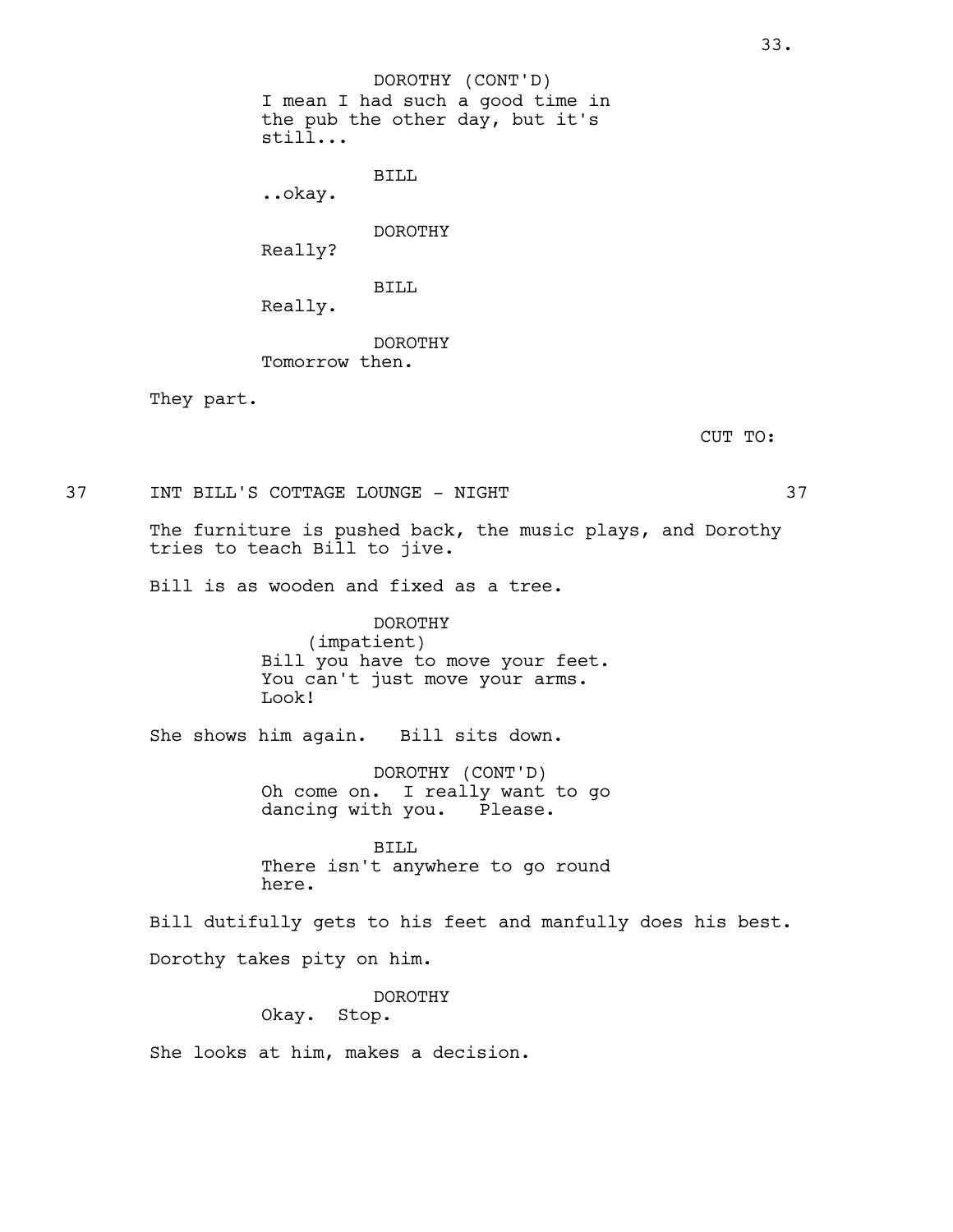DOROTHY (CONT'D)
I mean I had such a good time in the pub the other day, but it's still...

BILL
..okay.

DOROTHY
Really?

BILL
Really.

DOROTHY
Tomorrow then.

They part.

CUT TO:

37 INT BILL'S COTTAGE LOUNGE - NIGHT 37

The furniture is pushed back, the music plays, and Dorothy tries to teach Bill to jive.

Bill is as wooden and fixed as a tree.

DOROTHY
(impatient)
Bill you have to move your feet. You can't just move your arms. Look!

She shows him again. Bill sits down.

DOROTHY (CONT'D)
Oh come on. I really want to go dancing with you. Please.

BILL
There isn't anywhere to go round here.

Bill dutifully gets to his feet and manfully does his best.

Dorothy takes pity on him.

DOROTHY
Okay. Stop.

She looks at him, makes a decision.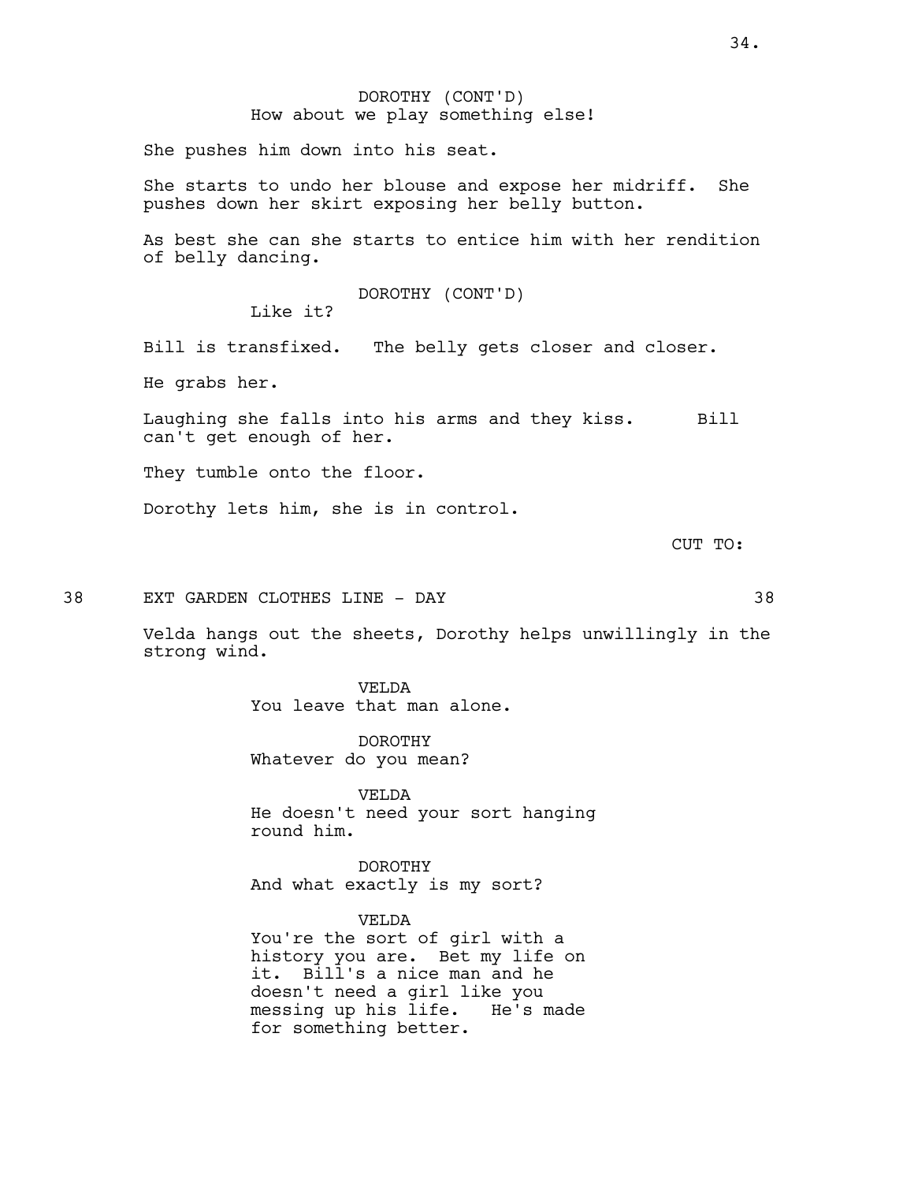DOROTHY (CONT'D)
How about we play something else!

She pushes him down into his seat.

She starts to undo her blouse and expose her midriff. She pushes down her skirt exposing her belly button.

As best she can she starts to entice him with her rendition of belly dancing.

DOROTHY (CONT'D)
Like it?

Bill is transfixed. The belly gets closer and closer.

He grabs her.

Laughing she falls into his arms and they kiss. Bill can't get enough of her.

They tumble onto the floor.

Dorothy lets him, she is in control.

CUT TO:

38 EXT GARDEN CLOTHES LINE - DAY 38

Velda hangs out the sheets, Dorothy helps unwillingly in the strong wind.

VELDA
You leave that man alone.

DOROTHY
Whatever do you mean?

VELDA
He doesn't need your sort hanging round him.

DOROTHY
And what exactly is my sort?

VELDA
You're the sort of girl with a history you are. Bet my life on it. Bill's a nice man and he doesn't need a girl like you messing up his life. He's made for something better.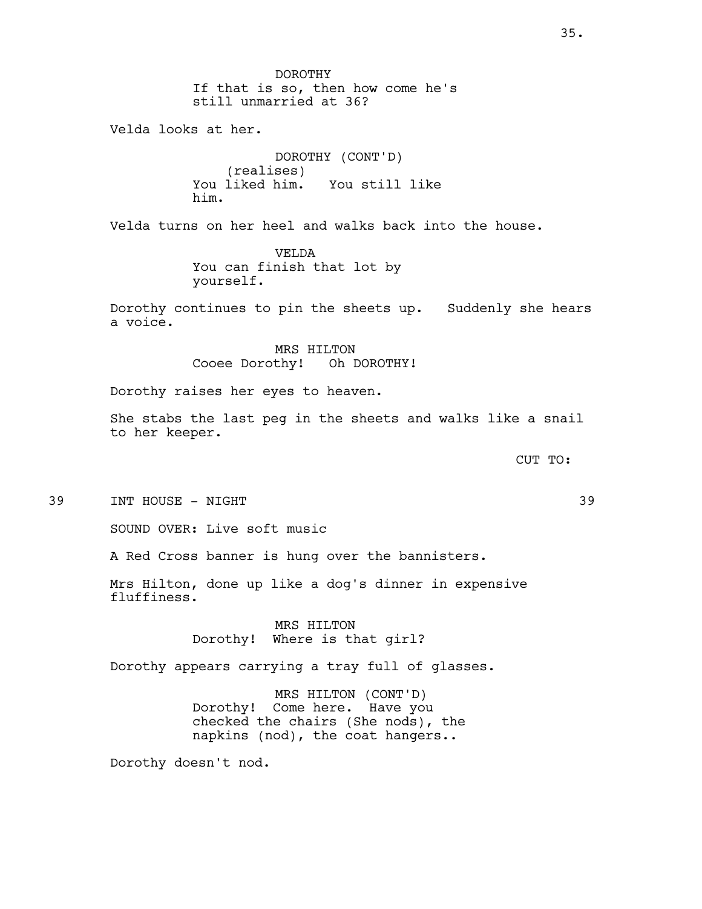DOROTHY
If that is so, then how come he's still unmarried at 36?

Velda looks at her.

DOROTHY (CONT'D)
(realises)
You liked him. You still like him.

Velda turns on her heel and walks back into the house.

VELDA
You can finish that lot by yourself.

Dorothy continues to pin the sheets up. Suddenly she hears a voice.

MRS HILTON
Cooee Dorothy! Oh DOROTHY!

Dorothy raises her eyes to heaven.

She stabs the last peg in the sheets and walks like a snail to her keeper.

CUT TO:

39 INT HOUSE - NIGHT 39

SOUND OVER: Live soft music

A Red Cross banner is hung over the bannisters.

Mrs Hilton, done up like a dog's dinner in expensive fluffiness.

MRS HILTON
Dorothy! Where is that girl?

Dorothy appears carrying a tray full of glasses.

MRS HILTON (CONT'D)
Dorothy! Come here. Have you checked the chairs (She nods), the napkins (nod), the coat hangers..

Dorothy doesn't nod.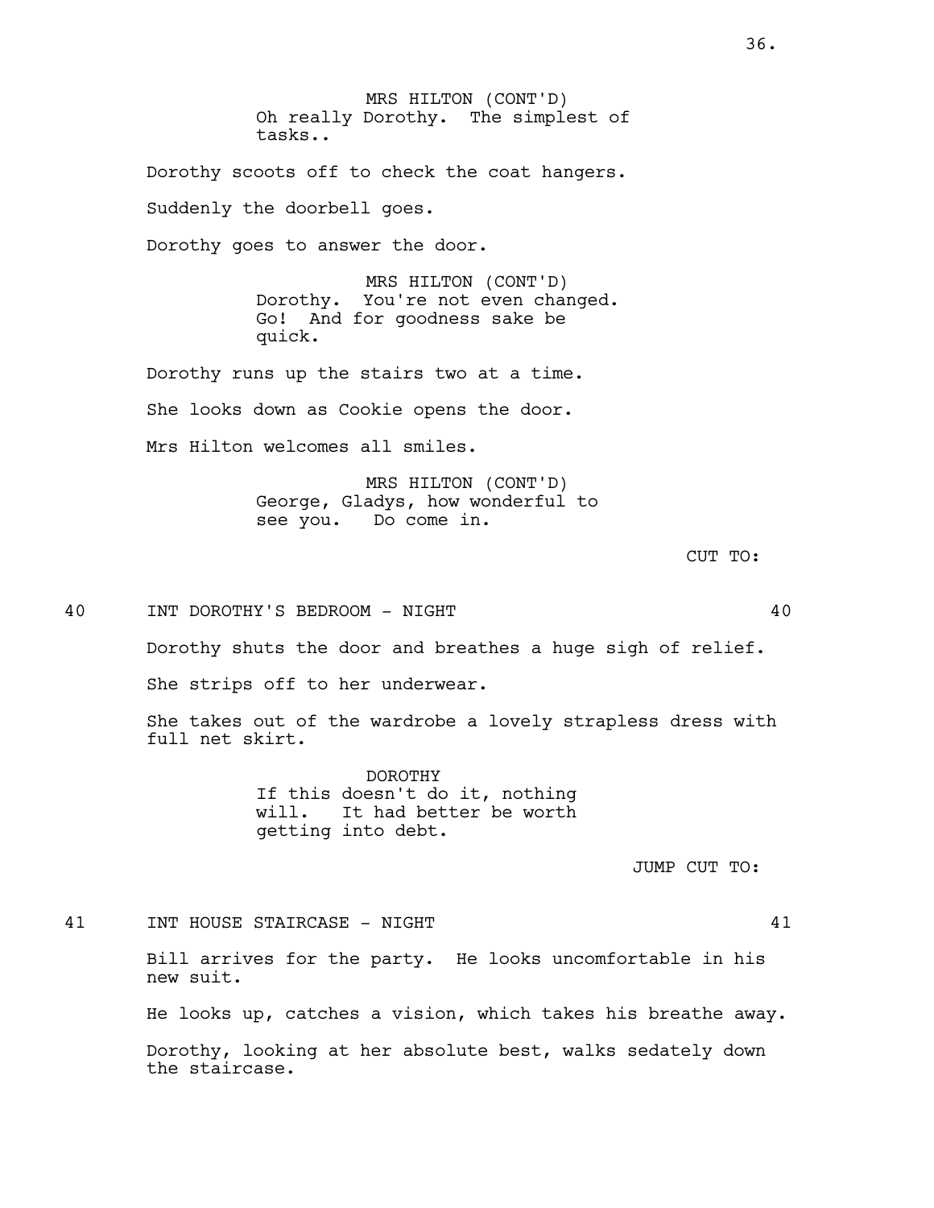MRS HILTON (CONT'D)
Oh really Dorothy. The simplest of tasks..

Dorothy scoots off to check the coat hangers.

Suddenly the doorbell goes.

Dorothy goes to answer the door.

MRS HILTON (CONT'D)
Dorothy. You're not even changed. Go! And for goodness sake be quick.

Dorothy runs up the stairs two at a time.

She looks down as Cookie opens the door.

Mrs Hilton welcomes all smiles.

MRS HILTON (CONT'D)
George, Gladys, how wonderful to see you. Do come in.

CUT TO:

40 INT DOROTHY'S BEDROOM - NIGHT 40

Dorothy shuts the door and breathes a huge sigh of relief.

She strips off to her underwear.

She takes out of the wardrobe a lovely strapless dress with full net skirt.

DOROTHY
If this doesn't do it, nothing will. It had better be worth getting into debt.

JUMP CUT TO:

41 INT HOUSE STAIRCASE - NIGHT 41

Bill arrives for the party. He looks uncomfortable in his new suit.

He looks up, catches a vision, which takes his breathe away.

Dorothy, looking at her absolute best, walks sedately down the staircase.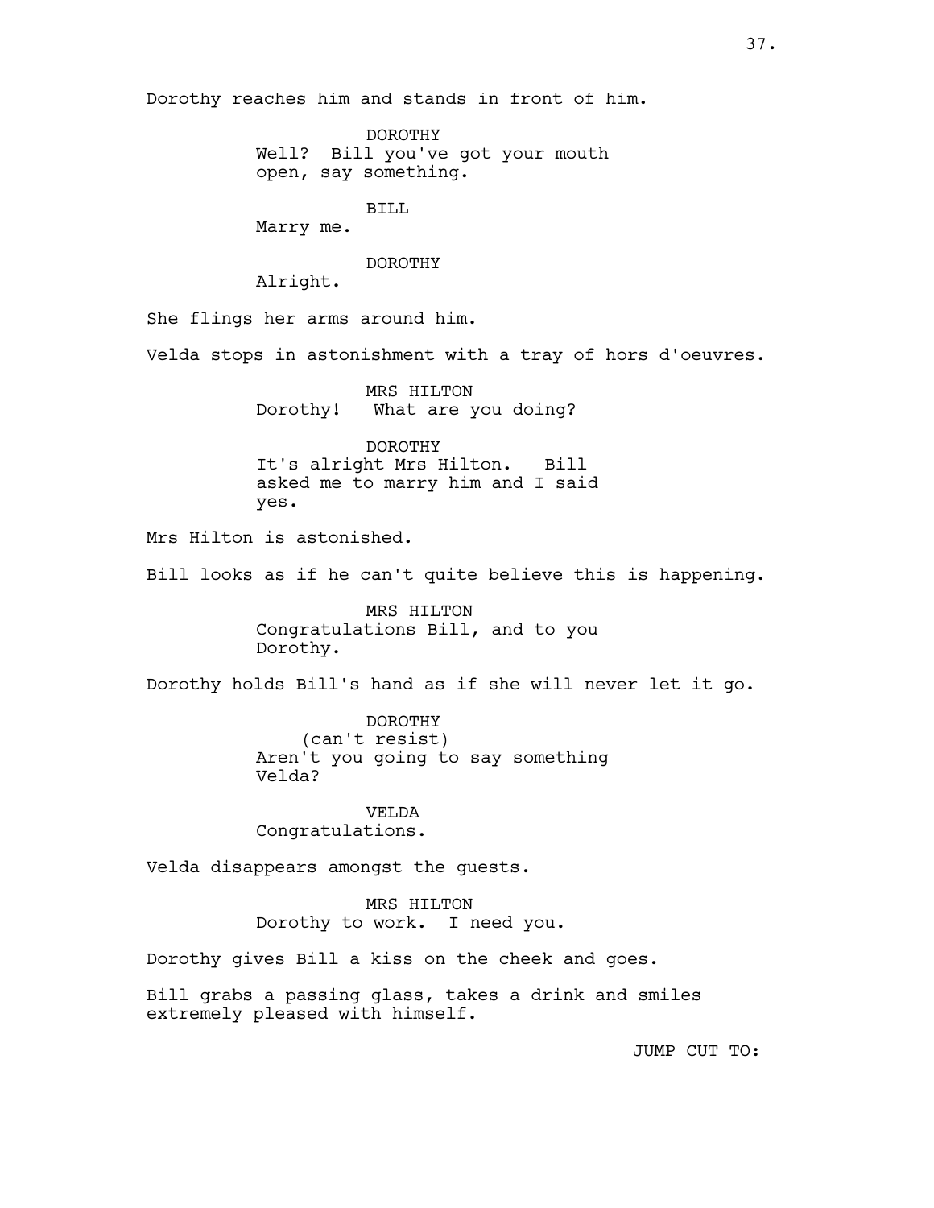Dorothy reaches him and stands in front of him.

DOROTHY
Well? Bill you've got your mouth open, say something.

BILL
Marry me.

DOROTHY
Alright.

She flings her arms around him.

Velda stops in astonishment with a tray of hors d'oeuvres.

MRS HILTON
Dorothy! What are you doing?

DOROTHY
It's alright Mrs Hilton. Bill asked me to marry him and I said yes.

Mrs Hilton is astonished.

Bill looks as if he can't quite believe this is happening.

MRS HILTON
Congratulations Bill, and to you Dorothy.

Dorothy holds Bill's hand as if she will never let it go.

DOROTHY
(can't resist)
Aren't you going to say something Velda?

VELDA
Congratulations.

Velda disappears amongst the guests.

MRS HILTON
Dorothy to work. I need you.

Dorothy gives Bill a kiss on the cheek and goes.

Bill grabs a passing glass, takes a drink and smiles extremely pleased with himself.

JUMP CUT TO: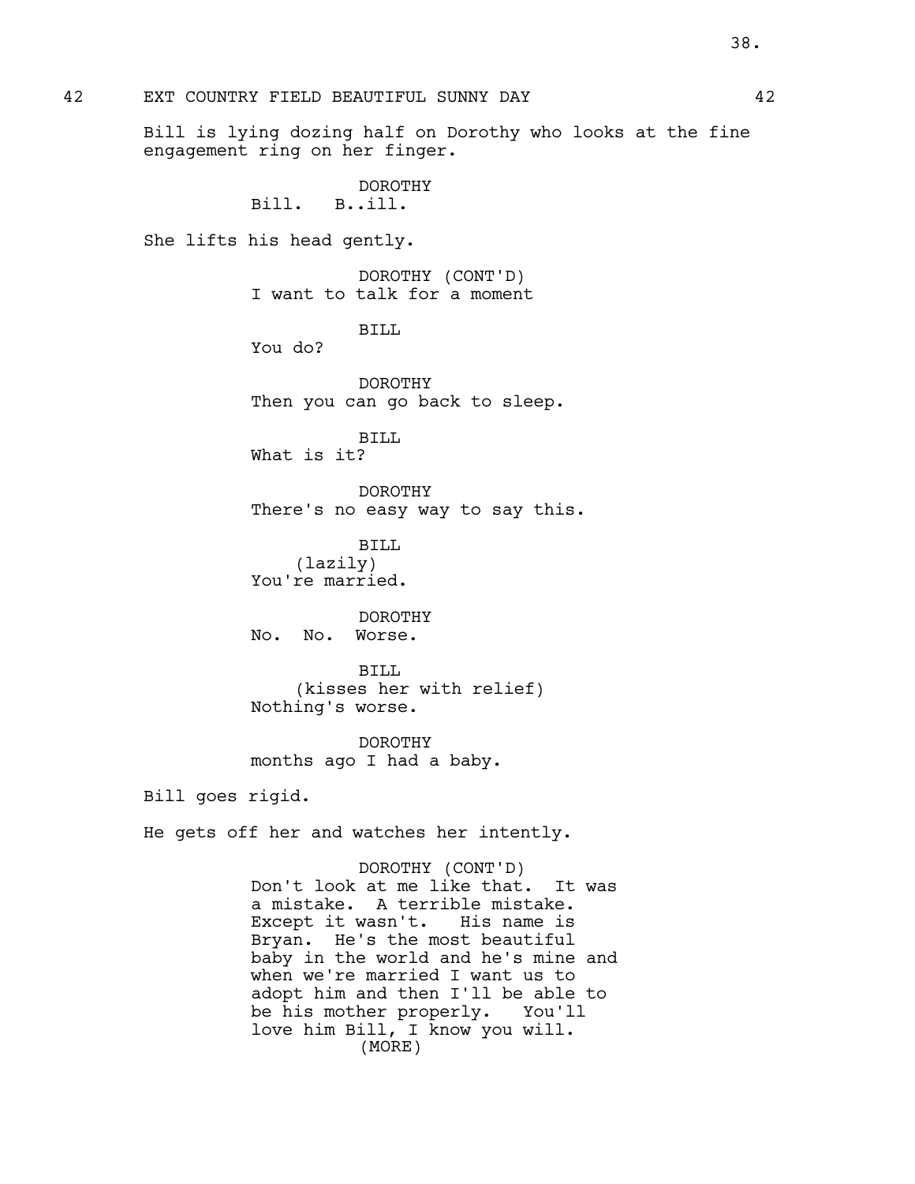42 EXT COUNTRY FIELD BEAUTIFUL SUNNY DAY 42

Bill is lying dozing half on Dorothy who looks at the fine engagement ring on her finger.

DOROTHY
Bill. B..ill.

She lifts his head gently.

DOROTHY (CONT'D)
I want to talk for a moment

BILL
You do?

DOROTHY
Then you can go back to sleep.

BILL
What is it?

DOROTHY
There's no easy way to say this.

BILL
(lazily)
You're married.

DOROTHY
No. No. Worse.

BILL
(kisses her with relief)
Nothing's worse.

DOROTHY
months ago I had a baby.

Bill goes rigid.

He gets off her and watches her intently.

DOROTHY (CONT'D)
Don't look at me like that. It was a mistake. A terrible mistake. Except it wasn't. His name is Bryan. He's the most beautiful baby in the world and he's mine and when we're married I want us to adopt him and then I'll be able to be his mother properly. You'll love him Bill, I know you will.
(MORE)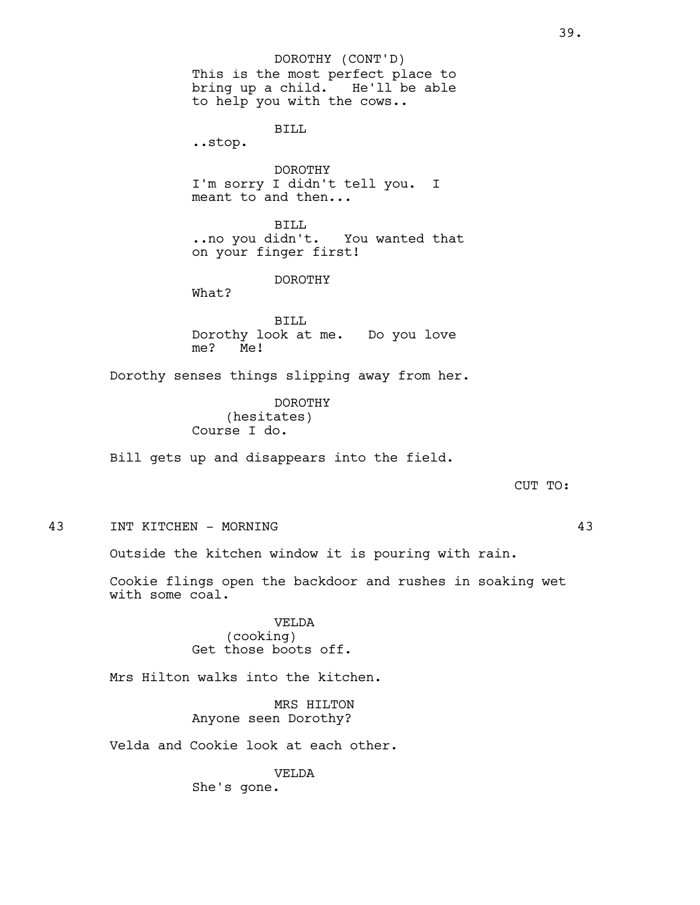DOROTHY (CONT'D)
This is the most perfect place to bring up a child. He'll be able to help you with the cows..

BILL
..stop.

DOROTHY
I'm sorry I didn't tell you. I meant to and then...

BILL
..no you didn't. You wanted that on your finger first!

DOROTHY
What?

BILL
Dorothy look at me. Do you love me? Me!

Dorothy senses things slipping away from her.

DOROTHY
(hesitates)
Course I do.

Bill gets up and disappears into the field.

CUT TO:

43 INT KITCHEN - MORNING 43

Outside the kitchen window it is pouring with rain.

Cookie flings open the backdoor and rushes in soaking wet with some coal.

VELDA
(cooking)
Get those boots off.

Mrs Hilton walks into the kitchen.

MRS HILTON
Anyone seen Dorothy?

Velda and Cookie look at each other.

VELDA
She's gone.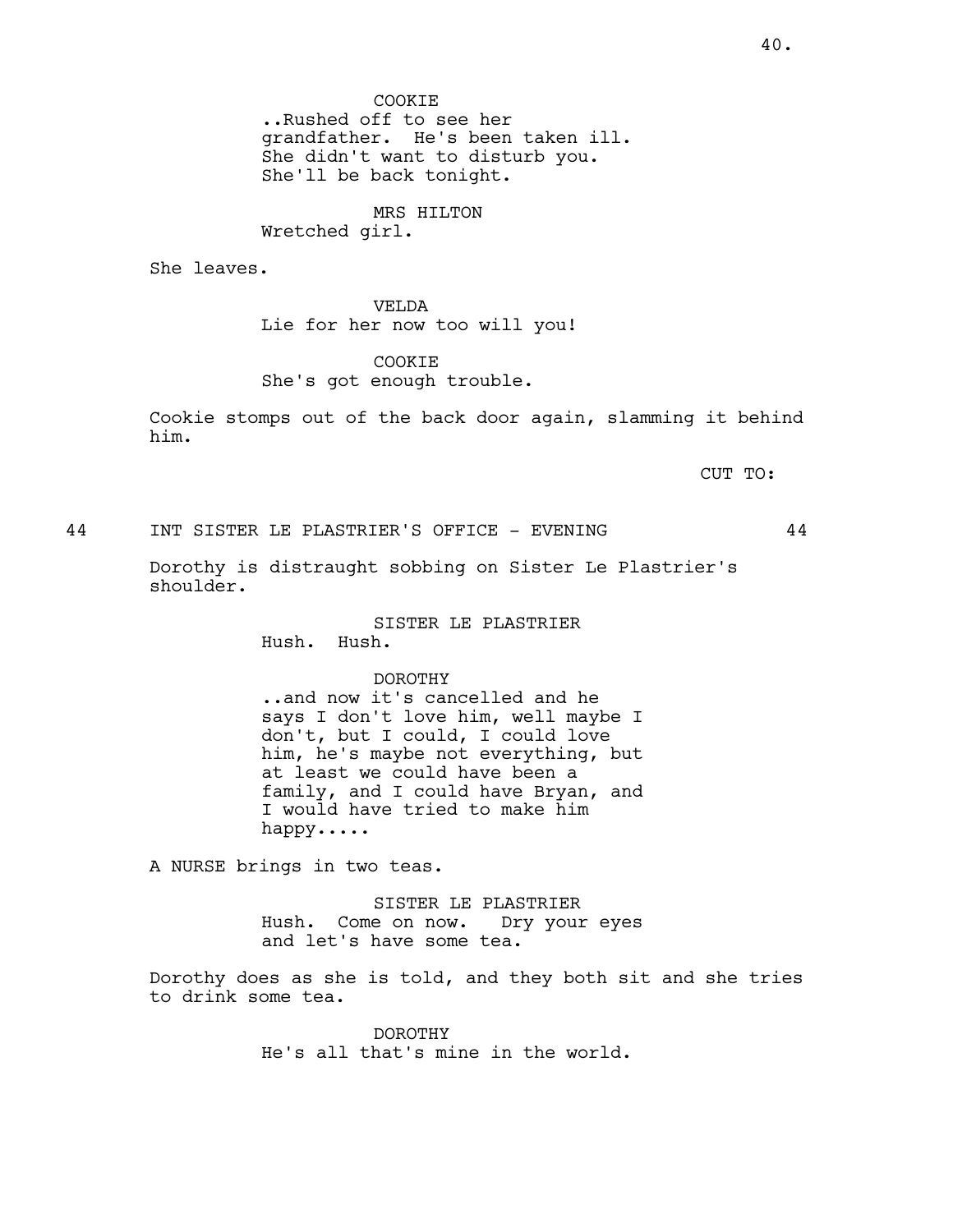COOKIE
..Rushed off to see her grandfather. He's been taken ill. She didn't want to disturb you. She'll be back tonight.

MRS HILTON
Wretched girl.

She leaves.

VELDA
Lie for her now too will you!

COOKIE
She's got enough trouble.

Cookie stomps out of the back door again, slamming it behind him.

CUT TO:

44 INT SISTER LE PLASTRIER'S OFFICE - EVENING 44

Dorothy is distraught sobbing on Sister Le Plastrier's shoulder.

SISTER LE PLASTRIER
Hush. Hush.

DOROTHY
..and now it's cancelled and he says I don't love him, well maybe I don't, but I could, I could love him, he's maybe not everything, but at least we could have been a family, and I could have Bryan, and I would have tried to make him happy.....

A NURSE brings in two teas.

SISTER LE PLASTRIER
Hush. Come on now. Dry your eyes and let's have some tea.

Dorothy does as she is told, and they both sit and she tries to drink some tea.

DOROTHY
He's all that's mine in the world.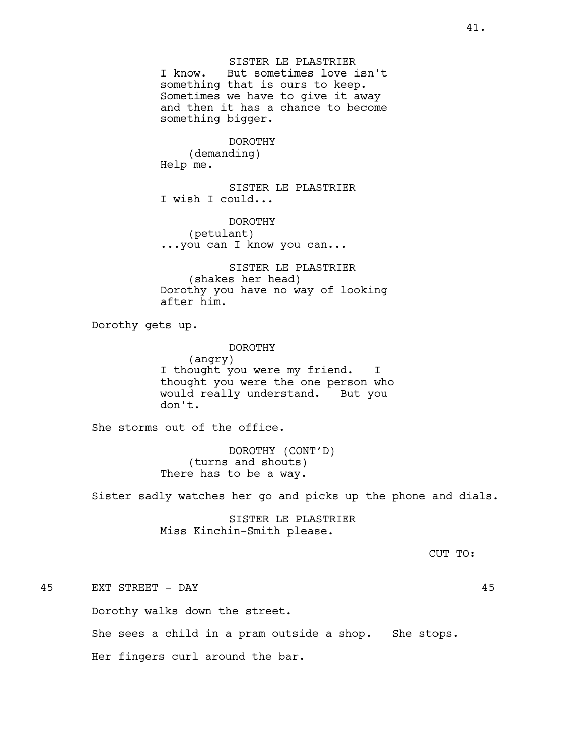SISTER LE PLASTRIER
I know. But sometimes love isn't something that is ours to keep. Sometimes we have to give it away and then it has a chance to become something bigger.

DOROTHY
(demanding)
Help me.

SISTER LE PLASTRIER
I wish I could...

DOROTHY
(petulant)
...you can I know you can...

SISTER LE PLASTRIER
(shakes her head)
Dorothy you have no way of looking after him.

Dorothy gets up.

DOROTHY
(angry)
I thought you were my friend. I thought you were the one person who would really understand. But you don't.

She storms out of the office.

DOROTHY (CONT'D)
(turns and shouts)
There has to be a way.

Sister sadly watches her go and picks up the phone and dials.

SISTER LE PLASTRIER
Miss Kinchin-Smith please.

CUT TO:

45 EXT STREET - DAY 45

Dorothy walks down the street.

She sees a child in a pram outside a shop. She stops.

Her fingers curl around the bar.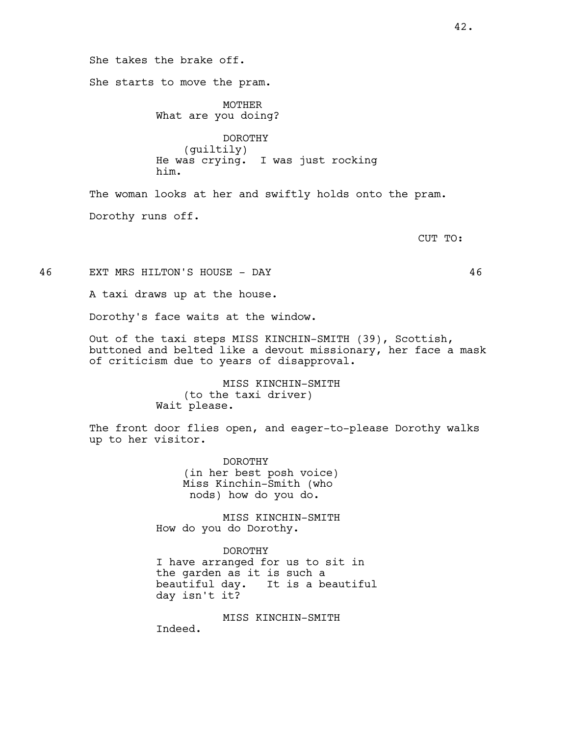She takes the brake off.

She starts to move the pram.

MOTHER
What are you doing?

DOROTHY
(guiltily)
He was crying. I was just rocking him.

The woman looks at her and swiftly holds onto the pram.

Dorothy runs off.

CUT TO:

46 EXT MRS HILTON'S HOUSE - DAY 46

A taxi draws up at the house.

Dorothy's face waits at the window.

Out of the taxi steps MISS KINCHIN-SMITH (39), Scottish, buttoned and belted like a devout missionary, her face a mask of criticism due to years of disapproval.

MISS KINCHIN-SMITH
(to the taxi driver)
Wait please.

The front door flies open, and eager-to-please Dorothy walks up to her visitor.

DOROTHY
(in her best posh voice)
Miss Kinchin-Smith (who nods) how do you do.

MISS KINCHIN-SMITH
How do you do Dorothy.

DOROTHY
I have arranged for us to sit in the garden as it is such a beautiful day. It is a beautiful day isn't it?

MISS KINCHIN-SMITH
Indeed.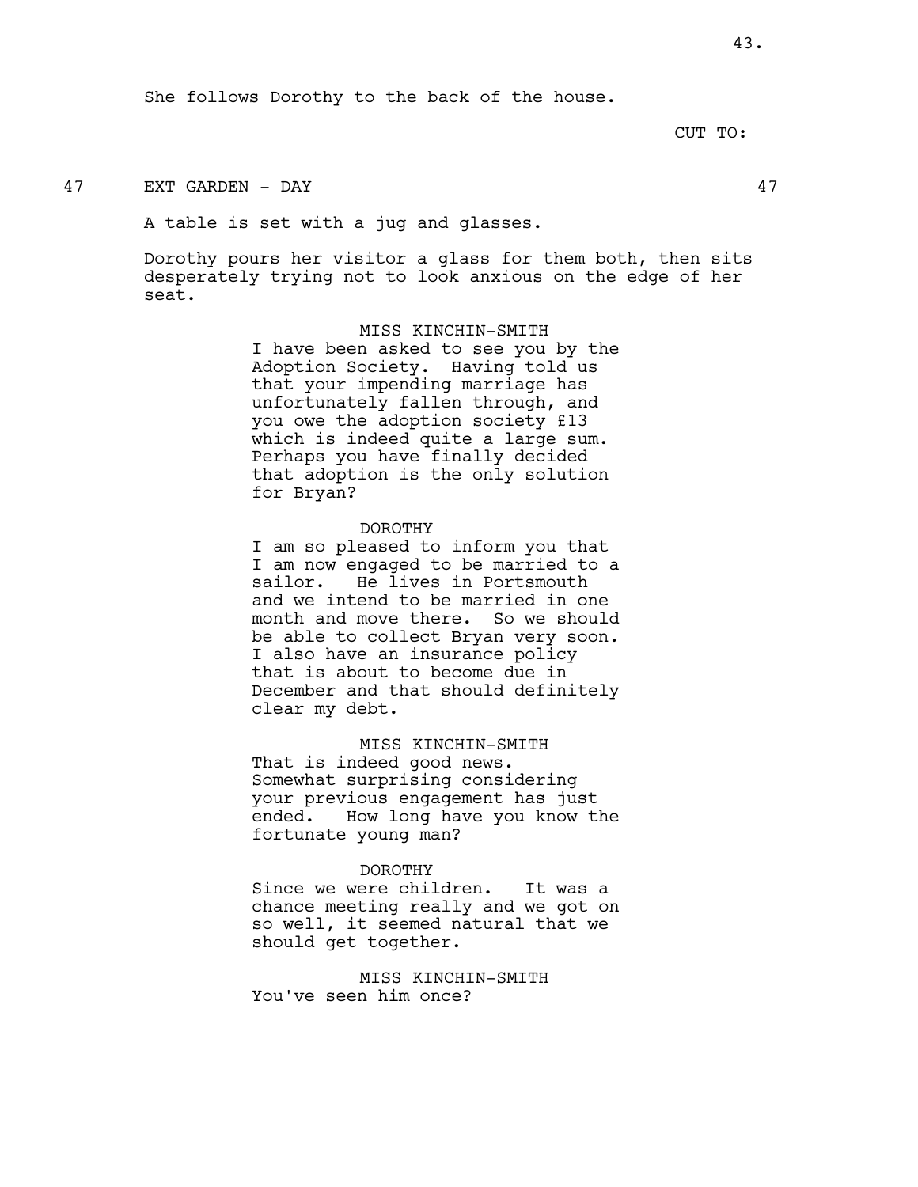She follows Dorothy to the back of the house.

CUT TO:

47 EXT GARDEN - DAY 47

A table is set with a jug and glasses.

Dorothy pours her visitor a glass for them both, then sits desperately trying not to look anxious on the edge of her seat.

MISS KINCHIN-SMITH
I have been asked to see you by the Adoption Society. Having told us that your impending marriage has unfortunately fallen through, and you owe the adoption society £13 which is indeed quite a large sum. Perhaps you have finally decided that adoption is the only solution for Bryan?

DOROTHY
I am so pleased to inform you that I am now engaged to be married to a sailor. He lives in Portsmouth and we intend to be married in one month and move there. So we should be able to collect Bryan very soon. I also have an insurance policy that is about to become due in December and that should definitely clear my debt.

MISS KINCHIN-SMITH
That is indeed good news. Somewhat surprising considering your previous engagement has just ended. How long have you know the fortunate young man?

DOROTHY
Since we were children. It was a chance meeting really and we got on so well, it seemed natural that we should get together.

MISS KINCHIN-SMITH
You've seen him once?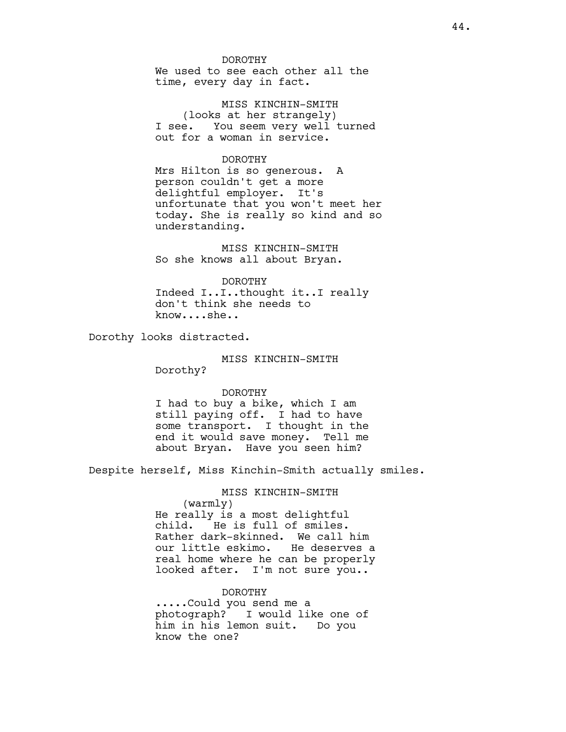DOROTHY
We used to see each other all the time, every day in fact.

MISS KINCHIN-SMITH
(looks at her strangely)
I see. You seem very well turned out for a woman in service.

DOROTHY
Mrs Hilton is so generous. A person couldn't get a more delightful employer. It's unfortunate that you won't meet her today. She is really so kind and so understanding.

MISS KINCHIN-SMITH
So she knows all about Bryan.

DOROTHY
Indeed I..I..thought it..I really don't think she needs to know....she..

Dorothy looks distracted.

MISS KINCHIN-SMITH
Dorothy?

DOROTHY
I had to buy a bike, which I am still paying off. I had to have some transport. I thought in the end it would save money. Tell me about Bryan. Have you seen him?

Despite herself, Miss Kinchin-Smith actually smiles.

MISS KINCHIN-SMITH
(warmly)
He really is a most delightful child. He is full of smiles. Rather dark-skinned. We call him our little eskimo. He deserves a real home where he can be properly looked after. I'm not sure you..

DOROTHY
.....Could you send me a photograph? I would like one of him in his lemon suit. Do you know the one?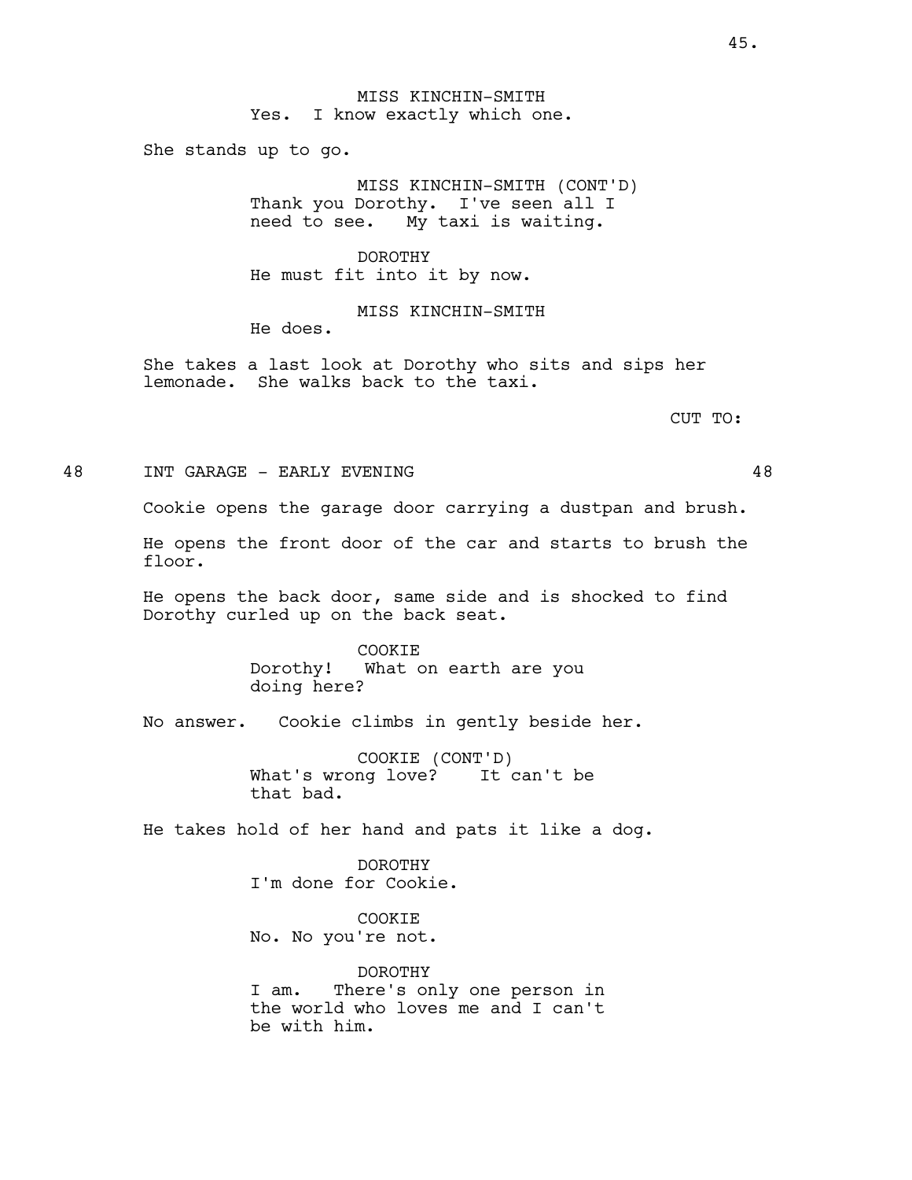MISS KINCHIN-SMITH
Yes. I know exactly which one.

She stands up to go.

MISS KINCHIN-SMITH (CONT'D)
Thank you Dorothy. I've seen all I need to see. My taxi is waiting.

DOROTHY
He must fit into it by now.

MISS KINCHIN-SMITH
He does.

She takes a last look at Dorothy who sits and sips her lemonade. She walks back to the taxi.

CUT TO:

48 INT GARAGE - EARLY EVENING 48

Cookie opens the garage door carrying a dustpan and brush.

He opens the front door of the car and starts to brush the floor.

He opens the back door, same side and is shocked to find Dorothy curled up on the back seat.

COOKIE
Dorothy! What on earth are you doing here?

No answer. Cookie climbs in gently beside her.

COOKIE (CONT'D)
What's wrong love? It can't be that bad.

He takes hold of her hand and pats it like a dog.

DOROTHY
I'm done for Cookie.

COOKIE
No. No you're not.

DOROTHY
I am. There's only one person in the world who loves me and I can't be with him.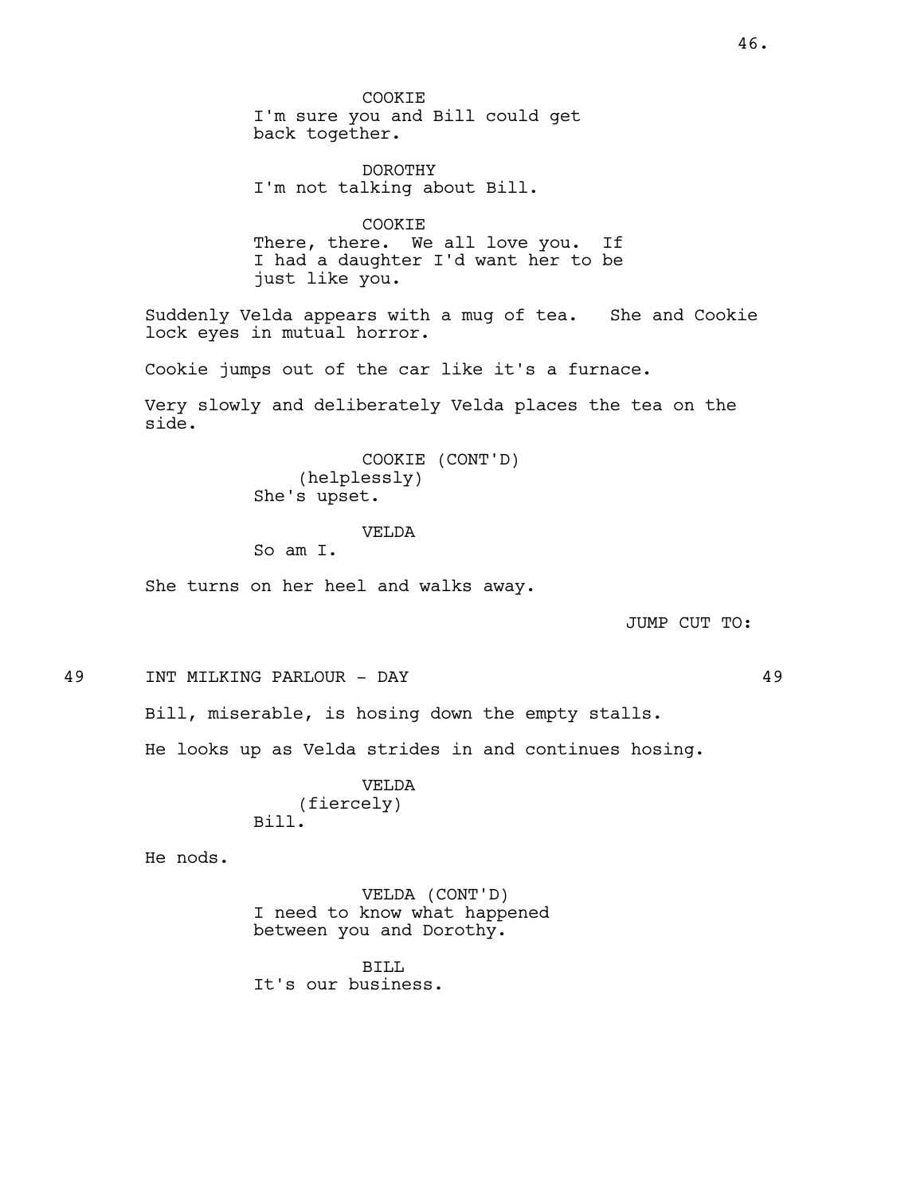COOKIE
I'm sure you and Bill could get back together.

DOROTHY
I'm not talking about Bill.

COOKIE
There, there. We all love you. If I had a daughter I'd want her to be just like you.

Suddenly Velda appears with a mug of tea. She and Cookie lock eyes in mutual horror.

Cookie jumps out of the car like it's a furnace.

Very slowly and deliberately Velda places the tea on the side.

COOKIE (CONT'D)
(helplessly)
She's upset.

VELDA
So am I.

She turns on her heel and walks away.

JUMP CUT TO:

49 INT MILKING PARLOUR - DAY 49

Bill, miserable, is hosing down the empty stalls.

He looks up as Velda strides in and continues hosing.

VELDA
(fiercely)
Bill.

He nods.

VELDA (CONT'D)
I need to know what happened between you and Dorothy.

BILL
It's our business.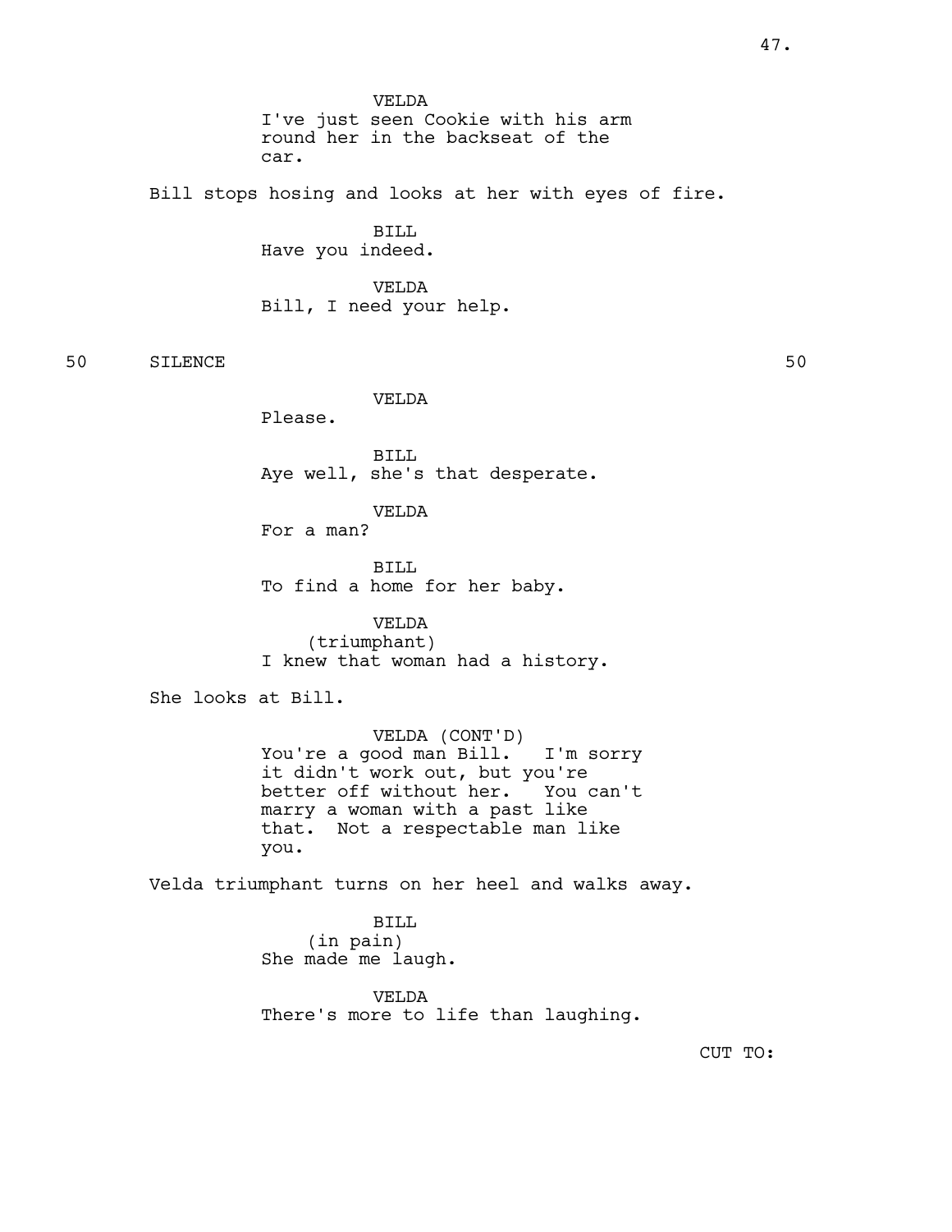VELDA
I've just seen Cookie with his arm round her in the backseat of the car.

Bill stops hosing and looks at her with eyes of fire.

BILL
Have you indeed.

VELDA
Bill, I need your help.

50 SILENCE 50

VELDA
Please.

BILL
Aye well, she's that desperate.

VELDA
For a man?

BILL
To find a home for her baby.

VELDA
(triumphant)
I knew that woman had a history.

She looks at Bill.

VELDA (CONT'D)
You're a good man Bill. I'm sorry it didn't work out, but you're better off without her. You can't marry a woman with a past like that. Not a respectable man like you.

Velda triumphant turns on her heel and walks away.

BILL
(in pain)
She made me laugh.

VELDA
There's more to life than laughing.

CUT TO: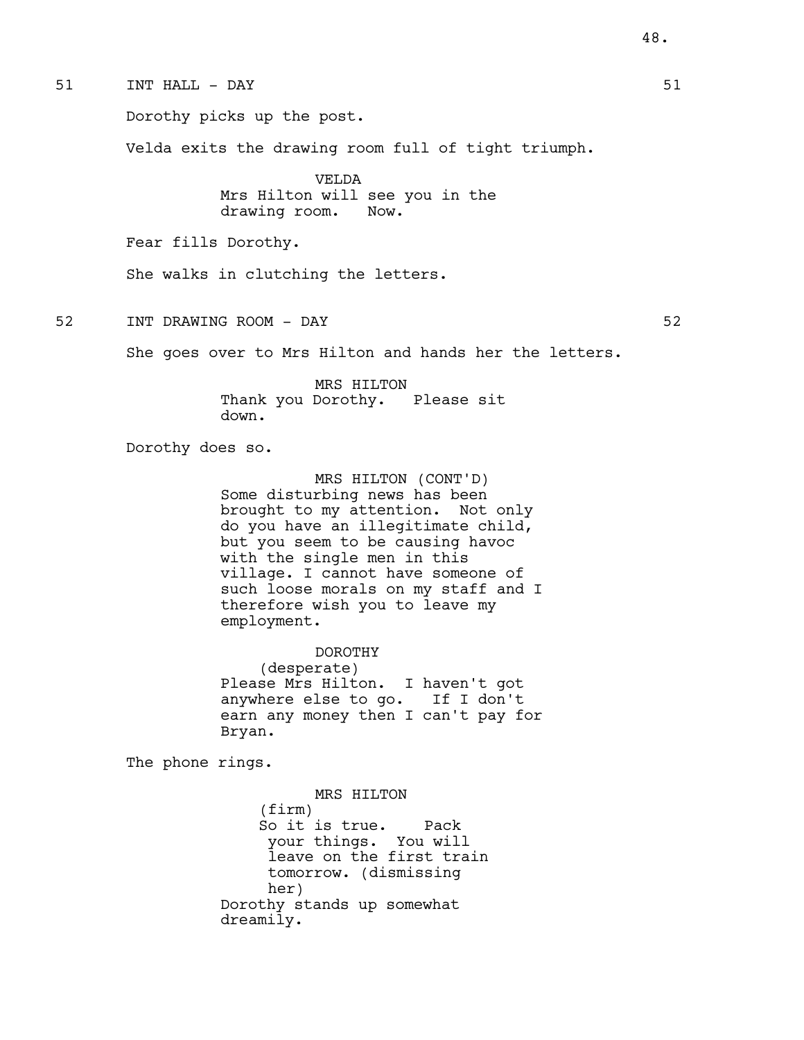51 INT HALL - DAY 51

Dorothy picks up the post.

Velda exits the drawing room full of tight triumph.

VELDA
Mrs Hilton will see you in the drawing room. Now.

Fear fills Dorothy.

She walks in clutching the letters.

52 INT DRAWING ROOM - DAY 52

She goes over to Mrs Hilton and hands her the letters.

MRS HILTON
Thank you Dorothy. Please sit down.

Dorothy does so.

MRS HILTON (CONT'D)
Some disturbing news has been brought to my attention. Not only do you have an illegitimate child, but you seem to be causing havoc with the single men in this village. I cannot have someone of such loose morals on my staff and I therefore wish you to leave my employment.

DOROTHY
(desperate)
Please Mrs Hilton. I haven't got anywhere else to go. If I don't earn any money then I can't pay for Bryan.

The phone rings.

MRS HILTON
(firm)
So it is true. Pack your things. You will leave on the first train tomorrow. (dismissing her)
Dorothy stands up somewhat dreamily.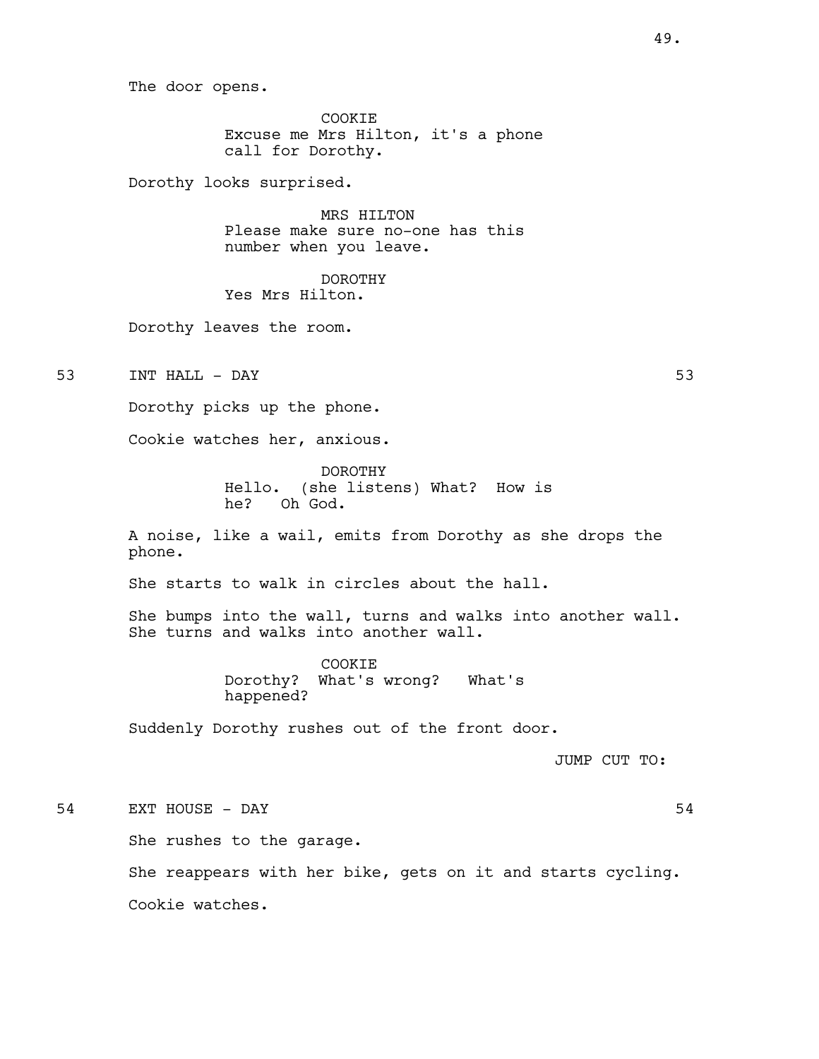The door opens.

COOKIE
Excuse me Mrs Hilton, it's a phone call for Dorothy.

Dorothy looks surprised.

MRS HILTON
Please make sure no-one has this number when you leave.

DOROTHY
Yes Mrs Hilton.

Dorothy leaves the room.

53 INT HALL - DAY 53

Dorothy picks up the phone.

Cookie watches her, anxious.

DOROTHY
Hello. (she listens) What? How is he? Oh God.

A noise, like a wail, emits from Dorothy as she drops the phone.

She starts to walk in circles about the hall.

She bumps into the wall, turns and walks into another wall. She turns and walks into another wall.

COOKIE
Dorothy? What's wrong? What's happened?

Suddenly Dorothy rushes out of the front door.

JUMP CUT TO:

54 EXT HOUSE - DAY 54

She rushes to the garage.

She reappears with her bike, gets on it and starts cycling.

Cookie watches.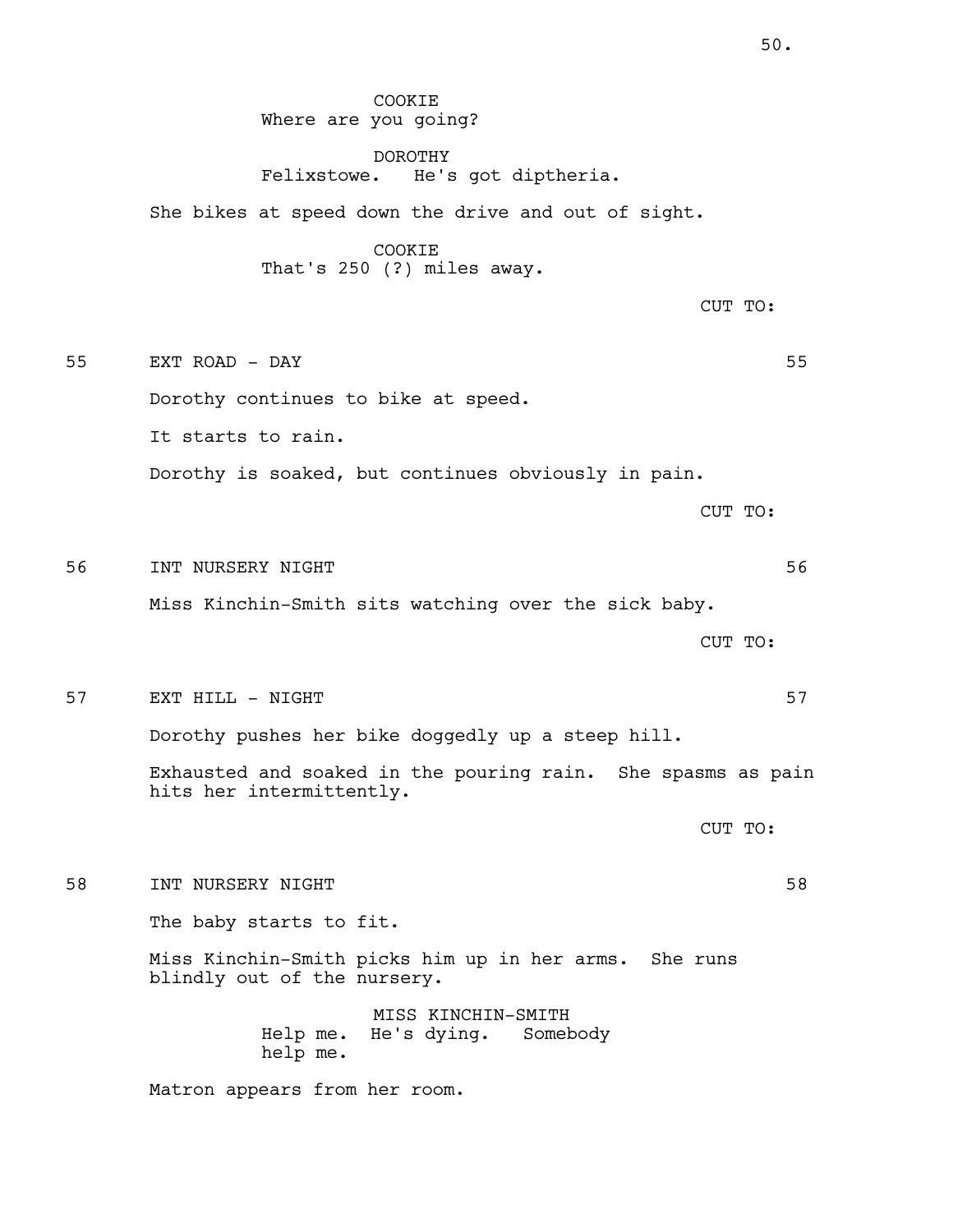COOKIE
Where are you going?

DOROTHY
Felixstowe. He's got diptheria.

She bikes at speed down the drive and out of sight.

COOKIE
That's 250 (?) miles away.

CUT TO:

55 EXT ROAD - DAY 55

Dorothy continues to bike at speed.

It starts to rain.

Dorothy is soaked, but continues obviously in pain.

CUT TO:

56 INT NURSERY NIGHT 56

Miss Kinchin-Smith sits watching over the sick baby.

CUT TO:

57 EXT HILL - NIGHT 57

Dorothy pushes her bike doggedly up a steep hill.

Exhausted and soaked in the pouring rain. She spasms as pain hits her intermittently.

CUT TO:

58 INT NURSERY NIGHT 58

The baby starts to fit.

Miss Kinchin-Smith picks him up in her arms. She runs blindly out of the nursery.

MISS KINCHIN-SMITH
Help me. He's dying. Somebody help me.

Matron appears from her room.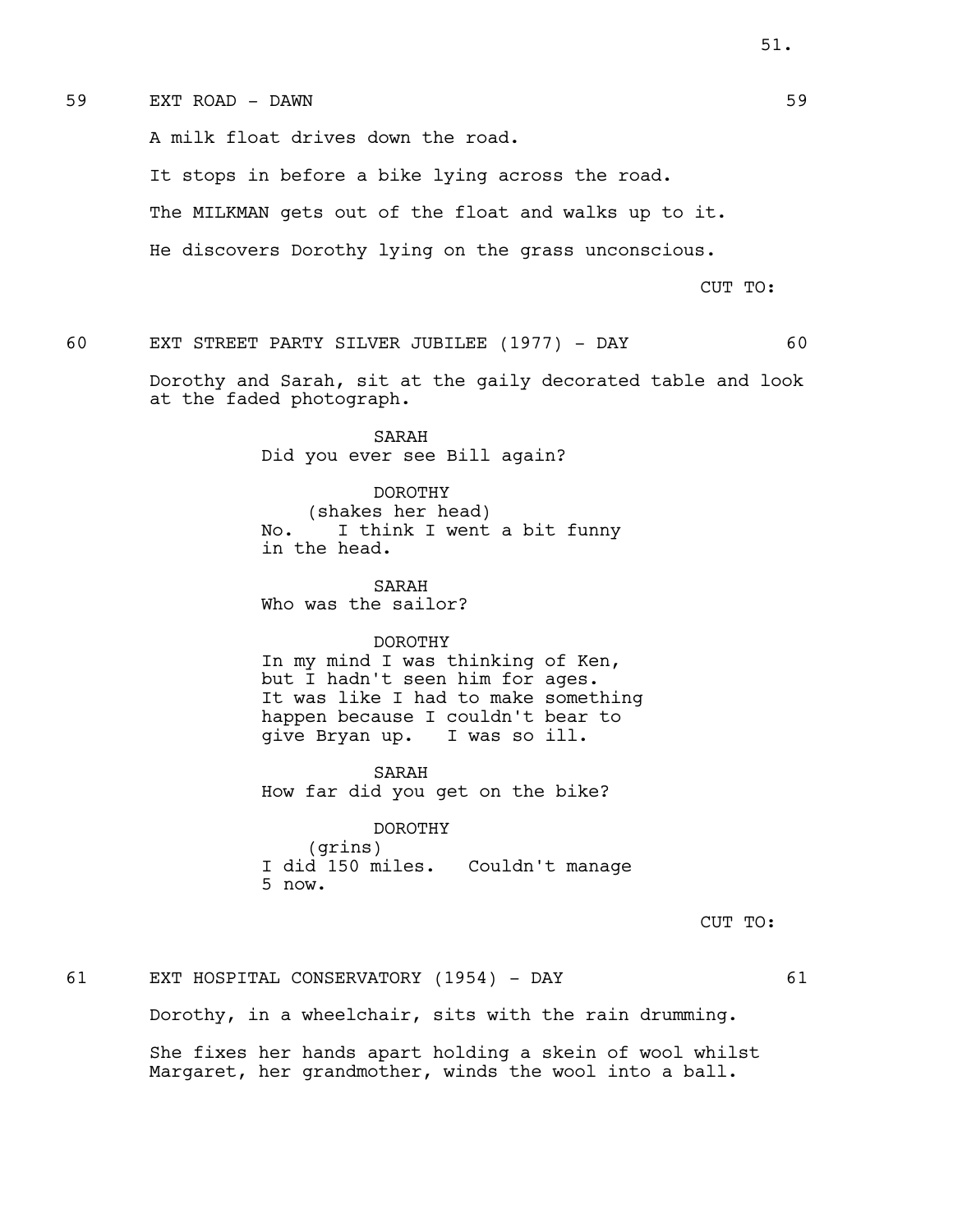59 EXT ROAD - DAWN 59

A milk float drives down the road.

It stops in before a bike lying across the road.

The MILKMAN gets out of the float and walks up to it.

He discovers Dorothy lying on the grass unconscious.

CUT TO:

60 EXT STREET PARTY SILVER JUBILEE (1977) - DAY 60

Dorothy and Sarah, sit at the gaily decorated table and look at the faded photograph.

SARAH
Did you ever see Bill again?

DOROTHY
(shakes her head)
No. I think I went a bit funny in the head.

SARAH
Who was the sailor?

DOROTHY
In my mind I was thinking of Ken, but I hadn't seen him for ages. It was like I had to make something happen because I couldn't bear to give Bryan up. I was so ill.

SARAH
How far did you get on the bike?

DOROTHY
(grins)
I did 150 miles. Couldn't manage 5 now.

CUT TO:

61 EXT HOSPITAL CONSERVATORY (1954) - DAY 61

Dorothy, in a wheelchair, sits with the rain drumming.

She fixes her hands apart holding a skein of wool whilst Margaret, her grandmother, winds the wool into a ball.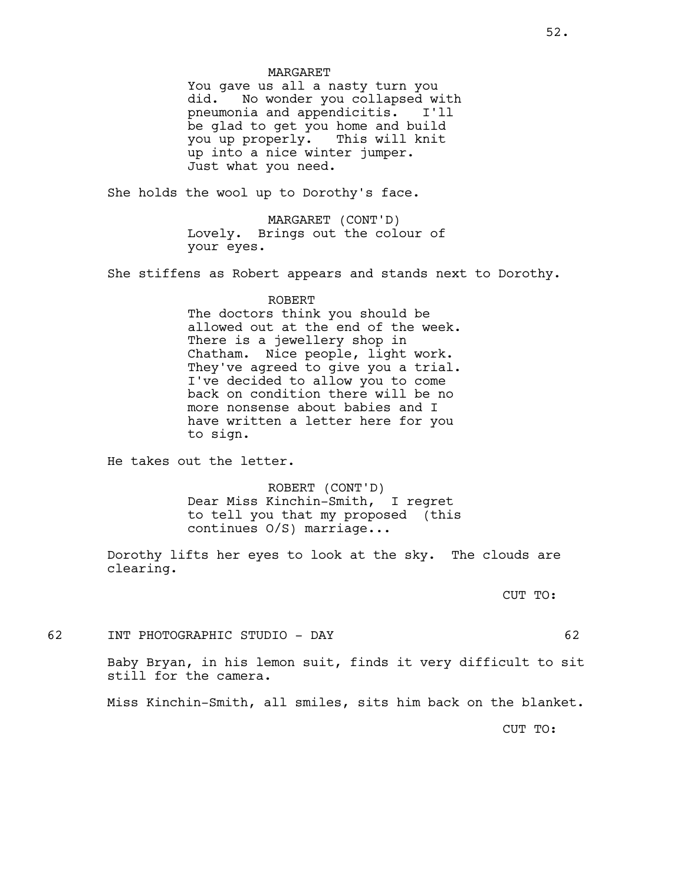MARGARET

You gave us all a nasty turn you did. No wonder you collapsed with pneumonia and appendicitis. I'll be glad to get you home and build you up properly. This will knit up into a nice winter jumper. Just what you need.

She holds the wool up to Dorothy's face.

MARGARET (CONT'D)

Lovely. Brings out the colour of your eyes.

She stiffens as Robert appears and stands next to Dorothy.

ROBERT

The doctors think you should be allowed out at the end of the week. There is a jewellery shop in Chatham. Nice people, light work. They've agreed to give you a trial. I've decided to allow you to come back on condition there will be no more nonsense about babies and I have written a letter here for you to sign.

He takes out the letter.

ROBERT (CONT'D)

Dear Miss Kinchin-Smith, I regret to tell you that my proposed (this continues O/S) marriage...

Dorothy lifts her eyes to look at the sky. The clouds are clearing.

CUT TO:

62 INT PHOTOGRAPHIC STUDIO - DAY 62

Baby Bryan, in his lemon suit, finds it very difficult to sit still for the camera.

Miss Kinchin-Smith, all smiles, sits him back on the blanket.

CUT TO: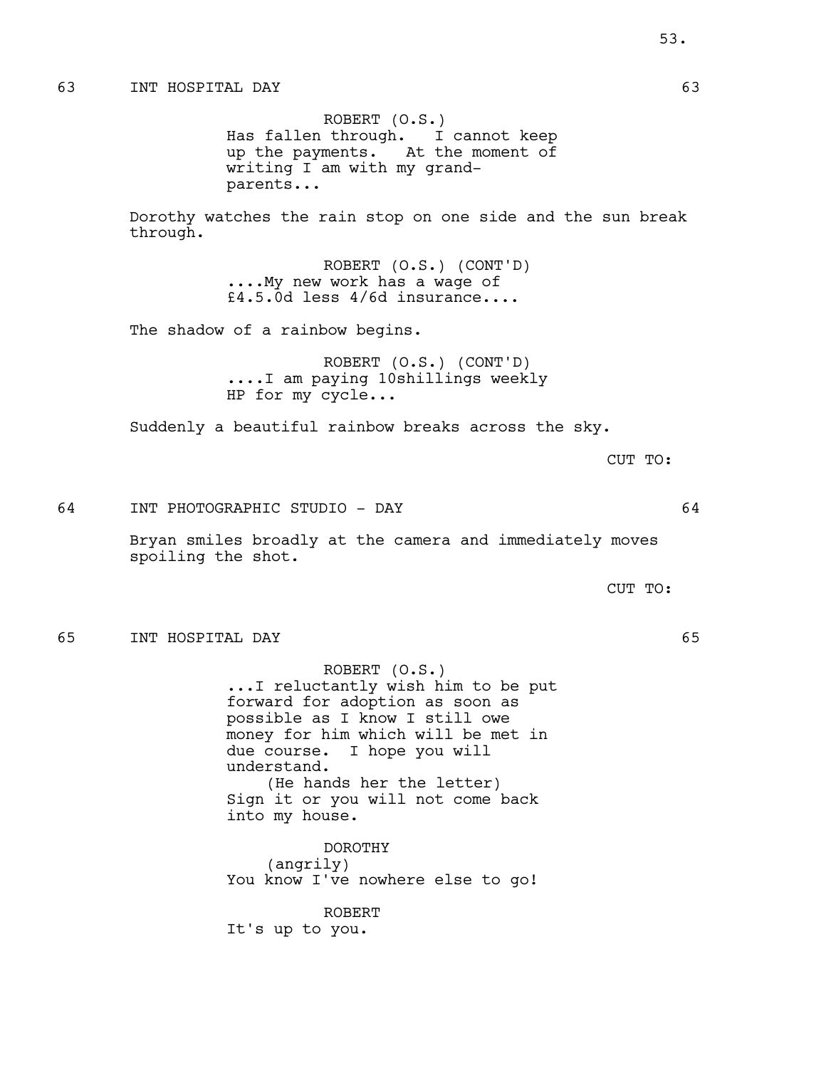63 INT HOSPITAL DAY 63

ROBERT (O.S.)
Has fallen through. I cannot keep up the payments. At the moment of writing I am with my grand-parents...

Dorothy watches the rain stop on one side and the sun break through.

ROBERT (O.S.) (CONT'D)
....My new work has a wage of £4.5.0d less 4/6d insurance....

The shadow of a rainbow begins.

ROBERT (O.S.) (CONT'D)
....I am paying 10shillings weekly HP for my cycle...

Suddenly a beautiful rainbow breaks across the sky.

CUT TO:

64 INT PHOTOGRAPHIC STUDIO - DAY 64

Bryan smiles broadly at the camera and immediately moves spoiling the shot.

CUT TO:

65 INT HOSPITAL DAY 65

ROBERT (O.S.)
...I reluctantly wish him to be put forward for adoption as soon as possible as I know I still owe money for him which will be met in due course. I hope you will understand.
(He hands her the letter)
Sign it or you will not come back into my house.

DOROTHY
(angrily)
You know I've nowhere else to go!

ROBERT
It's up to you.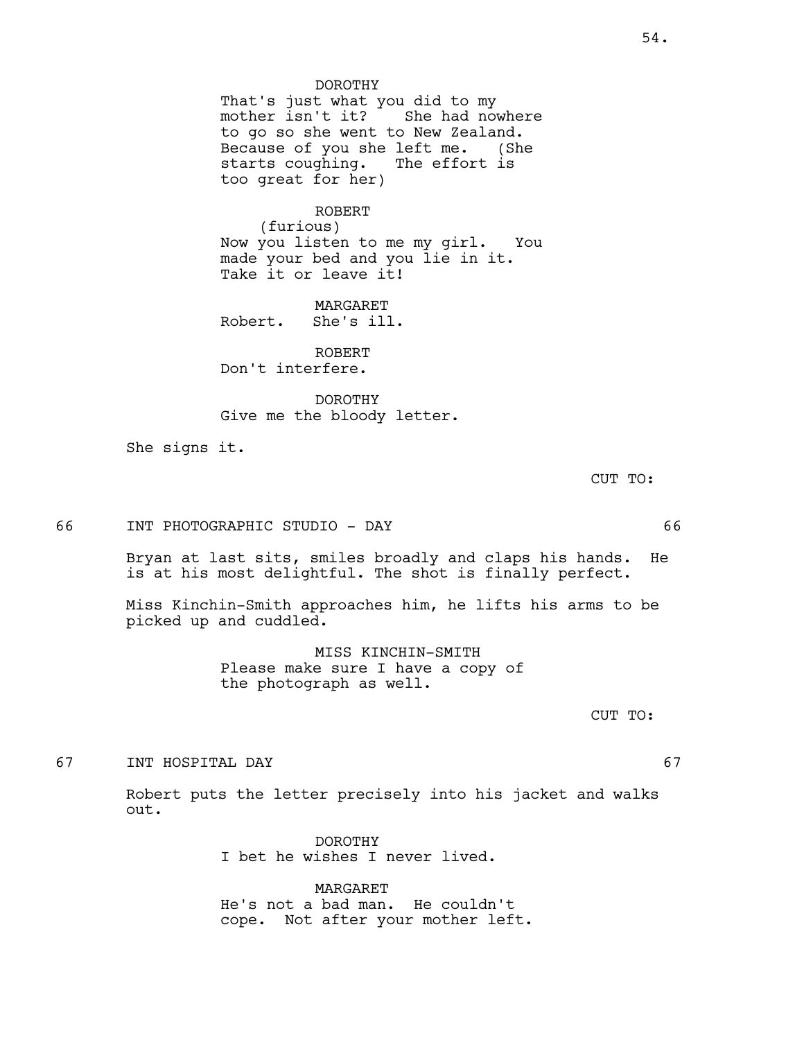DORO­THY
That's just what you did to my mother isn't it? She had nowhere to go so she went to New Zealand. Because of you she left me. (She starts coughing. The effort is too great for her)

ROBERT
(furious)
Now you listen to me my girl. You made your bed and you lie in it. Take it or leave it!

MARGARET
Robert. She's ill.

ROBERT
Don't interfere.

DOROTHY
Give me the bloody letter.

She signs it.

CUT TO:

66 INT PHOTOGRAPHIC STUDIO - DAY 66

Bryan at last sits, smiles broadly and claps his hands. He is at his most delightful. The shot is finally perfect.

Miss Kinchin-Smith approaches him, he lifts his arms to be picked up and cuddled.

MISS KINCHIN-SMITH
Please make sure I have a copy of the photograph as well.

CUT TO:

67 INT HOSPITAL DAY 67

Robert puts the letter precisely into his jacket and walks out.

DOROTHY
I bet he wishes I never lived.

MARGARET
He's not a bad man. He couldn't cope. Not after your mother left.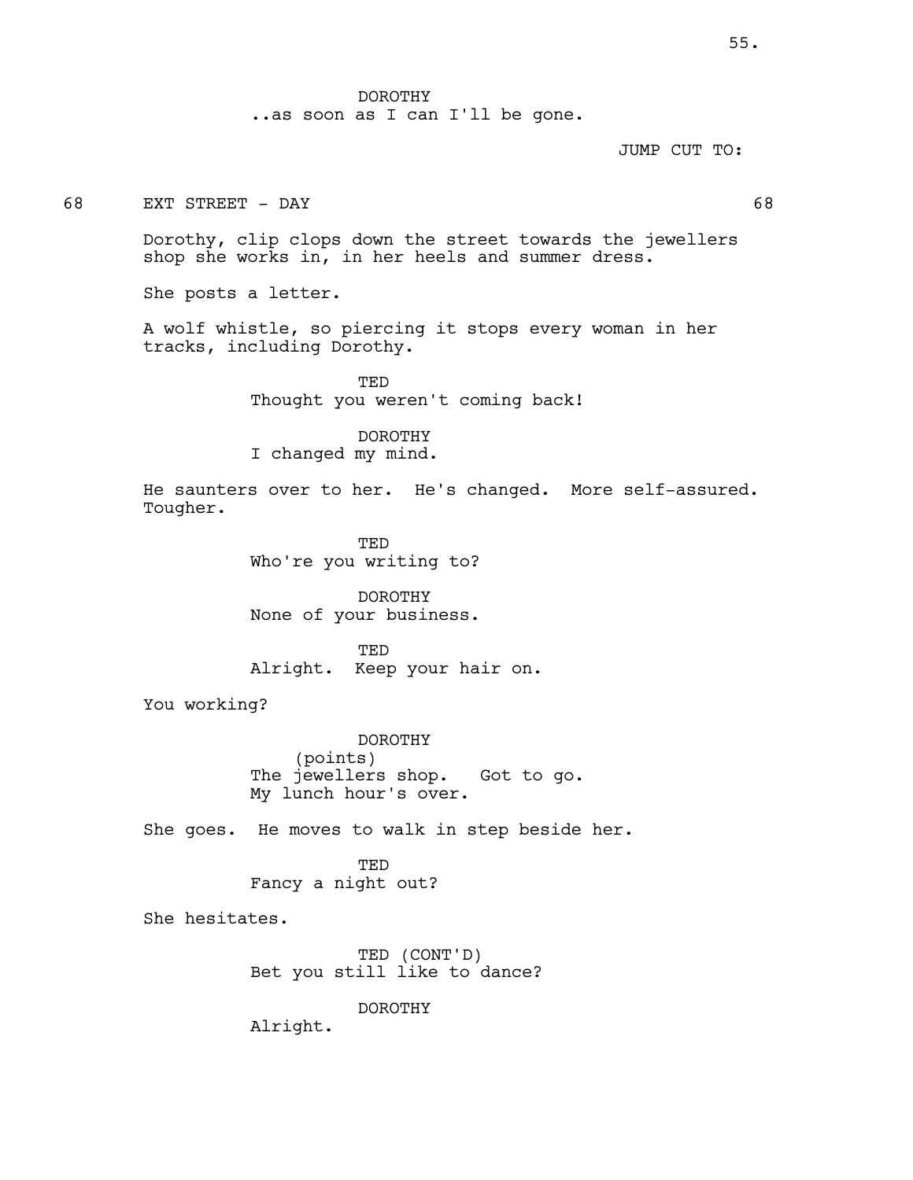DOROTHY
..as soon as I can I'll be gone.

JUMP CUT TO:

68 EXT STREET - DAY 68

Dorothy, clip clops down the street towards the jewellers shop she works in, in her heels and summer dress.

She posts a letter.

A wolf whistle, so piercing it stops every woman in her tracks, including Dorothy.

TED
Thought you weren't coming back!

DOROTHY
I changed my mind.

He saunters over to her. He's changed. More self-assured. Tougher.

TED
Who're you writing to?

DOROTHY
None of your business.

TED
Alright. Keep your hair on.

You working?

DOROTHY
(points)
The jewellers shop. Got to go.
My lunch hour's over.

She goes. He moves to walk in step beside her.

TED
Fancy a night out?

She hesitates.

TED (CONT'D)
Bet you still like to dance?

DOROTHY
Alright.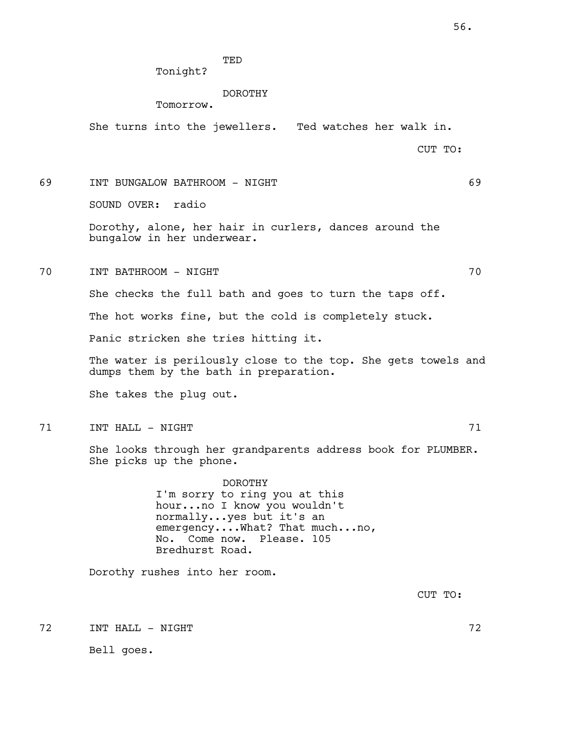TED
Tonight?

DOROTHY
Tomorrow.

She turns into the jewellers. Ted watches her walk in.

CUT TO:

69 INT BUNGALOW BATHROOM - NIGHT 69

SOUND OVER: radio

Dorothy, alone, her hair in curlers, dances around the bungalow in her underwear.

70 INT BATHROOM - NIGHT 70

She checks the full bath and goes to turn the taps off.

The hot works fine, but the cold is completely stuck.

Panic stricken she tries hitting it.

The water is perilously close to the top. She gets towels and dumps them by the bath in preparation.

She takes the plug out.

71 INT HALL - NIGHT 71

She looks through her grandparents address book for PLUMBER. She picks up the phone.

DOROTHY
I'm sorry to ring you at this hour...no I know you wouldn't normally...yes but it's an emergency....What? That much...no, No. Come now. Please. 105 Bredhurst Road.

Dorothy rushes into her room.

CUT TO:

72 INT HALL - NIGHT 72

Bell goes.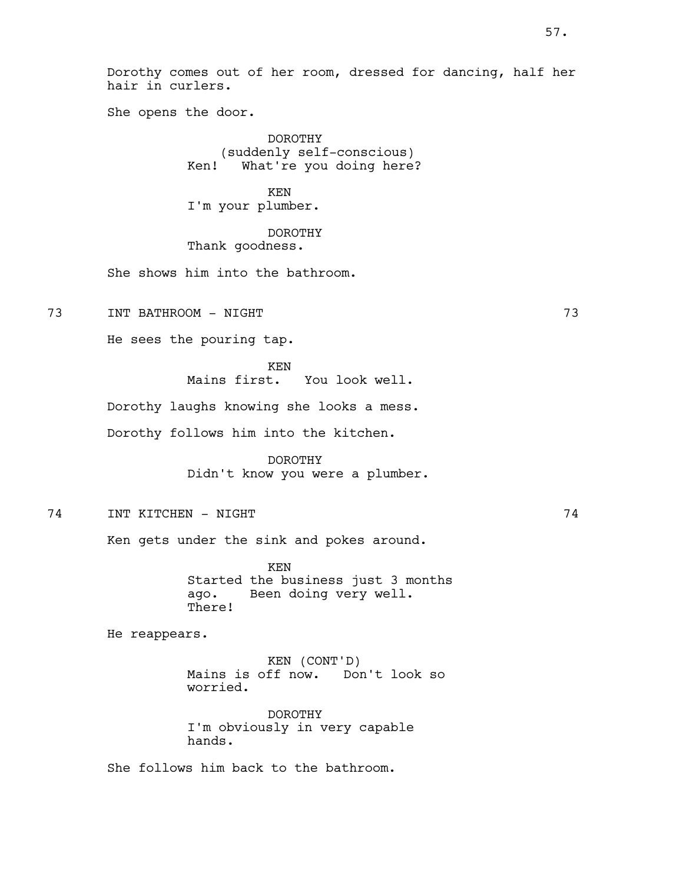Dorothy comes out of her room, dressed for dancing, half her hair in curlers.

She opens the door.

DOROTHY
(suddenly self-conscious)
Ken! What're you doing here?

KEN
I'm your plumber.

DOROTHY
Thank goodness.

She shows him into the bathroom.

73 INT BATHROOM - NIGHT 73

He sees the pouring tap.

KEN
Mains first. You look well.

Dorothy laughs knowing she looks a mess.

Dorothy follows him into the kitchen.

DOROTHY
Didn't know you were a plumber.

74 INT KITCHEN - NIGHT 74

Ken gets under the sink and pokes around.

KEN
Started the business just 3 months ago. Been doing very well. There!

He reappears.

KEN (CONT'D)
Mains is off now. Don't look so worried.

DOROTHY
I'm obviously in very capable hands.

She follows him back to the bathroom.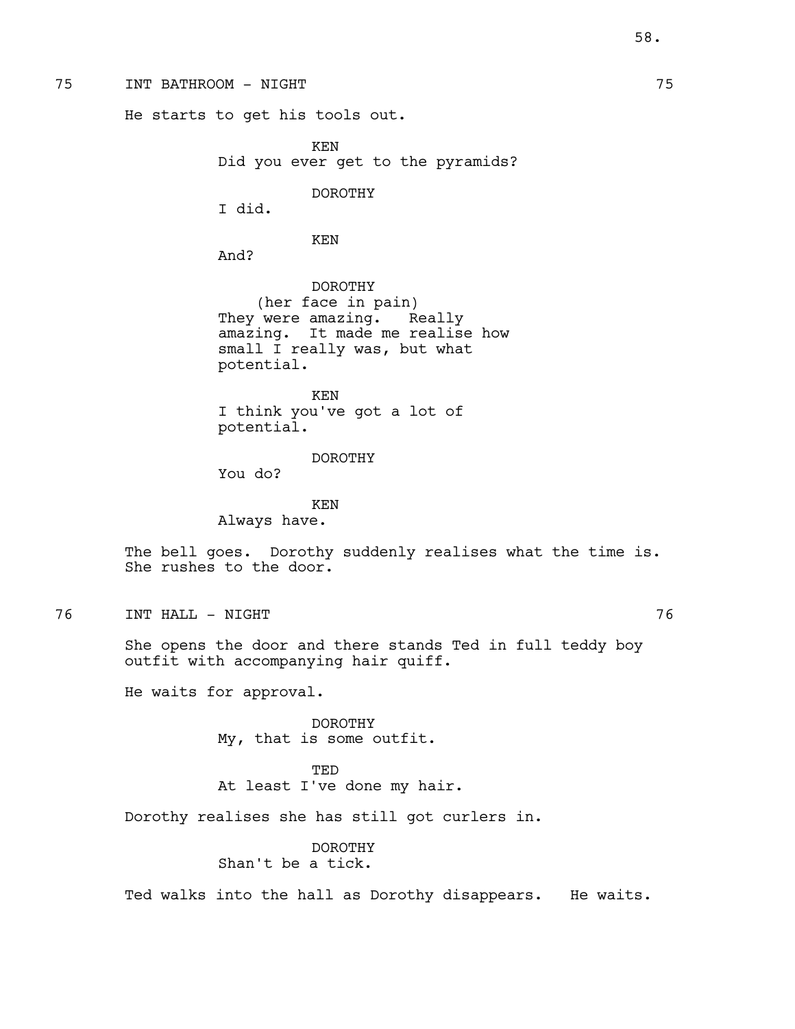75 INT BATHROOM - NIGHT 75

He starts to get his tools out.

KEN
Did you ever get to the pyramids?

DOROTHY
I did.

KEN
And?

DOROTHY
(her face in pain)
They were amazing. Really amazing. It made me realise how small I really was, but what potential.

KEN
I think you've got a lot of potential.

DOROTHY
You do?

KEN
Always have.

The bell goes. Dorothy suddenly realises what the time is. She rushes to the door.

76 INT HALL - NIGHT 76

She opens the door and there stands Ted in full teddy boy outfit with accompanying hair quiff.

He waits for approval.

DOROTHY
My, that is some outfit.

TED
At least I've done my hair.

Dorothy realises she has still got curlers in.

DOROTHY
Shan't be a tick.

Ted walks into the hall as Dorothy disappears. He waits.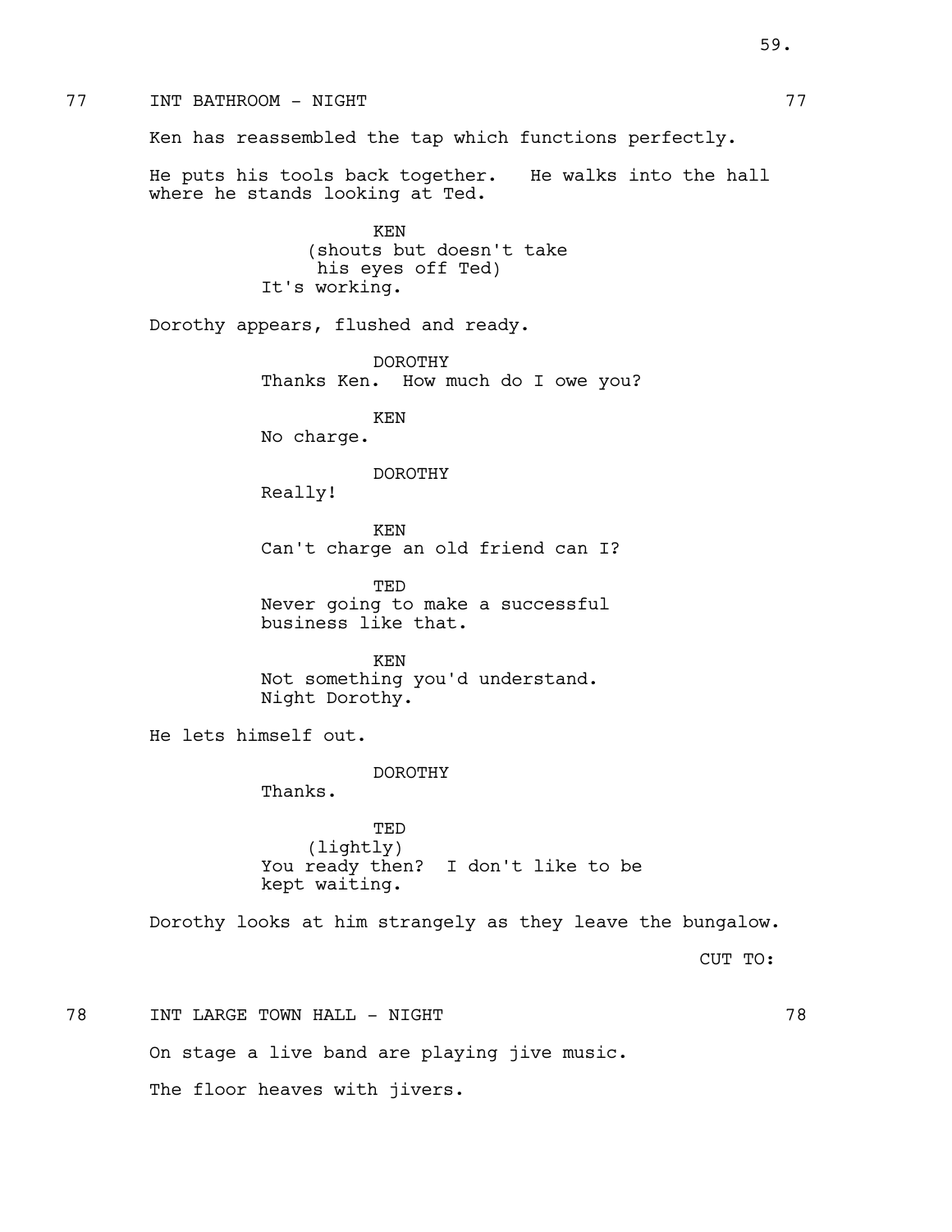77 INT BATHROOM - NIGHT 77

Ken has reassembled the tap which functions perfectly.

He puts his tools back together. He walks into the hall where he stands looking at Ted.

KEN
(shouts but doesn't take his eyes off Ted)
It's working.

Dorothy appears, flushed and ready.

DOROTHY
Thanks Ken. How much do I owe you?

KEN
No charge.

DOROTHY
Really!

KEN
Can't charge an old friend can I?

TED
Never going to make a successful business like that.

KEN
Not something you'd understand.
Night Dorothy.

He lets himself out.

DOROTHY
Thanks.

TED
(lightly)
You ready then? I don't like to be kept waiting.

Dorothy looks at him strangely as they leave the bungalow.

CUT TO:

78 INT LARGE TOWN HALL - NIGHT 78

On stage a live band are playing jive music.

The floor heaves with jivers.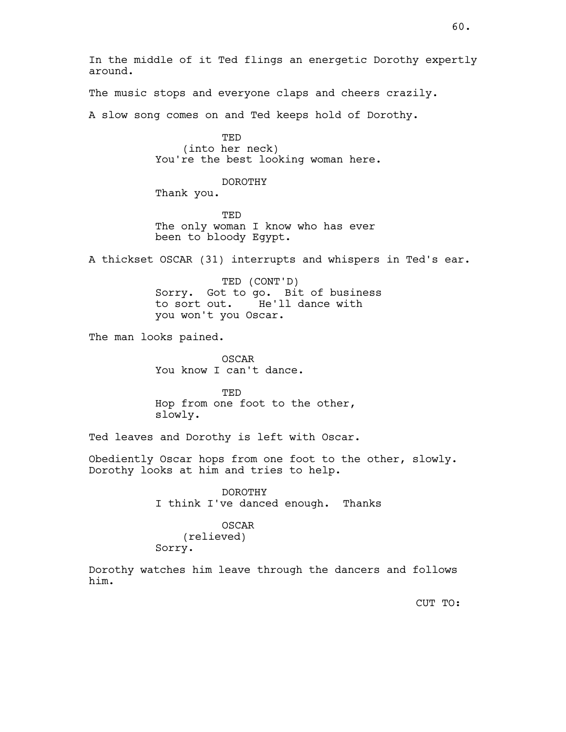In the middle of it Ted flings an energetic Dorothy expertly around.

The music stops and everyone claps and cheers crazily.

A slow song comes on and Ted keeps hold of Dorothy.

TED
(into her neck)
You're the best looking woman here.

DOROTHY
Thank you.

TED
The only woman I know who has ever been to bloody Egypt.

A thickset OSCAR (31) interrupts and whispers in Ted's ear.

TED (CONT'D)
Sorry. Got to go. Bit of business to sort out. He'll dance with you won't you Oscar.

The man looks pained.

OSCAR
You know I can't dance.

TED
Hop from one foot to the other, slowly.

Ted leaves and Dorothy is left with Oscar.

Obediently Oscar hops from one foot to the other, slowly. Dorothy looks at him and tries to help.

DOROTHY
I think I've danced enough. Thanks

OSCAR
(relieved)
Sorry.

Dorothy watches him leave through the dancers and follows him.

CUT TO: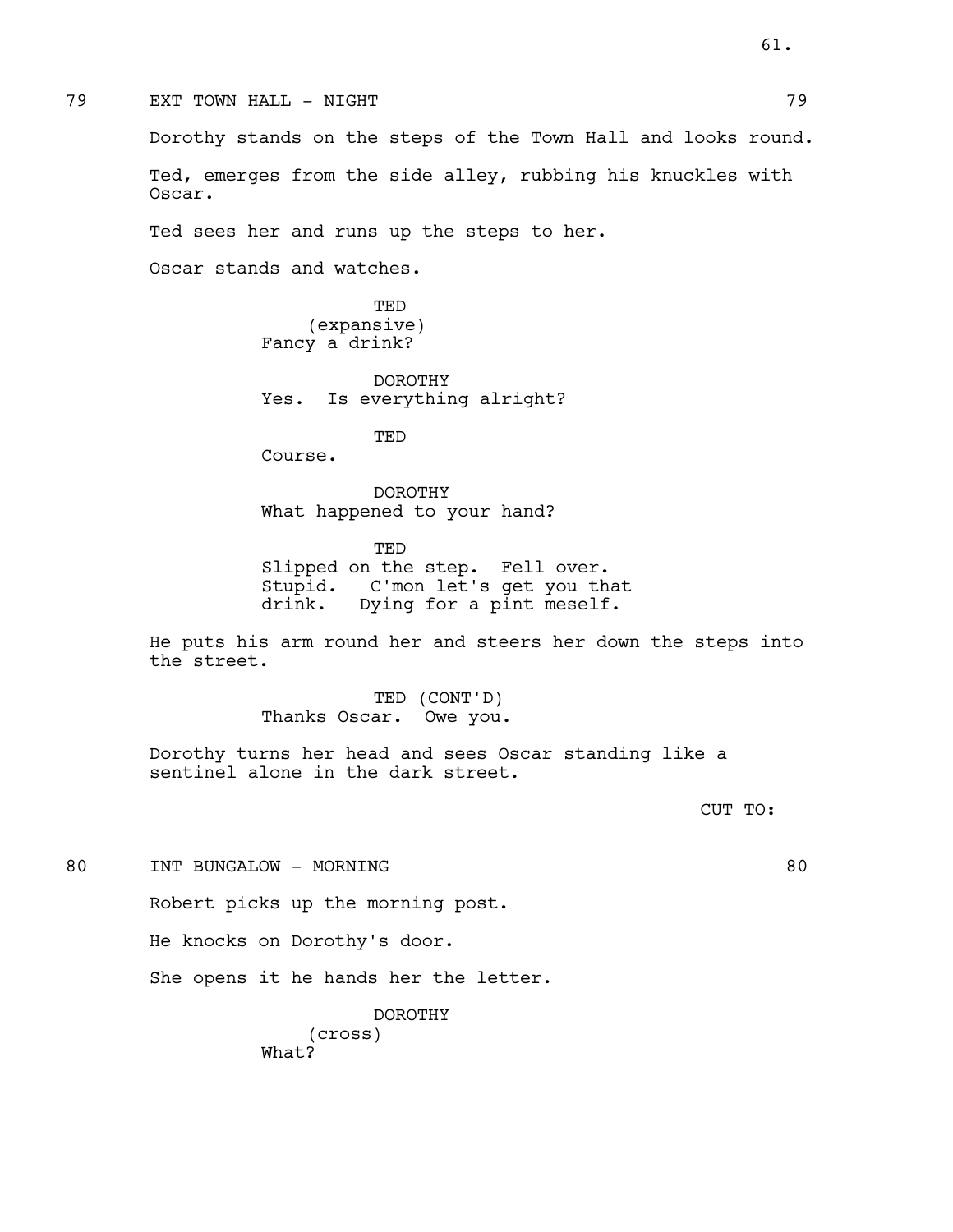79 EXT TOWN HALL - NIGHT 79

Dorothy stands on the steps of the Town Hall and looks round.

Ted, emerges from the side alley, rubbing his knuckles with Oscar.

Ted sees her and runs up the steps to her.

Oscar stands and watches.

TED
(expansive)
Fancy a drink?

DOROTHY
Yes. Is everything alright?

TED
Course.

DOROTHY
What happened to your hand?

TED
Slipped on the step. Fell over. Stupid. C'mon let's get you that drink. Dying for a pint meself.

He puts his arm round her and steers her down the steps into the street.

TED (CONT'D)
Thanks Oscar. Owe you.

Dorothy turns her head and sees Oscar standing like a sentinel alone in the dark street.

CUT TO:

80 INT BUNGALOW - MORNING 80

Robert picks up the morning post.

He knocks on Dorothy's door.

She opens it he hands her the letter.

DOROTHY
(cross)
What?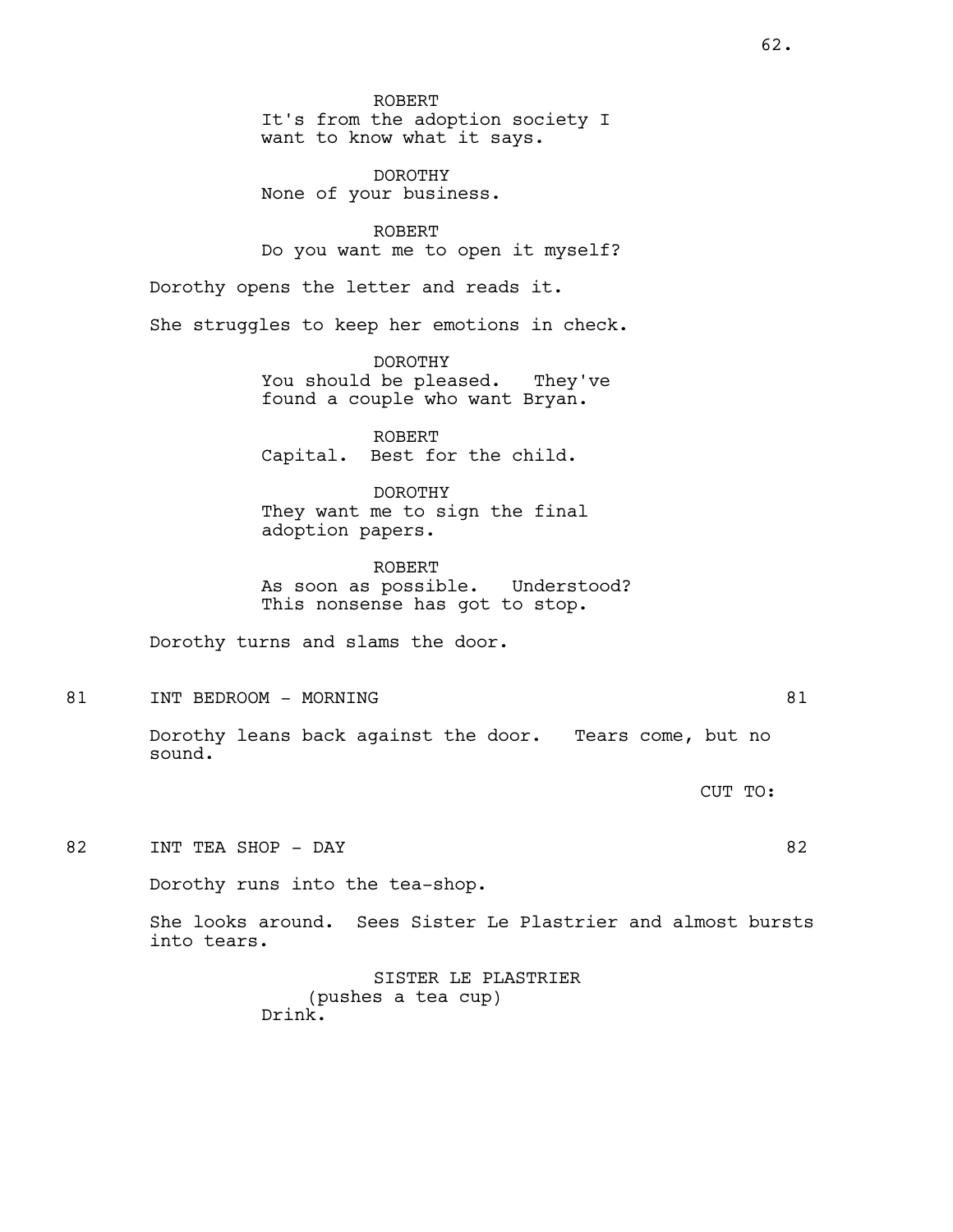ROBERT
It's from the adoption society I want to know what it says.

DOROTHY
None of your business.

ROBERT
Do you want me to open it myself?

Dorothy opens the letter and reads it.

She struggles to keep her emotions in check.

DOROTHY
You should be pleased. They've found a couple who want Bryan.

ROBERT
Capital. Best for the child.

DOROTHY
They want me to sign the final adoption papers.

ROBERT
As soon as possible. Understood? This nonsense has got to stop.

Dorothy turns and slams the door.

81 INT BEDROOM - MORNING 81

Dorothy leans back against the door. Tears come, but no sound.

CUT TO:

82 INT TEA SHOP - DAY 82

Dorothy runs into the tea-shop.

She looks around. Sees Sister Le Plastrier and almost bursts into tears.

SISTER LE PLASTRIER
(pushes a tea cup)
Drink.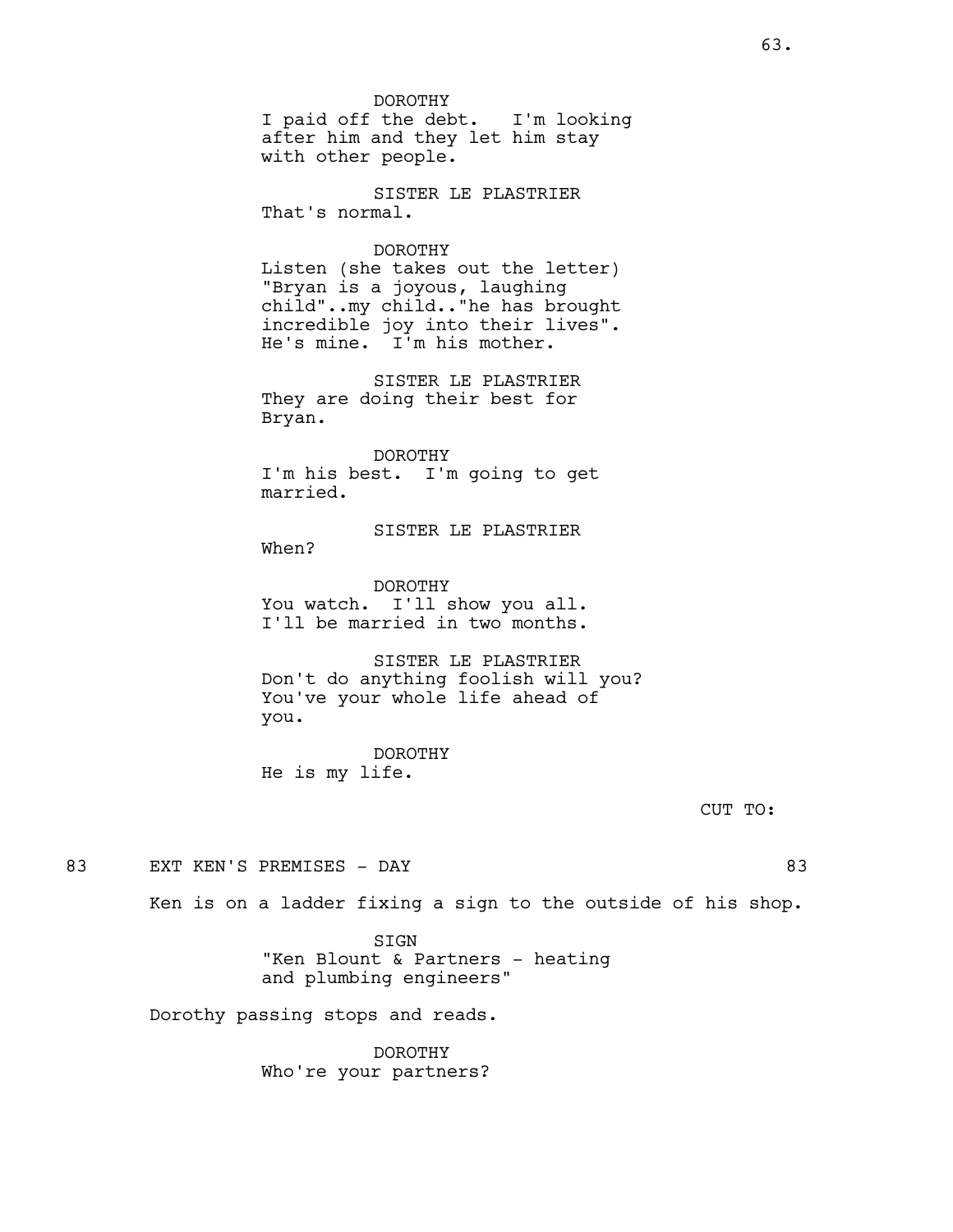DOROTHY
I paid off the debt. I'm looking after him and they let him stay with other people.

SISTER LE PLASTRIER
That's normal.

DOROTHY
Listen (she takes out the letter) "Bryan is a joyous, laughing child"..my child.."he has brought incredible joy into their lives". He's mine. I'm his mother.

SISTER LE PLASTRIER
They are doing their best for Bryan.

DOROTHY
I'm his best. I'm going to get married.

SISTER LE PLASTRIER
When?

DOROTHY
You watch. I'll show you all. I'll be married in two months.

SISTER LE PLASTRIER
Don't do anything foolish will you? You've your whole life ahead of you.

DOROTHY
He is my life.

CUT TO:

83 EXT KEN'S PREMISES - DAY 83

Ken is on a ladder fixing a sign to the outside of his shop.

SIGN
"Ken Blount & Partners - heating and plumbing engineers"

Dorothy passing stops and reads.

DOROTHY
Who're your partners?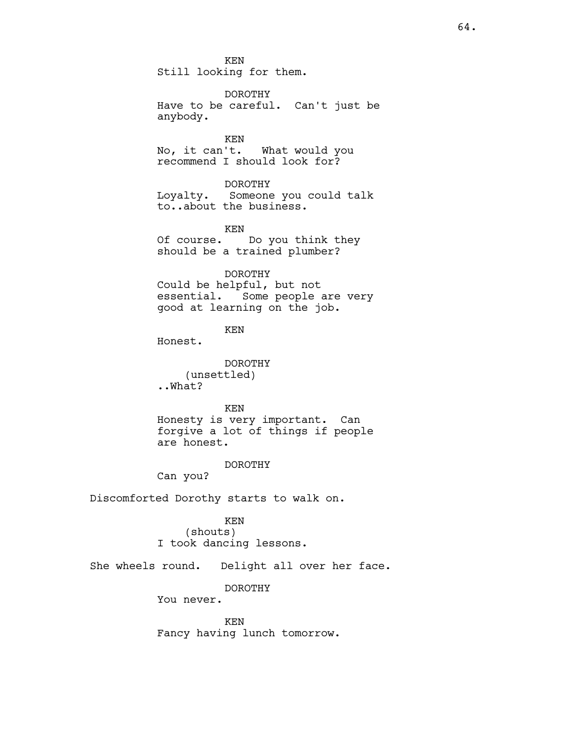KEN
Still looking for them.

DOROTHY
Have to be careful. Can't just be anybody.

KEN
No, it can't. What would you recommend I should look for?

DOROTHY
Loyalty. Someone you could talk to..about the business.

KEN
Of course. Do you think they should be a trained plumber?

DOROTHY
Could be helpful, but not essential. Some people are very good at learning on the job.

KEN
Honest.

DOROTHY
(unsettled)
..What?

KEN
Honesty is very important. Can forgive a lot of things if people are honest.

DOROTHY
Can you?

Discomforted Dorothy starts to walk on.

KEN
(shouts)
I took dancing lessons.

She wheels round. Delight all over her face.

DOROTHY
You never.

KEN
Fancy having lunch tomorrow.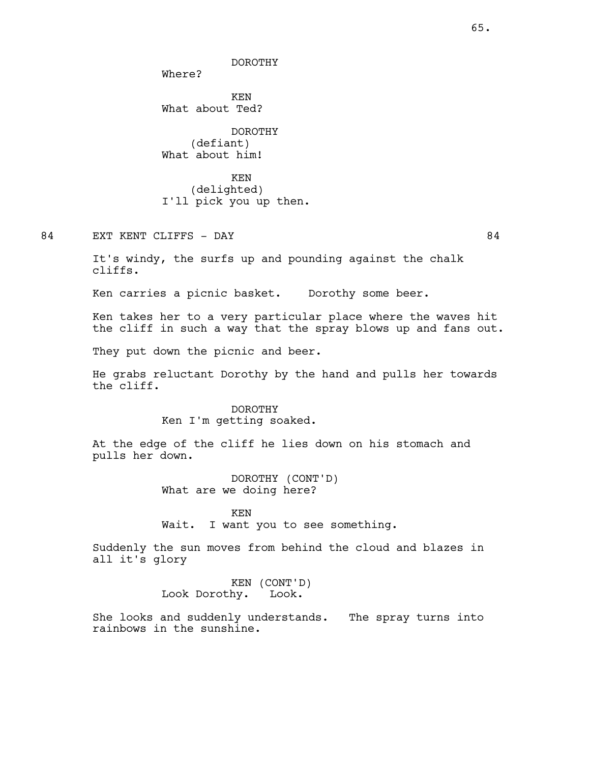DOROTHY
Where?

KEN
What about Ted?

DOROTHY
(defiant)
What about him!

KEN
(delighted)
I'll pick you up then.

84 EXT KENT CLIFFS - DAY 84

It's windy, the surfs up and pounding against the chalk cliffs.

Ken carries a picnic basket. Dorothy some beer.

Ken takes her to a very particular place where the waves hit the cliff in such a way that the spray blows up and fans out.

They put down the picnic and beer.

He grabs reluctant Dorothy by the hand and pulls her towards the cliff.

DOROTHY
Ken I'm getting soaked.

At the edge of the cliff he lies down on his stomach and pulls her down.

DOROTHY (CONT'D)
What are we doing here?

KEN
Wait. I want you to see something.

Suddenly the sun moves from behind the cloud and blazes in all it's glory

KEN (CONT'D)
Look Dorothy. Look.

She looks and suddenly understands. The spray turns into rainbows in the sunshine.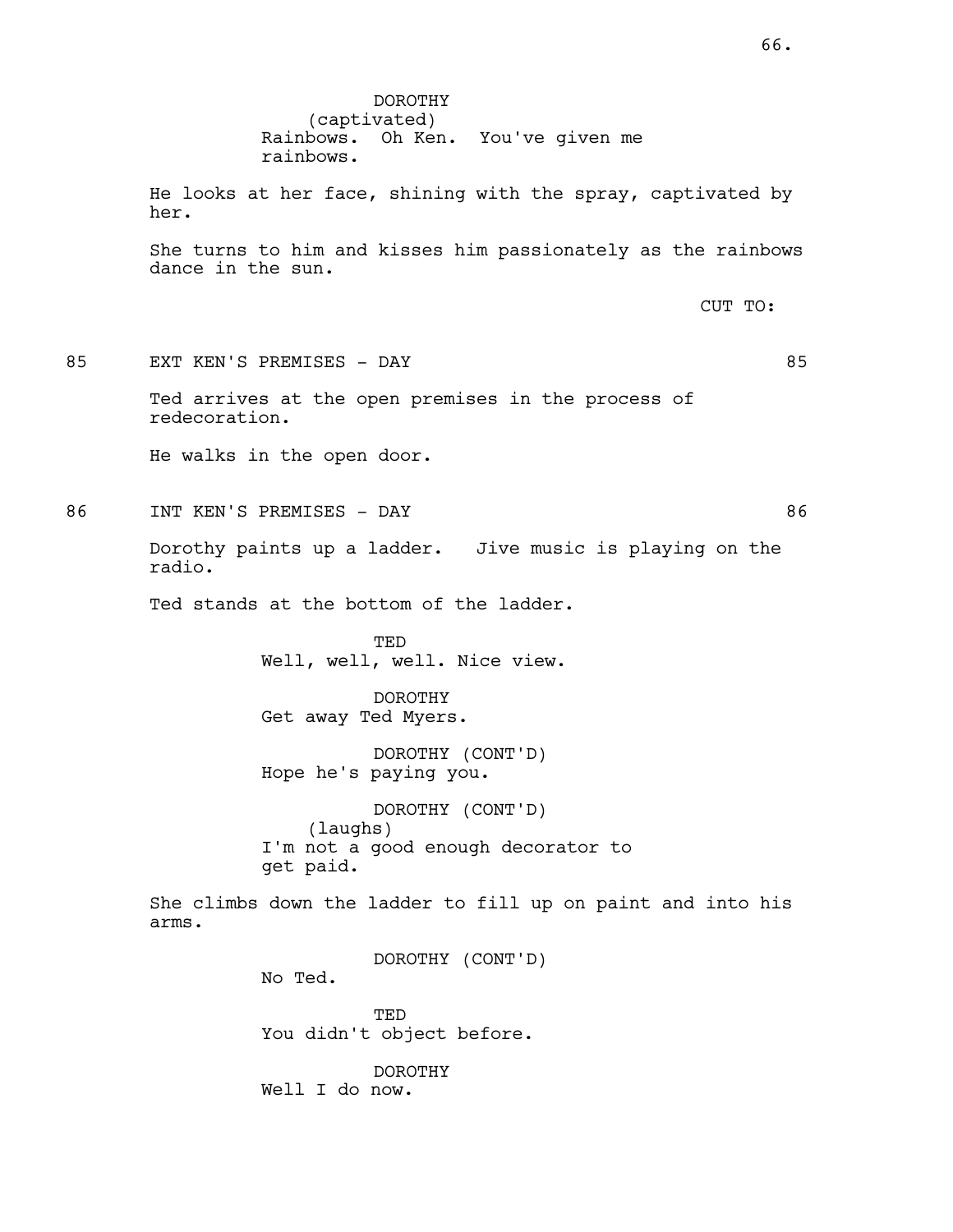DOROTHY
(captivated)
Rainbows. Oh Ken. You've given me rainbows.

He looks at her face, shining with the spray, captivated by her.

She turns to him and kisses him passionately as the rainbows dance in the sun.

CUT TO:

85 EXT KEN'S PREMISES - DAY 85

Ted arrives at the open premises in the process of redecoration.

He walks in the open door.

86 INT KEN'S PREMISES - DAY 86

Dorothy paints up a ladder. Jive music is playing on the radio.

Ted stands at the bottom of the ladder.

TED
Well, well, well. Nice view.

DOROTHY
Get away Ted Myers.

DOROTHY (CONT'D)
Hope he's paying you.

DOROTHY (CONT'D)
(laughs)
I'm not a good enough decorator to get paid.

She climbs down the ladder to fill up on paint and into his arms.

DOROTHY (CONT'D)
No Ted.

TED
You didn't object before.

DOROTHY
Well I do now.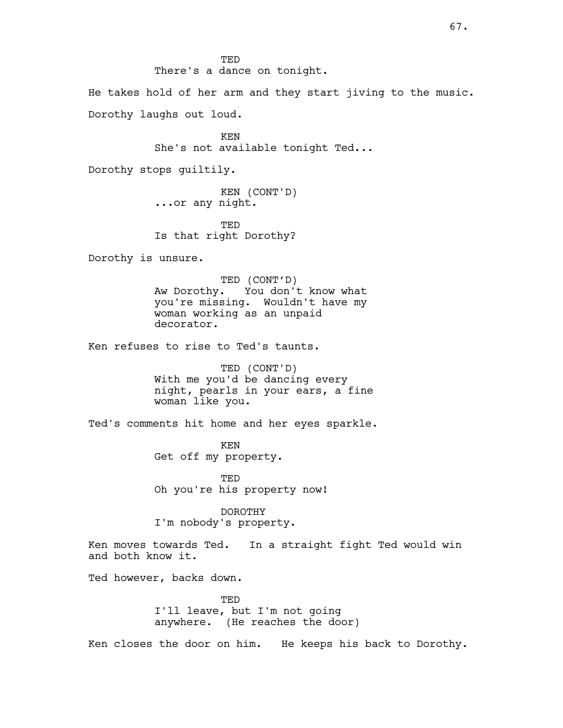TED
There's a dance on tonight.

He takes hold of her arm and they start jiving to the music.

Dorothy laughs out loud.

KEN
She's not available tonight Ted...

Dorothy stops guiltily.

KEN (CONT'D)
...or any night.

TED
Is that right Dorothy?

Dorothy is unsure.

TED (CONT'D)
Aw Dorothy. You don't know what you're missing. Wouldn't have my woman working as an unpaid decorator.

Ken refuses to rise to Ted's taunts.

TED (CONT'D)
With me you'd be dancing every night, pearls in your ears, a fine woman like you.

Ted's comments hit home and her eyes sparkle.

KEN
Get off my property.

TED
Oh you're his property now!

DOROTHY
I'm nobody's property.

Ken moves towards Ted. In a straight fight Ted would win and both know it.

Ted however, backs down.

TED
I'll leave, but I'm not going anywhere. (He reaches the door)

Ken closes the door on him. He keeps his back to Dorothy.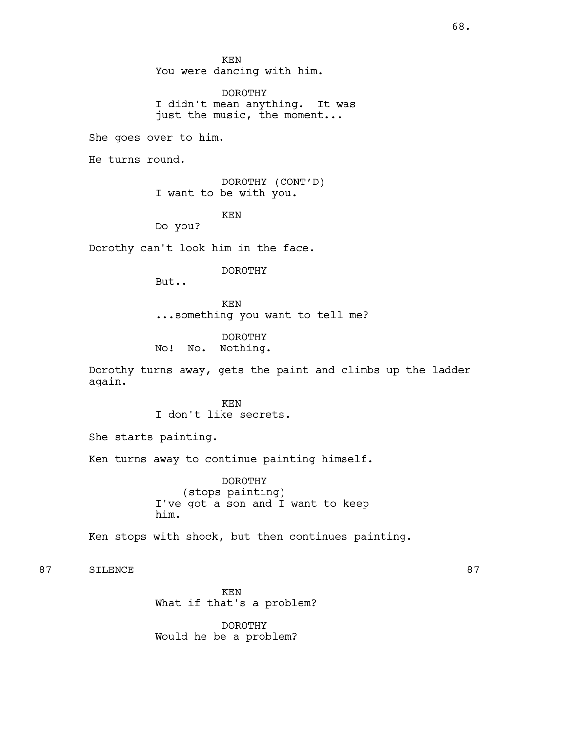KEN
You were dancing with him.

DOROTHY
I didn't mean anything. It was just the music, the moment...

She goes over to him.

He turns round.

DOROTHY (CONT'D)
I want to be with you.

KEN
Do you?

Dorothy can't look him in the face.

DOROTHY
But..

KEN
...something you want to tell me?

DOROTHY
No! No. Nothing.

Dorothy turns away, gets the paint and climbs up the ladder again.

KEN
I don't like secrets.

She starts painting.

Ken turns away to continue painting himself.

DOROTHY
(stops painting)
I've got a son and I want to keep him.

Ken stops with shock, but then continues painting.

87 SILENCE 87

KEN
What if that's a problem?

DOROTHY
Would he be a problem?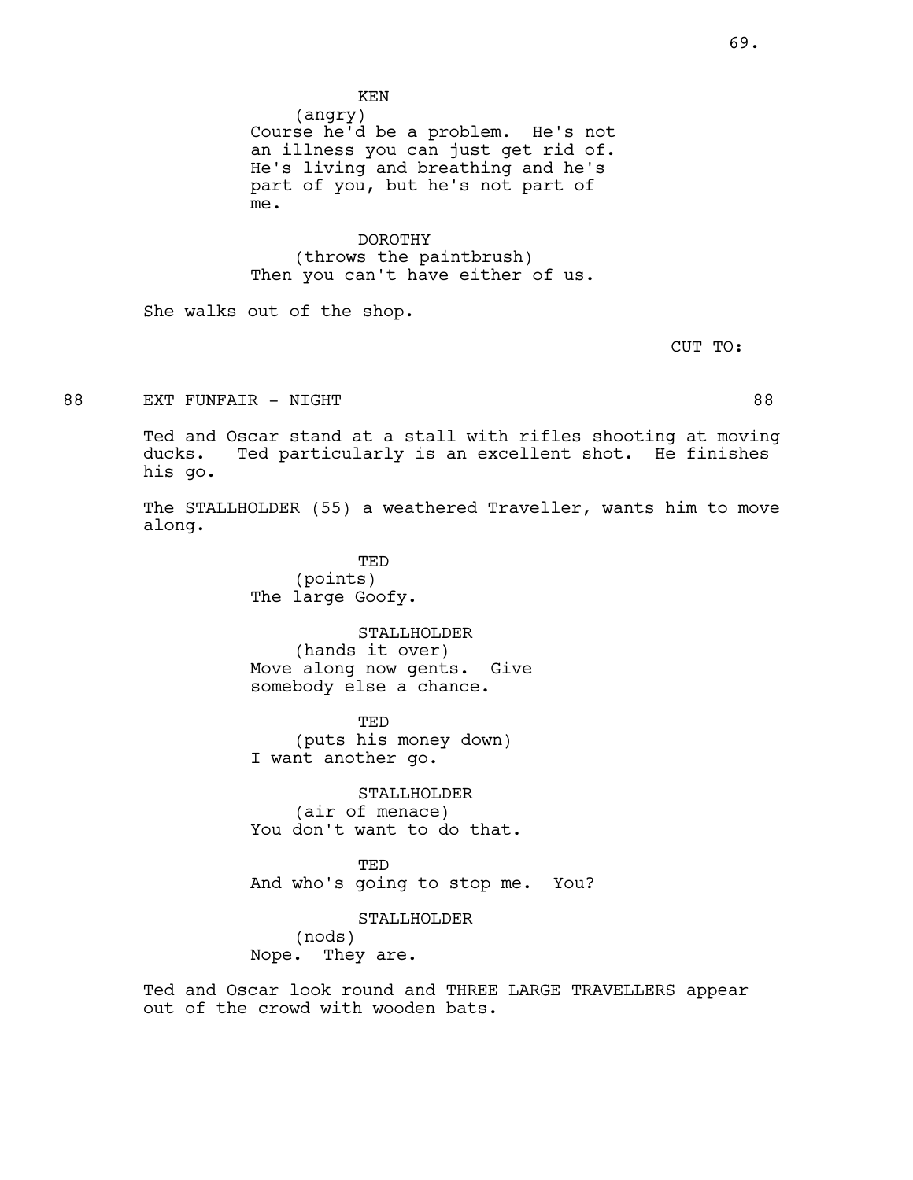KEN
(angry)
Course he'd be a problem. He's not an illness you can just get rid of. He's living and breathing and he's part of you, but he's not part of me.

DOROTHY
(throws the paintbrush)
Then you can't have either of us.

She walks out of the shop.

CUT TO:

88 EXT FUNFAIR - NIGHT 88

Ted and Oscar stand at a stall with rifles shooting at moving ducks. Ted particularly is an excellent shot. He finishes his go.

The STALLHOLDER (55) a weathered Traveller, wants him to move along.

TED
(points)
The large Goofy.

STALLHOLDER
(hands it over)
Move along now gents. Give somebody else a chance.

TED
(puts his money down)
I want another go.

STALLHOLDER
(air of menace)
You don't want to do that.

TED
And who's going to stop me. You?

STALLHOLDER
(nods)
Nope. They are.

Ted and Oscar look round and THREE LARGE TRAVELLERS appear out of the crowd with wooden bats.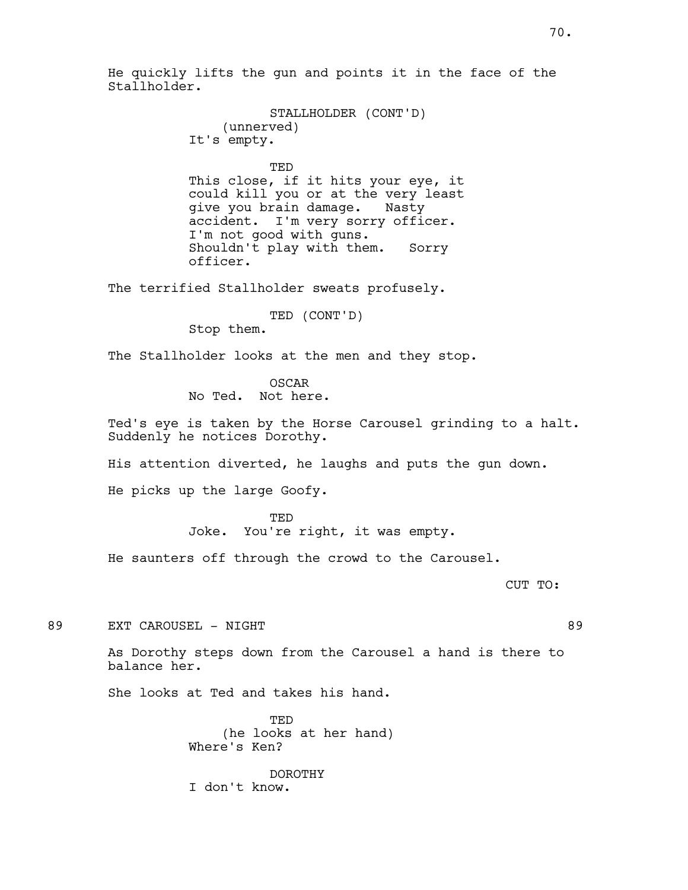He quickly lifts the gun and points it in the face of the Stallholder.

STALLHOLDER (CONT'D)
(unnerved)
It's empty.

TED
This close, if it hits your eye, it could kill you or at the very least give you brain damage. Nasty accident. I'm very sorry officer. I'm not good with guns. Shouldn't play with them. Sorry officer.

The terrified Stallholder sweats profusely.

TED (CONT'D)
Stop them.

The Stallholder looks at the men and they stop.

OSCAR
No Ted. Not here.

Ted's eye is taken by the Horse Carousel grinding to a halt. Suddenly he notices Dorothy.

His attention diverted, he laughs and puts the gun down.

He picks up the large Goofy.

TED
Joke. You're right, it was empty.

He saunters off through the crowd to the Carousel.

CUT TO:

89 EXT CAROUSEL - NIGHT 89

As Dorothy steps down from the Carousel a hand is there to balance her.

She looks at Ted and takes his hand.

TED
(he looks at her hand)
Where's Ken?

DOROTHY
I don't know.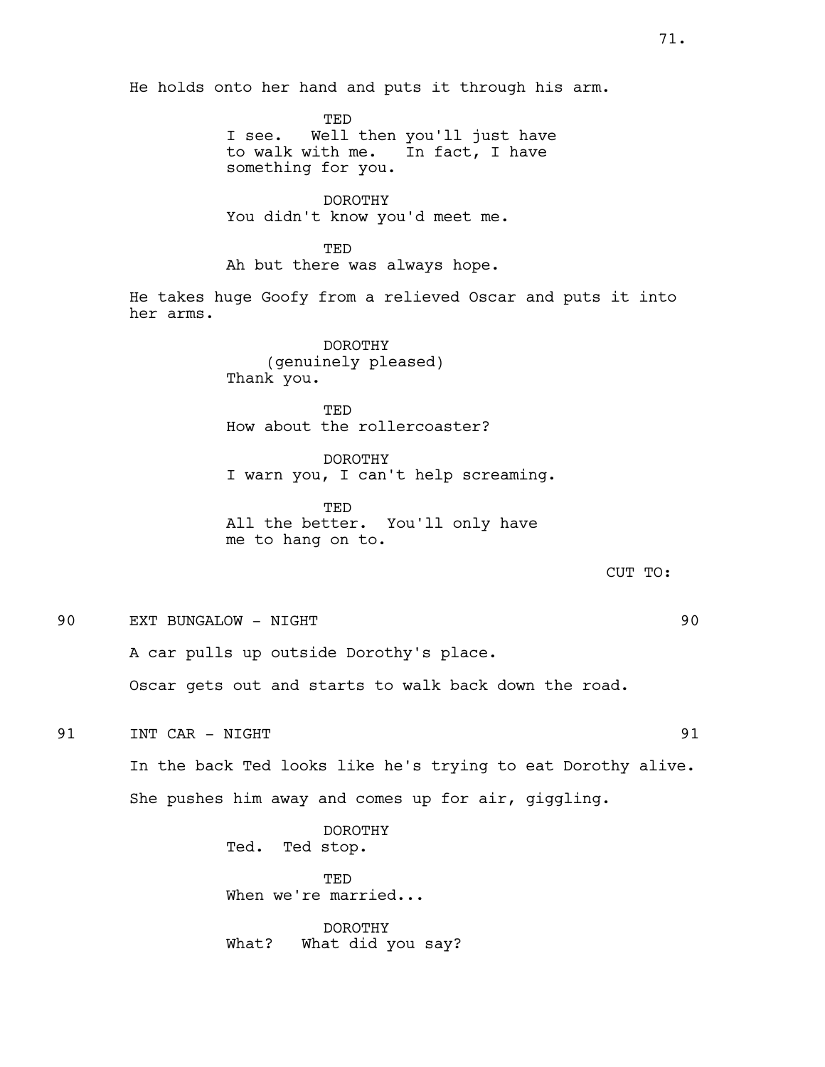He holds onto her hand and puts it through his arm.

TED
I see. Well then you'll just have to walk with me. In fact, I have something for you.

DOROTHY
You didn't know you'd meet me.

TED
Ah but there was always hope.

He takes huge Goofy from a relieved Oscar and puts it into her arms.

DOROTHY
(genuinely pleased)
Thank you.

TED
How about the rollercoaster?

DOROTHY
I warn you, I can't help screaming.

TED
All the better. You'll only have me to hang on to.

CUT TO:

90 EXT BUNGALOW - NIGHT 90

A car pulls up outside Dorothy's place.

Oscar gets out and starts to walk back down the road.

91 INT CAR - NIGHT 91

In the back Ted looks like he's trying to eat Dorothy alive.

She pushes him away and comes up for air, giggling.

DOROTHY
Ted. Ted stop.

TED
When we're married...

DOROTHY
What? What did you say?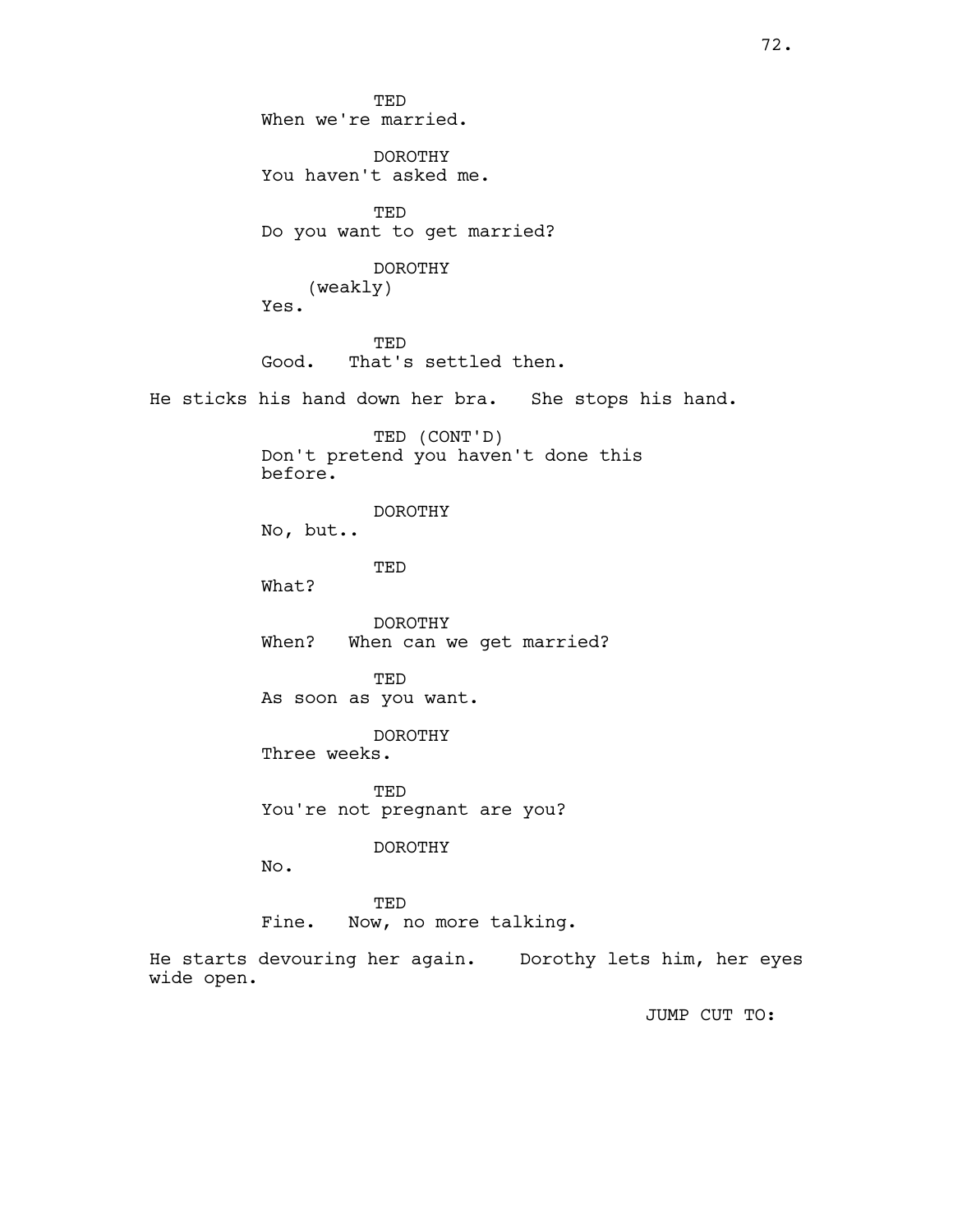TED
When we're married.

DOROTHY
You haven't asked me.

TED
Do you want to get married?

DOROTHY
(weakly)
Yes.

TED
Good. That's settled then.

He sticks his hand down her bra. She stops his hand.

TED (CONT'D)
Don't pretend you haven't done this before.

DOROTHY
No, but..

TED
What?

DOROTHY
When? When can we get married?

TED
As soon as you want.

DOROTHY
Three weeks.

TED
You're not pregnant are you?

DOROTHY
No.

TED
Fine. Now, no more talking.

He starts devouring her again. Dorothy lets him, her eyes wide open.

JUMP CUT TO: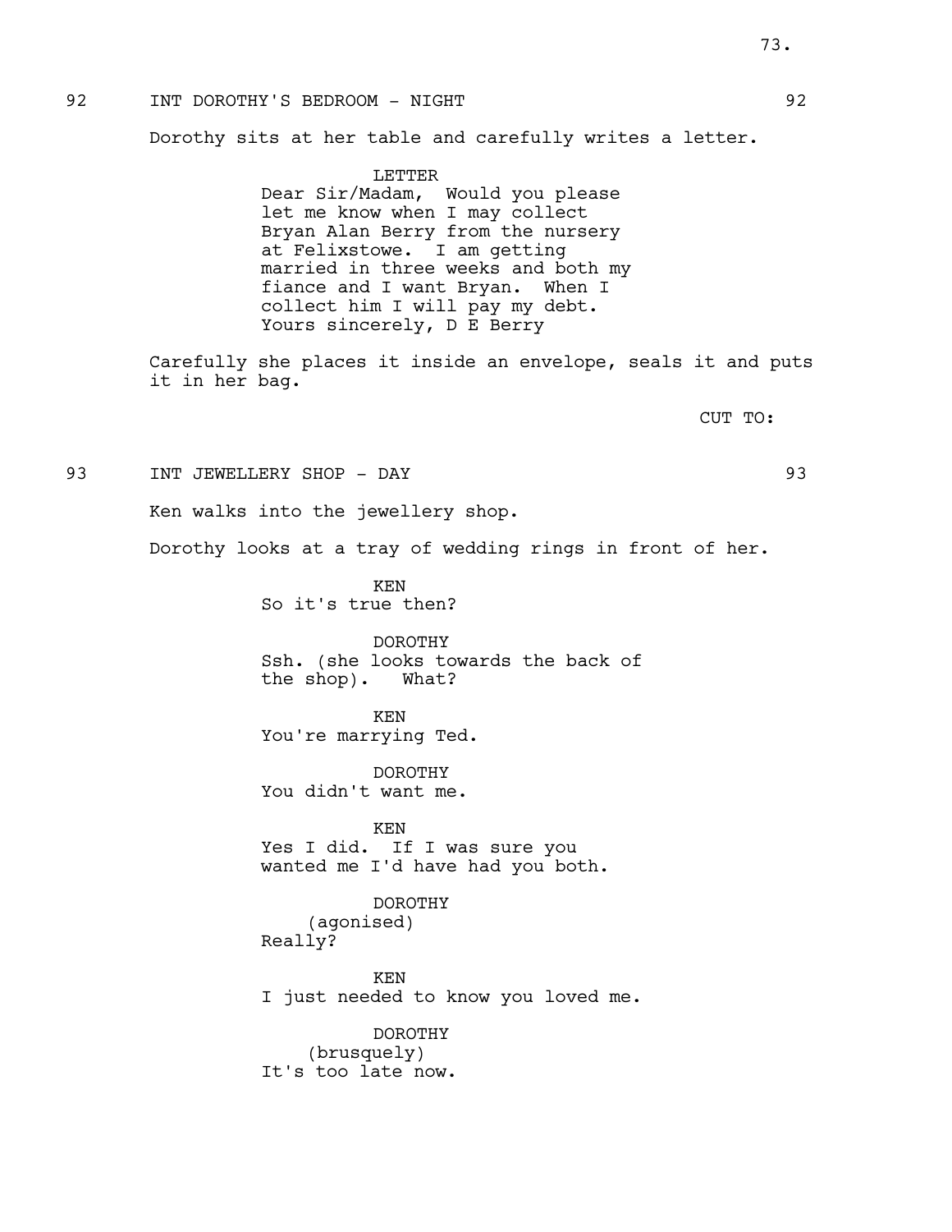92 INT DOROTHY'S BEDROOM - NIGHT 92

Dorothy sits at her table and carefully writes a letter.

LETTER
Dear Sir/Madam, Would you please let me know when I may collect Bryan Alan Berry from the nursery at Felixstowe. I am getting married in three weeks and both my fiance and I want Bryan. When I collect him I will pay my debt. Yours sincerely, D E Berry

Carefully she places it inside an envelope, seals it and puts it in her bag.

CUT TO:

93 INT JEWELLERY SHOP - DAY 93

Ken walks into the jewellery shop.

Dorothy looks at a tray of wedding rings in front of her.

KEN
So it's true then?

DOROTHY
Ssh. (she looks towards the back of the shop). What?

KEN
You're marrying Ted.

DOROTHY
You didn't want me.

KEN
Yes I did. If I was sure you wanted me I'd have had you both.

DOROTHY
(agonised)
Really?

KEN
I just needed to know you loved me.

DOROTHY
(brusquely)
It's too late now.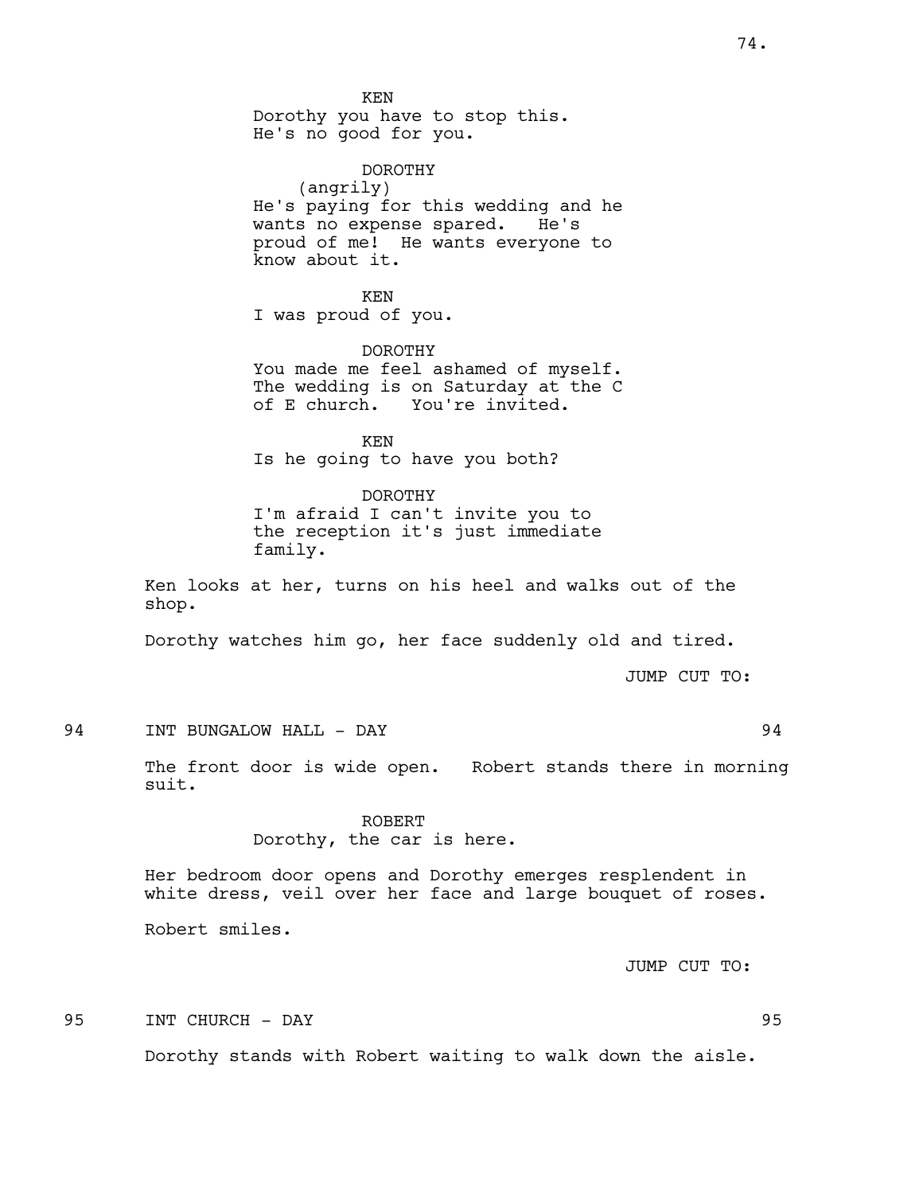KEN
Dorothy you have to stop this.
He's no good for you.

DOROTHY
(angrily)
He's paying for this wedding and he wants no expense spared. He's proud of me! He wants everyone to know about it.

KEN
I was proud of you.

DOROTHY
You made me feel ashamed of myself. The wedding is on Saturday at the C of E church. You're invited.

KEN
Is he going to have you both?

DOROTHY
I'm afraid I can't invite you to the reception it's just immediate family.

Ken looks at her, turns on his heel and walks out of the shop.

Dorothy watches him go, her face suddenly old and tired.

JUMP CUT TO:

94 INT BUNGALOW HALL - DAY 94

The front door is wide open. Robert stands there in morning suit.

ROBERT
Dorothy, the car is here.

Her bedroom door opens and Dorothy emerges resplendent in white dress, veil over her face and large bouquet of roses.

Robert smiles.

JUMP CUT TO:

95 INT CHURCH - DAY 95

Dorothy stands with Robert waiting to walk down the aisle.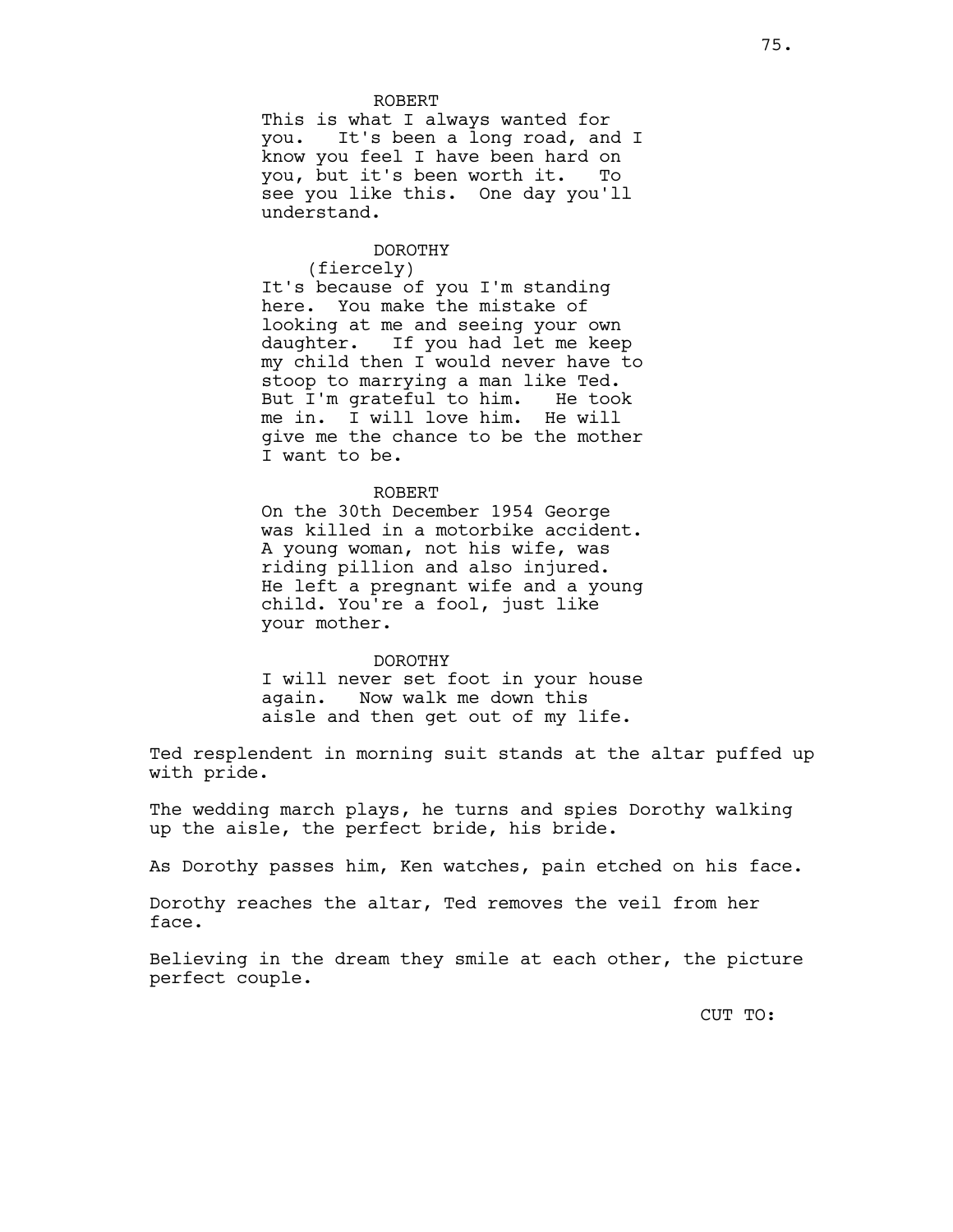ROBERT
This is what I always wanted for you. It's been a long road, and I know you feel I have been hard on you, but it's been worth it. To see you like this. One day you'll understand.

DOROTHY
(fiercely)
It's because of you I'm standing here. You make the mistake of looking at me and seeing your own daughter. If you had let me keep my child then I would never have to stoop to marrying a man like Ted. But I'm grateful to him. He took me in. I will love him. He will give me the chance to be the mother I want to be.

ROBERT
On the 30th December 1954 George was killed in a motorbike accident. A young woman, not his wife, was riding pillion and also injured. He left a pregnant wife and a young child. You're a fool, just like your mother.

DOROTHY
I will never set foot in your house again. Now walk me down this aisle and then get out of my life.

Ted resplendent in morning suit stands at the altar puffed up with pride.

The wedding march plays, he turns and spies Dorothy walking up the aisle, the perfect bride, his bride.

As Dorothy passes him, Ken watches, pain etched on his face.

Dorothy reaches the altar, Ted removes the veil from her face.

Believing in the dream they smile at each other, the picture perfect couple.

CUT TO: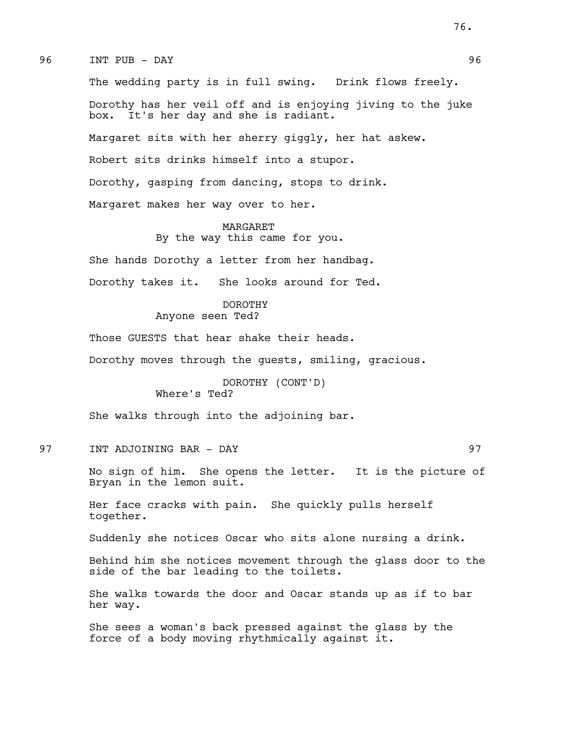96 INT PUB - DAY 96

The wedding party is in full swing. Drink flows freely.

Dorothy has her veil off and is enjoying jiving to the juke box. It's her day and she is radiant.

Margaret sits with her sherry giggly, her hat askew.

Robert sits drinks himself into a stupor.

Dorothy, gasping from dancing, stops to drink.

Margaret makes her way over to her.

MARGARET
By the way this came for you.

She hands Dorothy a letter from her handbag.

Dorothy takes it. She looks around for Ted.

DOROTHY
Anyone seen Ted?

Those GUESTS that hear shake their heads.

Dorothy moves through the guests, smiling, gracious.

DOROTHY (CONT'D)
Where's Ted?

She walks through into the adjoining bar.

97 INT ADJOINING BAR - DAY 97

No sign of him. She opens the letter. It is the picture of Bryan in the lemon suit.

Her face cracks with pain. She quickly pulls herself together.

Suddenly she notices Oscar who sits alone nursing a drink.

Behind him she notices movement through the glass door to the side of the bar leading to the toilets.

She walks towards the door and Oscar stands up as if to bar her way.

She sees a woman's back pressed against the glass by the force of a body moving rhythmically against it.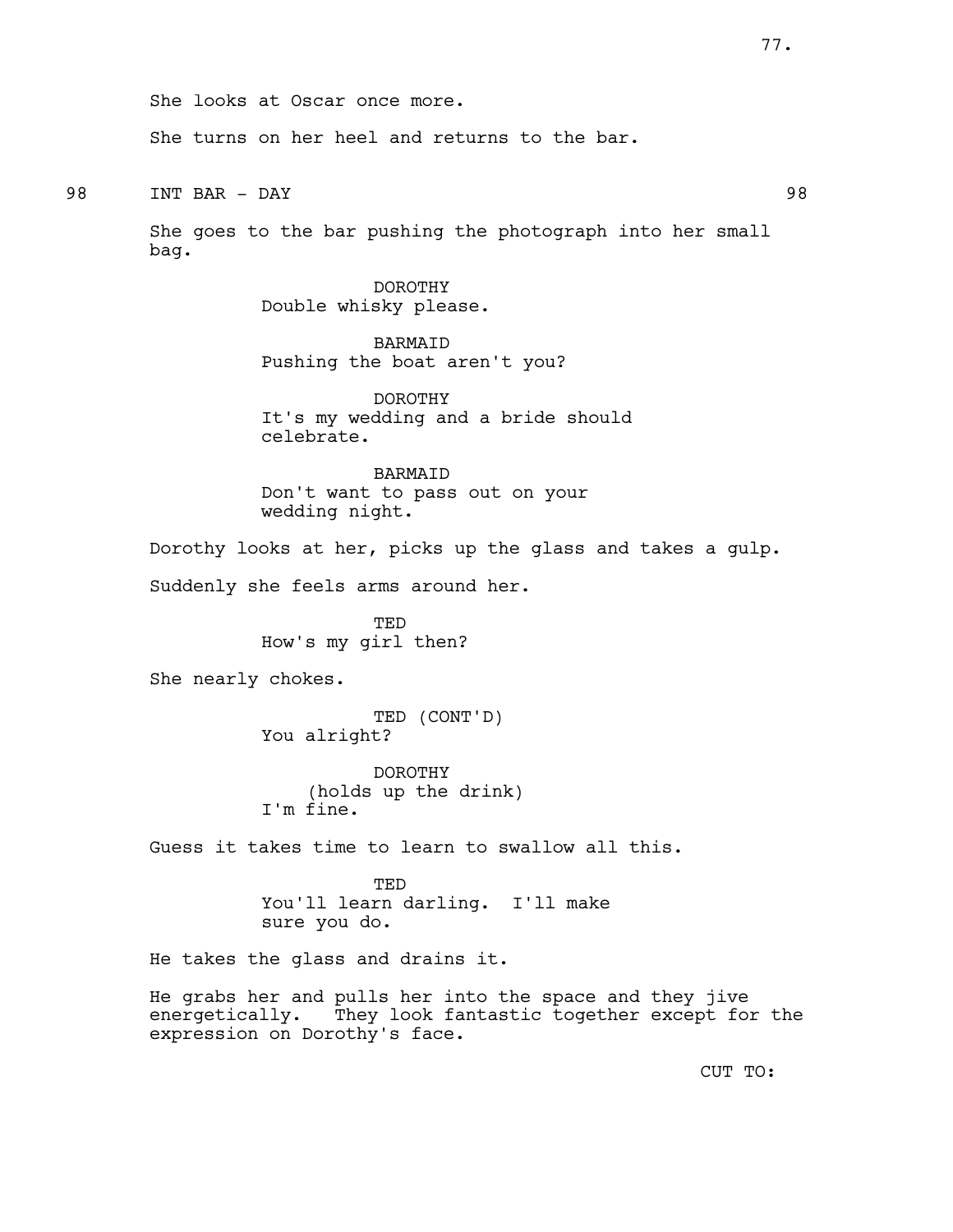She looks at Oscar once more.

She turns on her heel and returns to the bar.

98 INT BAR - DAY 98

She goes to the bar pushing the photograph into her small bag.

DOROTHY
Double whisky please.

BARMAID
Pushing the boat aren't you?

DOROTHY
It's my wedding and a bride should celebrate.

BARMAID
Don't want to pass out on your wedding night.

Dorothy looks at her, picks up the glass and takes a gulp.

Suddenly she feels arms around her.

TED
How's my girl then?

She nearly chokes.

TED (CONT'D)
You alright?

DOROTHY
(holds up the drink)
I'm fine.

Guess it takes time to learn to swallow all this.

TED
You'll learn darling. I'll make sure you do.

He takes the glass and drains it.

He grabs her and pulls her into the space and they jive energetically. They look fantastic together except for the expression on Dorothy's face.

CUT TO: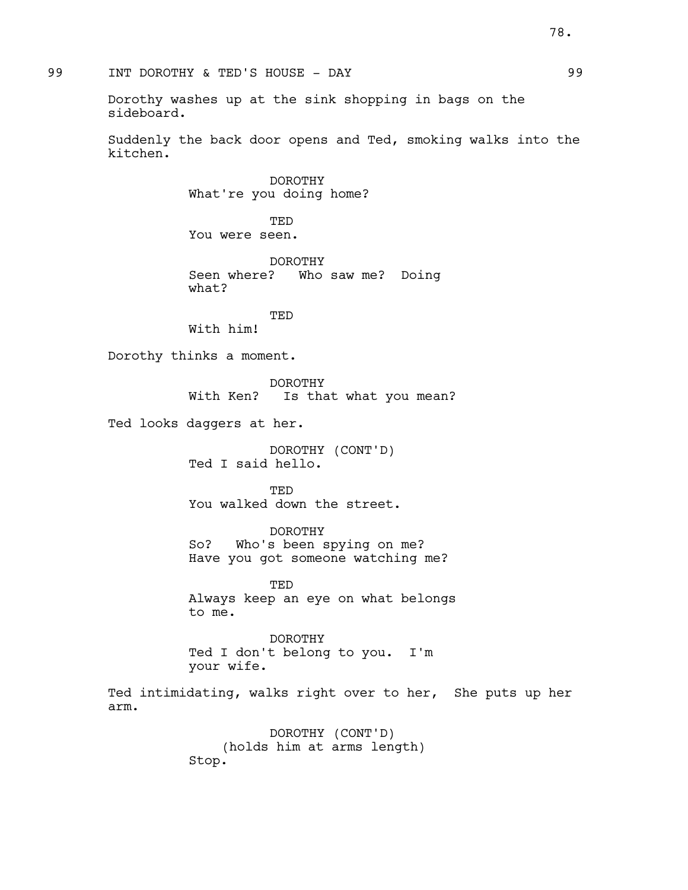99 INT DOROTHY & TED'S HOUSE - DAY 99

Dorothy washes up at the sink shopping in bags on the sideboard.

Suddenly the back door opens and Ted, smoking walks into the kitchen.

DOROTHY
What're you doing home?

TED
You were seen.

DOROTHY
Seen where? Who saw me? Doing what?

TED
With him!

Dorothy thinks a moment.

DOROTHY
With Ken? Is that what you mean?

Ted looks daggers at her.

DOROTHY (CONT'D)
Ted I said hello.

TED
You walked down the street.

DOROTHY
So? Who's been spying on me? Have you got someone watching me?

TED
Always keep an eye on what belongs to me.

DOROTHY
Ted I don't belong to you. I'm your wife.

Ted intimidating, walks right over to her, She puts up her arm.

DOROTHY (CONT'D)
(holds him at arms length)
Stop.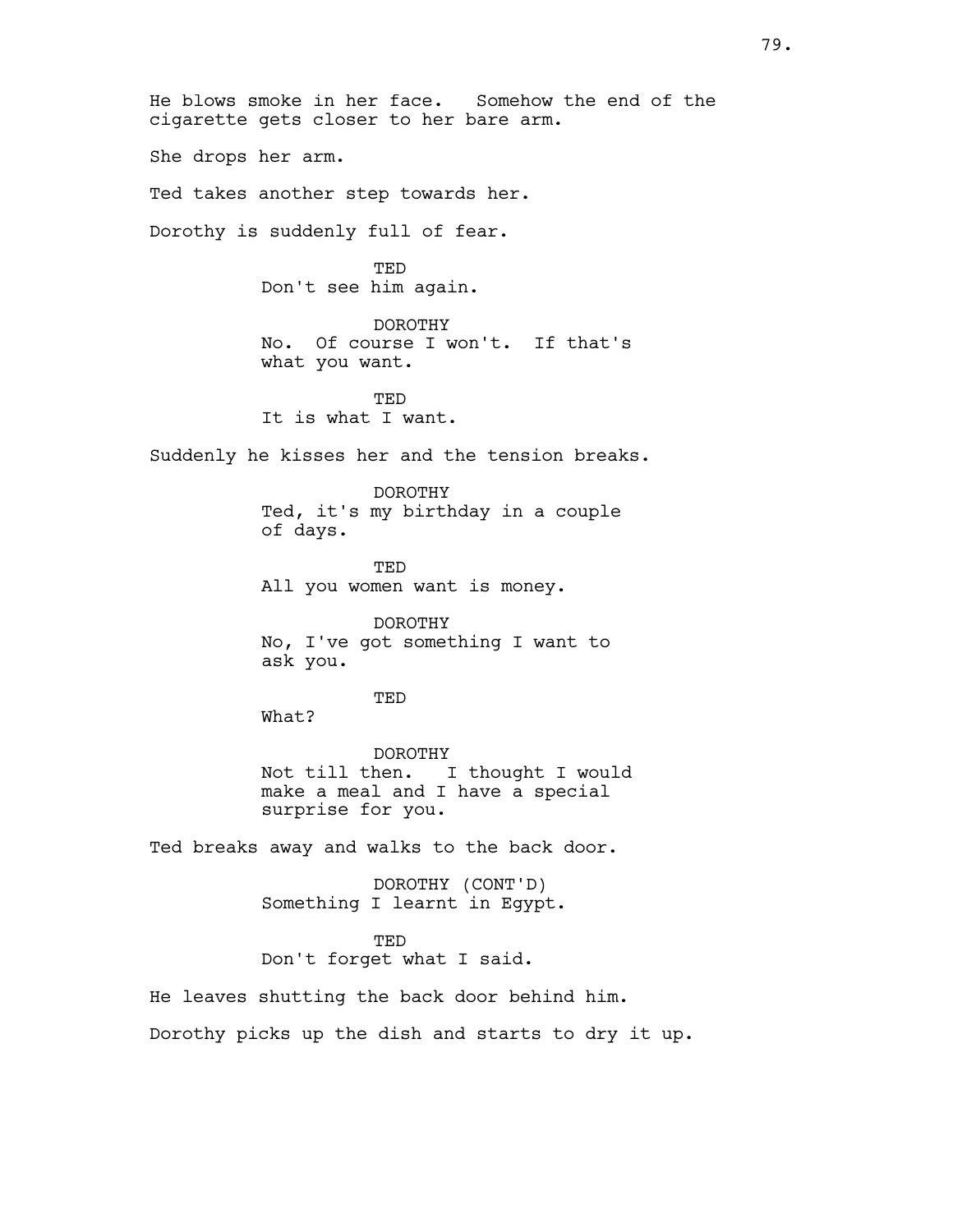He blows smoke in her face. Somehow the end of the cigarette gets closer to her bare arm.

She drops her arm.

Ted takes another step towards her.

Dorothy is suddenly full of fear.

TED
Don't see him again.

DOROTHY
No. Of course I won't. If that's what you want.

TED
It is what I want.

Suddenly he kisses her and the tension breaks.

DOROTHY
Ted, it's my birthday in a couple of days.

TED
All you women want is money.

DOROTHY
No, I've got something I want to ask you.

TED
What?

DOROTHY
Not till then. I thought I would make a meal and I have a special surprise for you.

Ted breaks away and walks to the back door.

DOROTHY (CONT'D)
Something I learnt in Egypt.

TED
Don't forget what I said.

He leaves shutting the back door behind him.

Dorothy picks up the dish and starts to dry it up.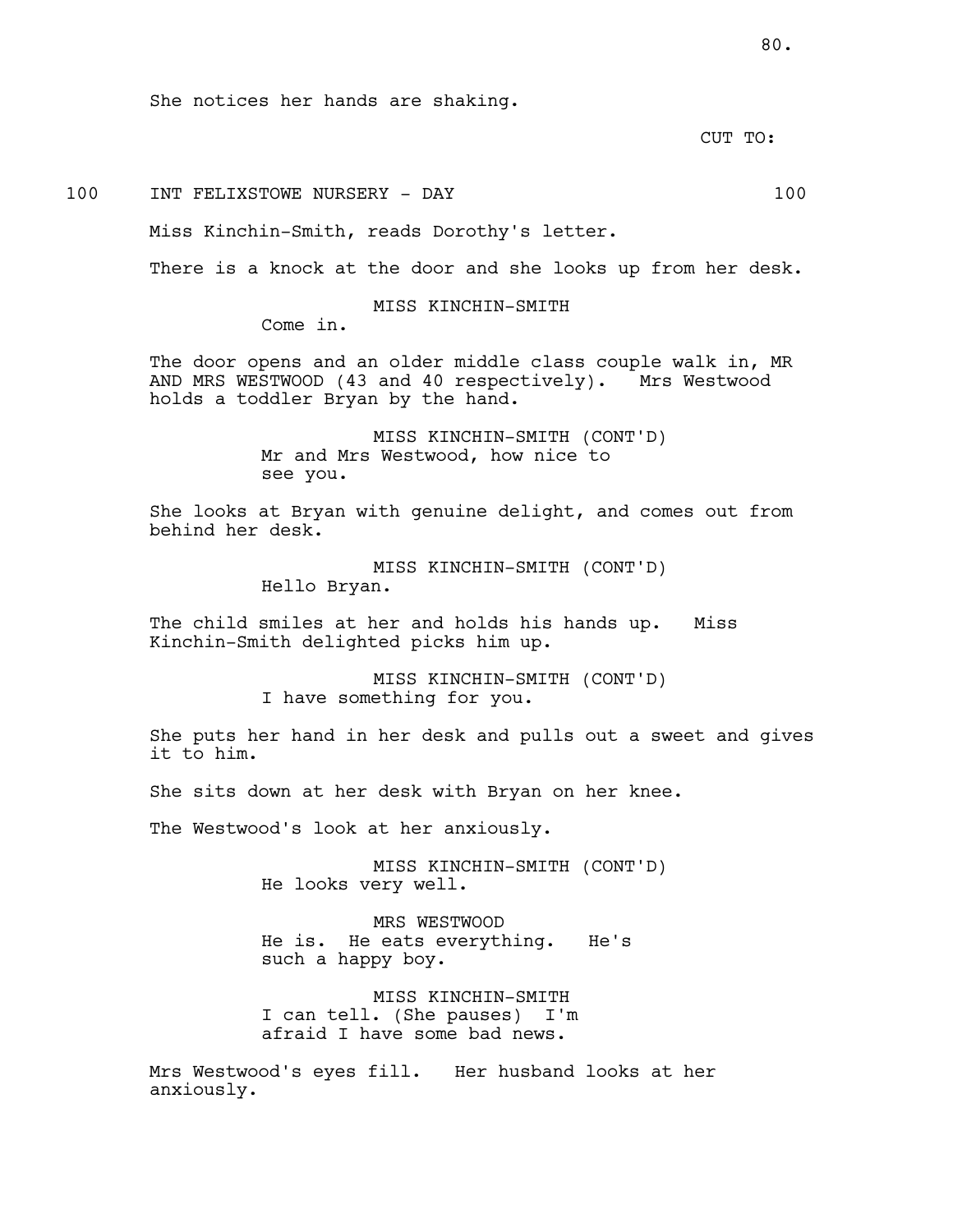She notices her hands are shaking.

CUT TO:

100 INT FELIXSTOWE NURSERY - DAY 100

Miss Kinchin-Smith, reads Dorothy's letter.

There is a knock at the door and she looks up from her desk.

MISS KINCHIN-SMITH
Come in.

The door opens and an older middle class couple walk in, MR AND MRS WESTWOOD (43 and 40 respectively). Mrs Westwood holds a toddler Bryan by the hand.

MISS KINCHIN-SMITH (CONT'D)
Mr and Mrs Westwood, how nice to see you.

She looks at Bryan with genuine delight, and comes out from behind her desk.

MISS KINCHIN-SMITH (CONT'D)
Hello Bryan.

The child smiles at her and holds his hands up. Miss Kinchin-Smith delighted picks him up.

MISS KINCHIN-SMITH (CONT'D)
I have something for you.

She puts her hand in her desk and pulls out a sweet and gives it to him.

She sits down at her desk with Bryan on her knee.

The Westwood's look at her anxiously.

MISS KINCHIN-SMITH (CONT'D)
He looks very well.

MRS WESTWOOD
He is. He eats everything. He's such a happy boy.

MISS KINCHIN-SMITH
I can tell. (She pauses) I'm afraid I have some bad news.

Mrs Westwood's eyes fill. Her husband looks at her anxiously.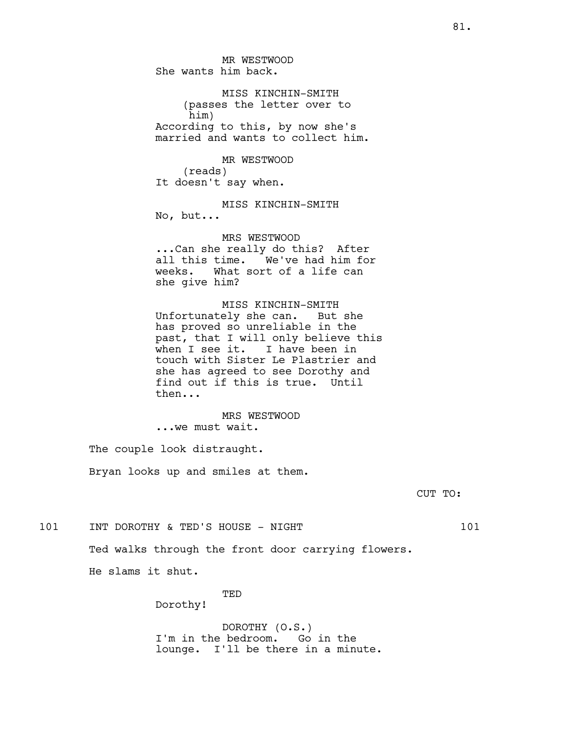MR WESTWOOD
She wants him back.

MISS KINCHIN-SMITH
(passes the letter over to him)
According to this, by now she's married and wants to collect him.

MR WESTWOOD
(reads)
It doesn't say when.

MISS KINCHIN-SMITH
No, but...

MRS WESTWOOD
...Can she really do this? After all this time. We've had him for weeks. What sort of a life can she give him?

MISS KINCHIN-SMITH
Unfortunately she can. But she has proved so unreliable in the past, that I will only believe this when I see it. I have been in touch with Sister Le Plastrier and she has agreed to see Dorothy and find out if this is true. Until then...

MRS WESTWOOD
...we must wait.

The couple look distraught.

Bryan looks up and smiles at them.

CUT TO:

101 INT DOROTHY & TED'S HOUSE - NIGHT 101

Ted walks through the front door carrying flowers.

He slams it shut.

TED
Dorothy!

DOROTHY (O.S.)
I'm in the bedroom. Go in the lounge. I'll be there in a minute.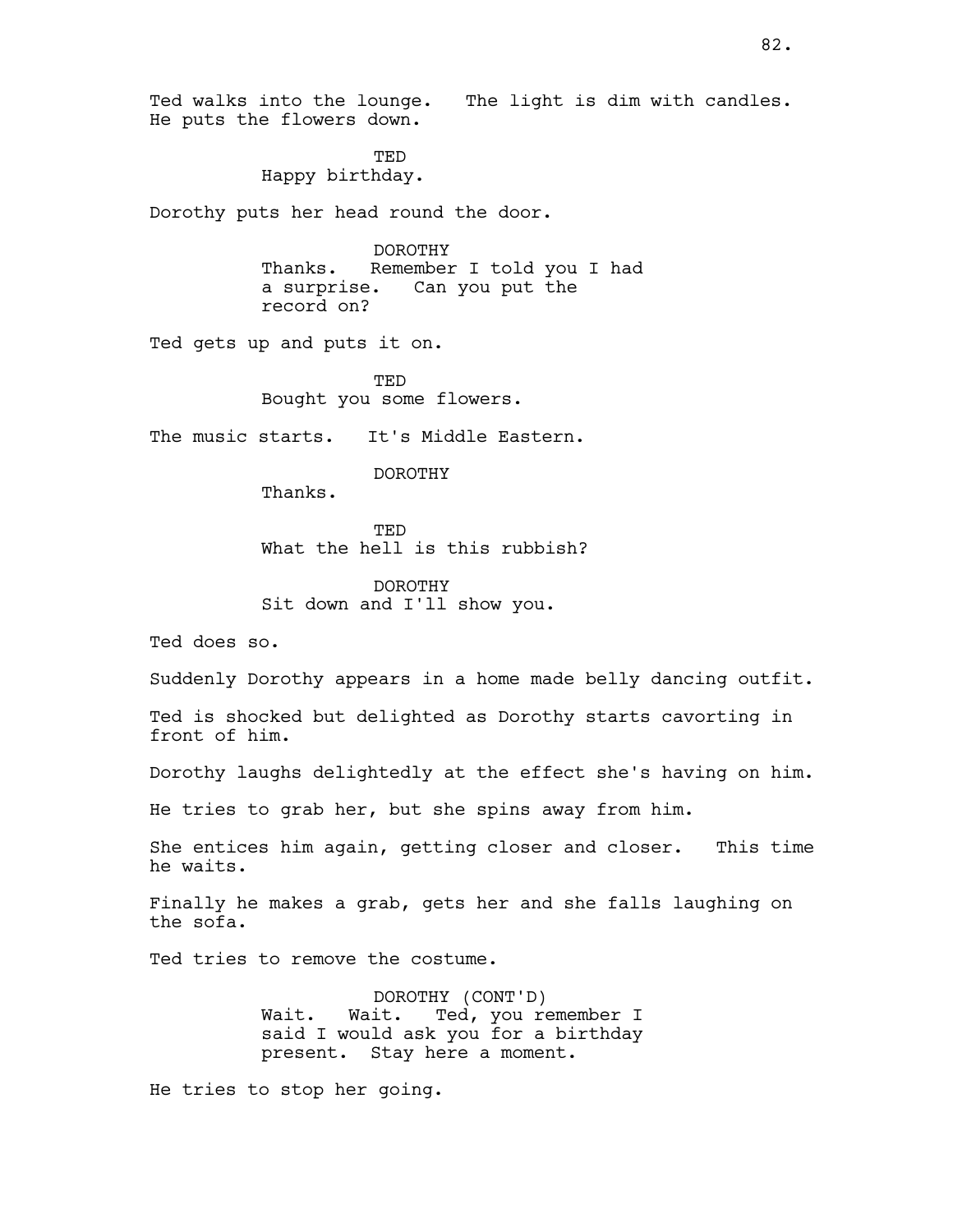Ted walks into the lounge. The light is dim with candles. He puts the flowers down.

TED
Happy birthday.

Dorothy puts her head round the door.

DOROTHY
Thanks. Remember I told you I had a surprise. Can you put the record on?

Ted gets up and puts it on.

TED
Bought you some flowers.

The music starts. It's Middle Eastern.

DOROTHY
Thanks.

TED
What the hell is this rubbish?

DOROTHY
Sit down and I'll show you.

Ted does so.

Suddenly Dorothy appears in a home made belly dancing outfit.

Ted is shocked but delighted as Dorothy starts cavorting in front of him.

Dorothy laughs delightedly at the effect she's having on him.

He tries to grab her, but she spins away from him.

She entices him again, getting closer and closer. This time he waits.

Finally he makes a grab, gets her and she falls laughing on the sofa.

Ted tries to remove the costume.

DOROTHY (CONT'D)
Wait. Wait. Ted, you remember I said I would ask you for a birthday present. Stay here a moment.

He tries to stop her going.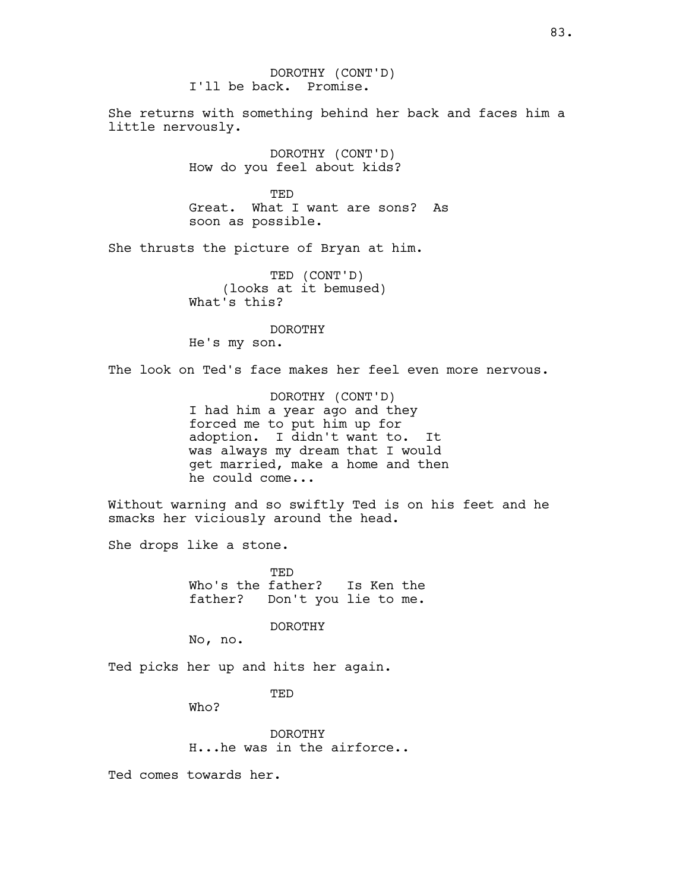DOROTHY (CONT'D)
I'll be back. Promise.

She returns with something behind her back and faces him a little nervously.

DOROTHY (CONT'D)
How do you feel about kids?

TED
Great. What I want are sons? As soon as possible.

She thrusts the picture of Bryan at him.

TED (CONT'D)
(looks at it bemused)
What's this?

DOROTHY
He's my son.

The look on Ted's face makes her feel even more nervous.

DOROTHY (CONT'D)
I had him a year ago and they forced me to put him up for adoption. I didn't want to. It was always my dream that I would get married, make a home and then he could come...

Without warning and so swiftly Ted is on his feet and he smacks her viciously around the head.

She drops like a stone.

TED
Who's the father? Is Ken the father? Don't you lie to me.

DOROTHY
No, no.

Ted picks her up and hits her again.

TED
Who?

DOROTHY
H...he was in the airforce..

Ted comes towards her.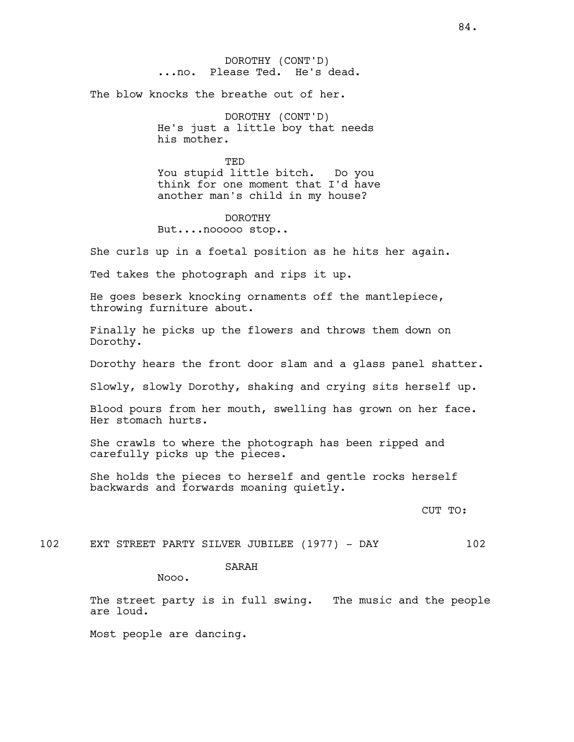DOROTHY (CONT'D)
...no. Please Ted. He's dead.

The blow knocks the breathe out of her.

DOROTHY (CONT'D)
He's just a little boy that needs his mother.

TED
You stupid little bitch. Do you think for one moment that I'd have another man's child in my house?

DOROTHY
But....nooooo stop..

She curls up in a foetal position as he hits her again.

Ted takes the photograph and rips it up.

He goes beserk knocking ornaments off the mantlepiece, throwing furniture about.

Finally he picks up the flowers and throws them down on Dorothy.

Dorothy hears the front door slam and a glass panel shatter.

Slowly, slowly Dorothy, shaking and crying sits herself up.

Blood pours from her mouth, swelling has grown on her face. Her stomach hurts.

She crawls to where the photograph has been ripped and carefully picks up the pieces.

She holds the pieces to herself and gentle rocks herself backwards and forwards moaning quietly.

CUT TO:

102 EXT STREET PARTY SILVER JUBILEE (1977) - DAY 102

SARAH
Nooo.

The street party is in full swing. The music and the people are loud.

Most people are dancing.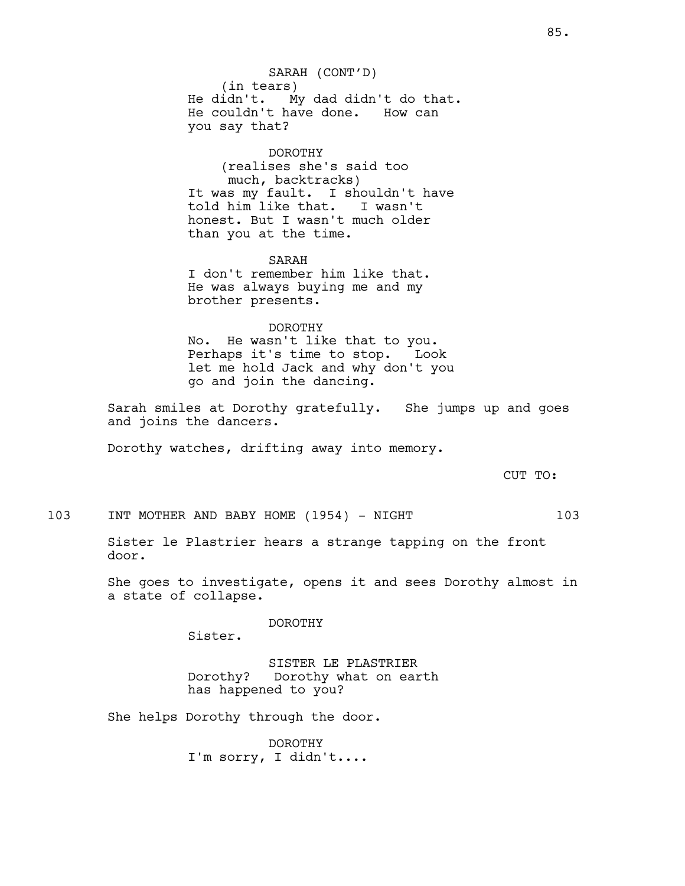SARAH (CONT'D)
(in tears)
He didn't. My dad didn't do that. He couldn't have done. How can you say that?

DOROTHY
(realises she's said too much, backtracks)
It was my fault. I shouldn't have told him like that. I wasn't honest. But I wasn't much older than you at the time.

SARAH
I don't remember him like that. He was always buying me and my brother presents.

DOROTHY
No. He wasn't like that to you. Perhaps it's time to stop. Look let me hold Jack and why don't you go and join the dancing.

Sarah smiles at Dorothy gratefully. She jumps up and goes and joins the dancers.

Dorothy watches, drifting away into memory.

CUT TO:

103 INT MOTHER AND BABY HOME (1954) - NIGHT 103

Sister le Plastrier hears a strange tapping on the front door.

She goes to investigate, opens it and sees Dorothy almost in a state of collapse.

DOROTHY
Sister.

SISTER LE PLASTRIER
Dorothy? Dorothy what on earth has happened to you?

She helps Dorothy through the door.

DOROTHY
I'm sorry, I didn't....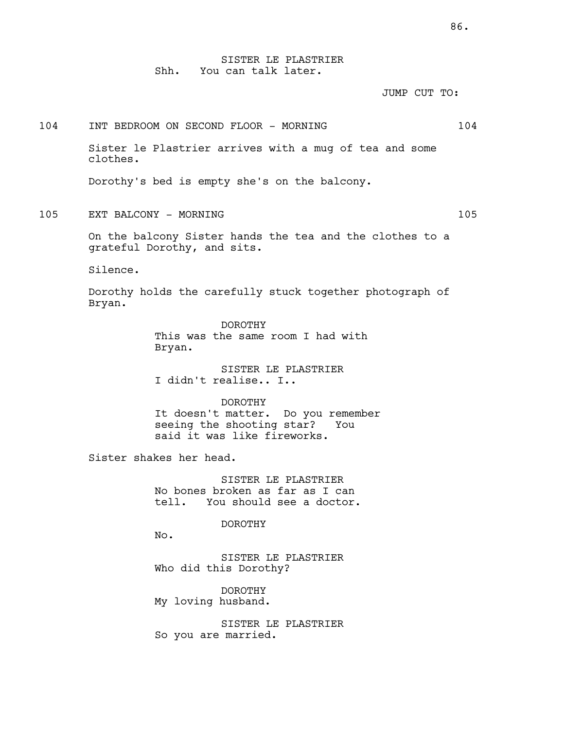SISTER LE PLASTRIER
Shh. You can talk later.

JUMP CUT TO:

104 INT BEDROOM ON SECOND FLOOR - MORNING 104

Sister le Plastrier arrives with a mug of tea and some clothes.

Dorothy's bed is empty she's on the balcony.

105 EXT BALCONY - MORNING 105

On the balcony Sister hands the tea and the clothes to a grateful Dorothy, and sits.

Silence.

Dorothy holds the carefully stuck together photograph of Bryan.

DOROTHY
This was the same room I had with Bryan.

SISTER LE PLASTRIER
I didn't realise.. I..

DOROTHY
It doesn't matter. Do you remember seeing the shooting star? You said it was like fireworks.

Sister shakes her head.

SISTER LE PLASTRIER
No bones broken as far as I can tell. You should see a doctor.

DOROTHY
No.

SISTER LE PLASTRIER
Who did this Dorothy?

DOROTHY
My loving husband.

SISTER LE PLASTRIER
So you are married.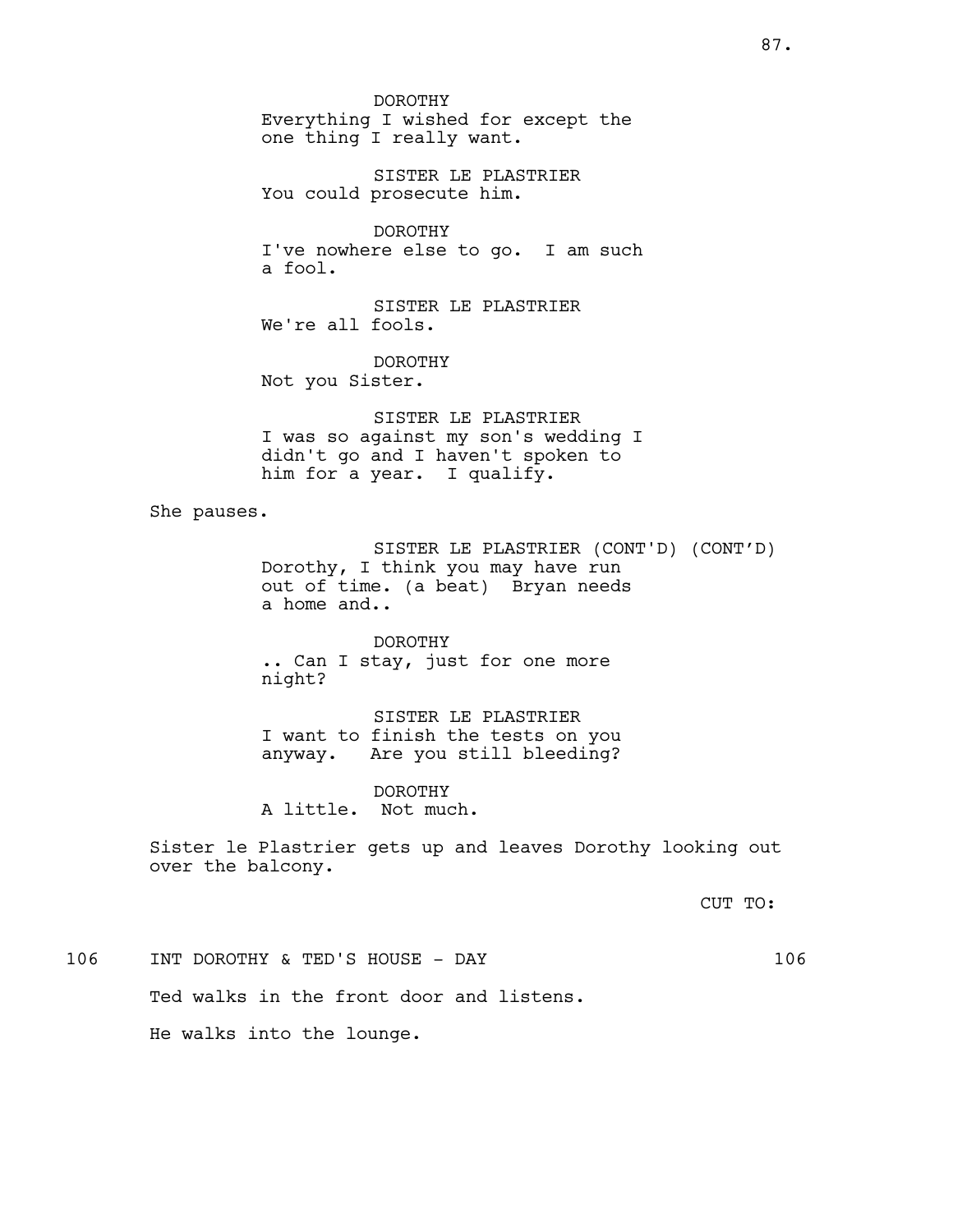DOROTHY
Everything I wished for except the one thing I really want.

SISTER LE PLASTRIER
You could prosecute him.

DOROTHY
I've nowhere else to go. I am such a fool.

SISTER LE PLASTRIER
We're all fools.

DOROTHY
Not you Sister.

SISTER LE PLASTRIER
I was so against my son's wedding I didn't go and I haven't spoken to him for a year. I qualify.

She pauses.

SISTER LE PLASTRIER (CONT'D) (CONT'D)
Dorothy, I think you may have run out of time. (a beat) Bryan needs a home and..

DOROTHY
.. Can I stay, just for one more night?

SISTER LE PLASTRIER
I want to finish the tests on you anyway. Are you still bleeding?

DOROTHY
A little. Not much.

Sister le Plastrier gets up and leaves Dorothy looking out over the balcony.

CUT TO:

106 INT DOROTHY & TED'S HOUSE - DAY 106

Ted walks in the front door and listens.

He walks into the lounge.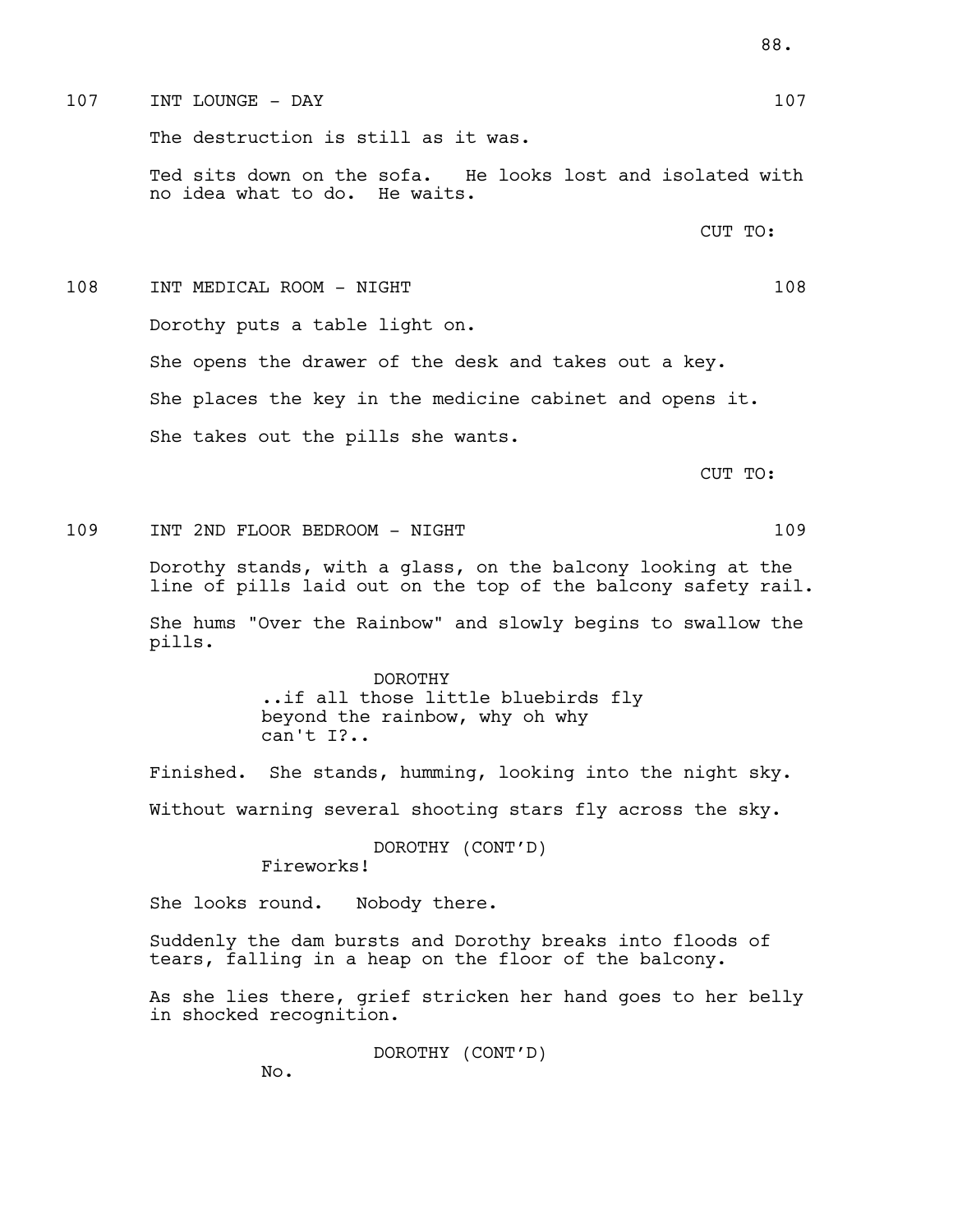107 INT LOUNGE - DAY 107

The destruction is still as it was.

Ted sits down on the sofa. He looks lost and isolated with no idea what to do. He waits.

CUT TO:

108 INT MEDICAL ROOM - NIGHT 108

Dorothy puts a table light on.

She opens the drawer of the desk and takes out a key.

She places the key in the medicine cabinet and opens it.

She takes out the pills she wants.

CUT TO:

109 INT 2ND FLOOR BEDROOM - NIGHT 109

Dorothy stands, with a glass, on the balcony looking at the line of pills laid out on the top of the balcony safety rail.

She hums "Over the Rainbow" and slowly begins to swallow the pills.

DOROTHY
..if all those little bluebirds fly beyond the rainbow, why oh why can't I?..

Finished. She stands, humming, looking into the night sky.

Without warning several shooting stars fly across the sky.

DOROTHY (CONT'D)
Fireworks!

She looks round. Nobody there.

Suddenly the dam bursts and Dorothy breaks into floods of tears, falling in a heap on the floor of the balcony.

As she lies there, grief stricken her hand goes to her belly in shocked recognition.

DOROTHY (CONT'D)
No.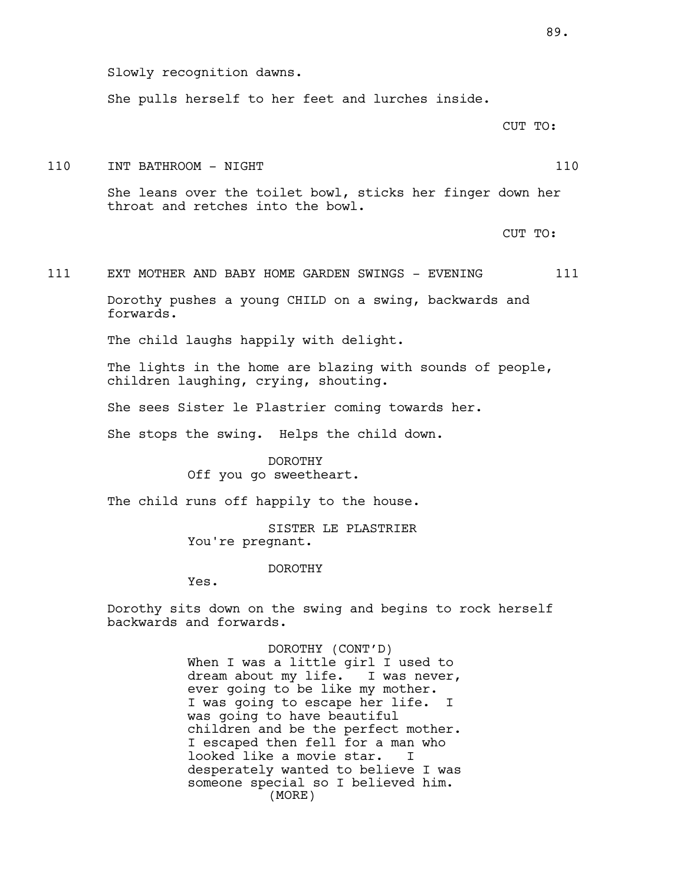Slowly recognition dawns.

She pulls herself to her feet and lurches inside.

CUT TO:

110 INT BATHROOM - NIGHT 110

She leans over the toilet bowl, sticks her finger down her throat and retches into the bowl.

CUT TO:

111 EXT MOTHER AND BABY HOME GARDEN SWINGS - EVENING 111

Dorothy pushes a young CHILD on a swing, backwards and forwards.

The child laughs happily with delight.

The lights in the home are blazing with sounds of people, children laughing, crying, shouting.

She sees Sister le Plastrier coming towards her.

She stops the swing. Helps the child down.

DOROTHY
Off you go sweetheart.

The child runs off happily to the house.

SISTER LE PLASTRIER
You're pregnant.

DOROTHY
Yes.

Dorothy sits down on the swing and begins to rock herself backwards and forwards.

DOROTHY (CONT'D)
When I was a little girl I used to dream about my life. I was never, ever going to be like my mother. I was going to escape her life. I was going to have beautiful children and be the perfect mother. I escaped then fell for a man who looked like a movie star. I desperately wanted to believe I was someone special so I believed him.
(MORE)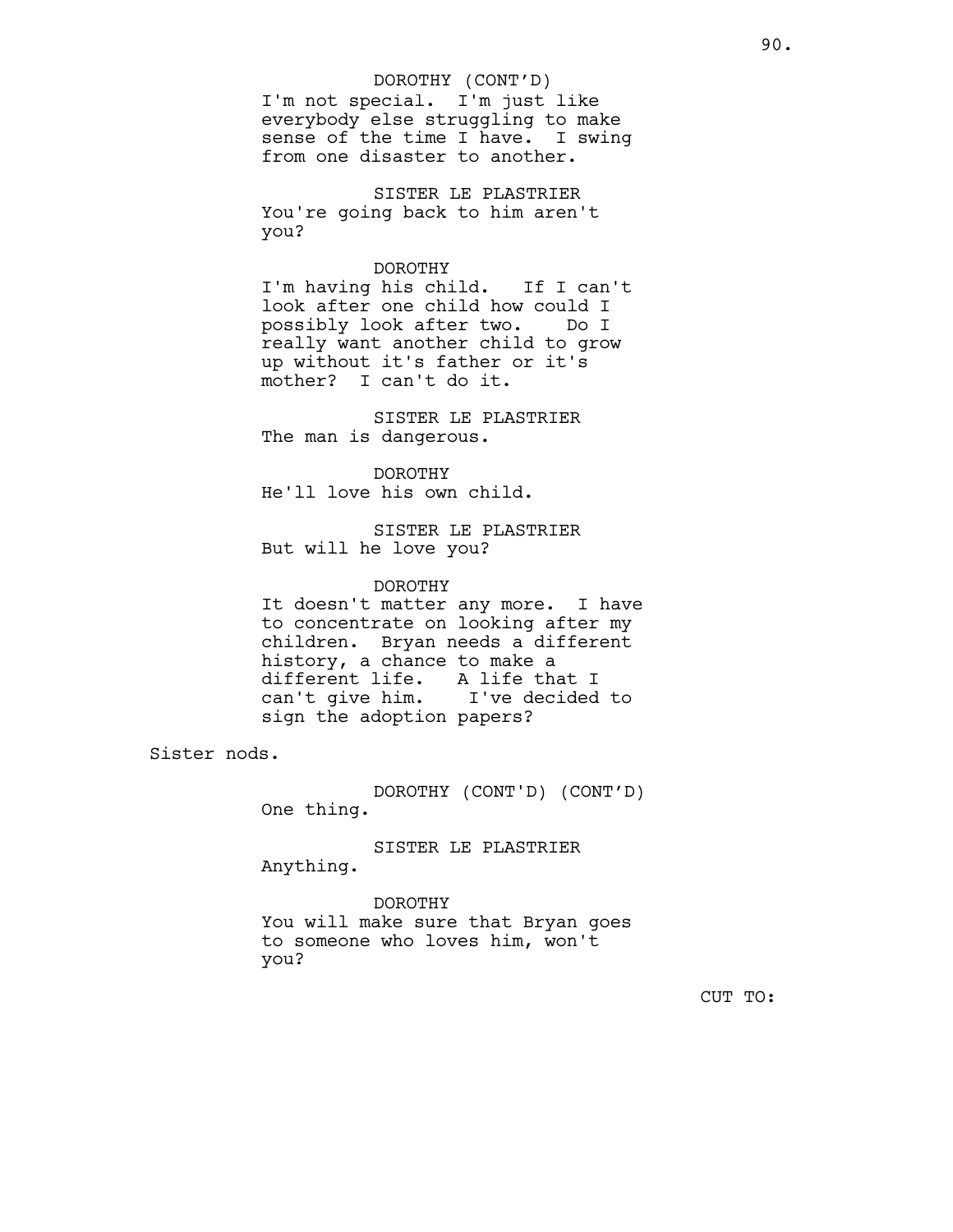DOROTHY (CONT'D)
I'm not special. I'm just like everybody else struggling to make sense of the time I have. I swing from one disaster to another.

SISTER LE PLASTRIER
You're going back to him aren't you?

DOROTHY
I'm having his child. If I can't look after one child how could I possibly look after two. Do I really want another child to grow up without it's father or it's mother? I can't do it.

SISTER LE PLASTRIER
The man is dangerous.

DOROTHY
He'll love his own child.

SISTER LE PLASTRIER
But will he love you?

DOROTHY
It doesn't matter any more. I have to concentrate on looking after my children. Bryan needs a different history, a chance to make a different life. A life that I can't give him. I've decided to sign the adoption papers?

Sister nods.

DOROTHY (CONT'D) (CONT'D)
One thing.

SISTER LE PLASTRIER
Anything.

DOROTHY
You will make sure that Bryan goes to someone who loves him, won't you?

CUT TO: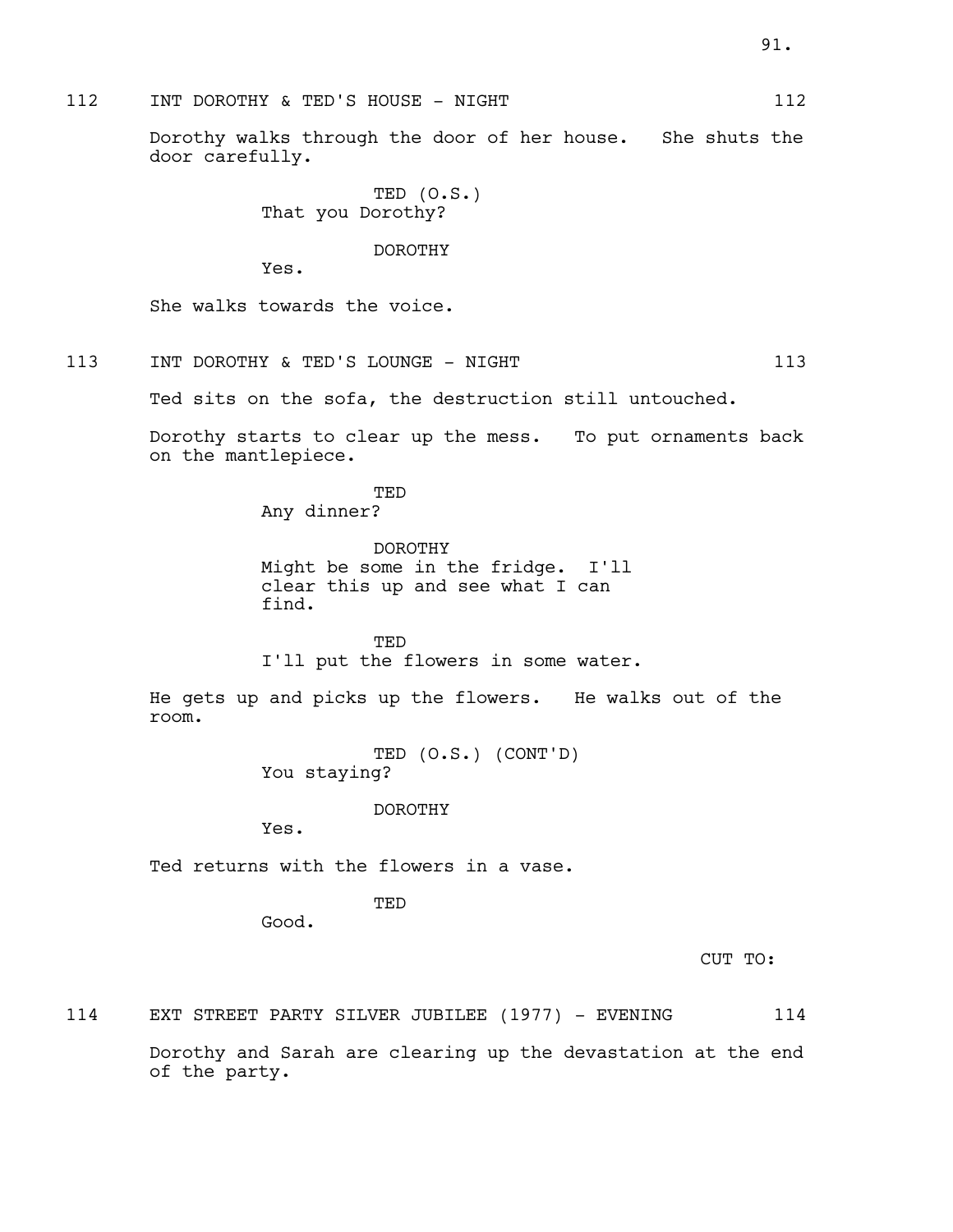112 INT DOROTHY & TED'S HOUSE - NIGHT 112

Dorothy walks through the door of her house. She shuts the door carefully.

TED (O.S.)
That you Dorothy?

DOROTHY
Yes.

She walks towards the voice.

113 INT DOROTHY & TED'S LOUNGE - NIGHT 113

Ted sits on the sofa, the destruction still untouched.

Dorothy starts to clear up the mess. To put ornaments back on the mantlepiece.

TED
Any dinner?

DOROTHY
Might be some in the fridge. I'll clear this up and see what I can find.

TED
I'll put the flowers in some water.

He gets up and picks up the flowers. He walks out of the room.

TED (O.S.) (CONT'D)
You staying?

DOROTHY
Yes.

Ted returns with the flowers in a vase.

TED
Good.

CUT TO:

114 EXT STREET PARTY SILVER JUBILEE (1977) - EVENING 114

Dorothy and Sarah are clearing up the devastation at the end of the party.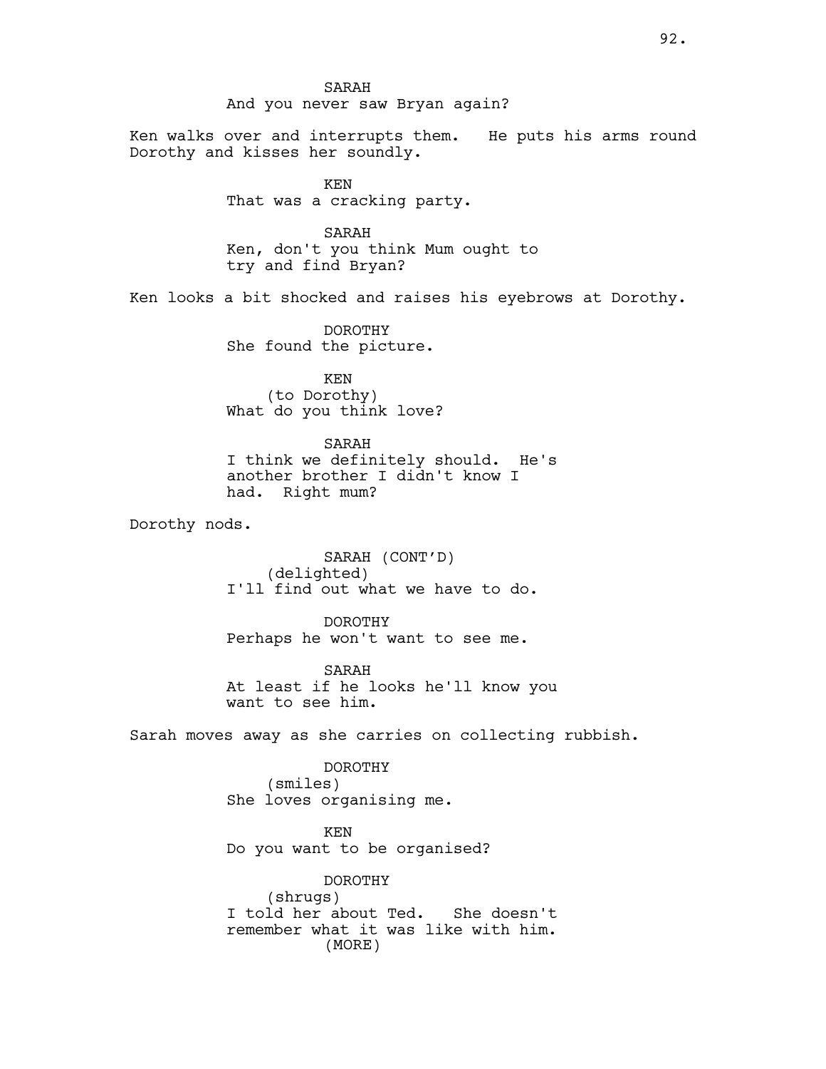SARAH
And you never saw Bryan again?

Ken walks over and interrupts them. He puts his arms round Dorothy and kisses her soundly.

KEN
That was a cracking party.

SARAH
Ken, don't you think Mum ought to try and find Bryan?

Ken looks a bit shocked and raises his eyebrows at Dorothy.

DOROTHY
She found the picture.

KEN
(to Dorothy)
What do you think love?

SARAH
I think we definitely should. He's another brother I didn't know I had. Right mum?

Dorothy nods.

SARAH (CONT'D)
(delighted)
I'll find out what we have to do.

DOROTHY
Perhaps he won't want to see me.

SARAH
At least if he looks he'll know you want to see him.

Sarah moves away as she carries on collecting rubbish.

DOROTHY
(smiles)
She loves organising me.

KEN
Do you want to be organised?

DOROTHY
(shrugs)
I told her about Ted. She doesn't remember what it was like with him.
(MORE)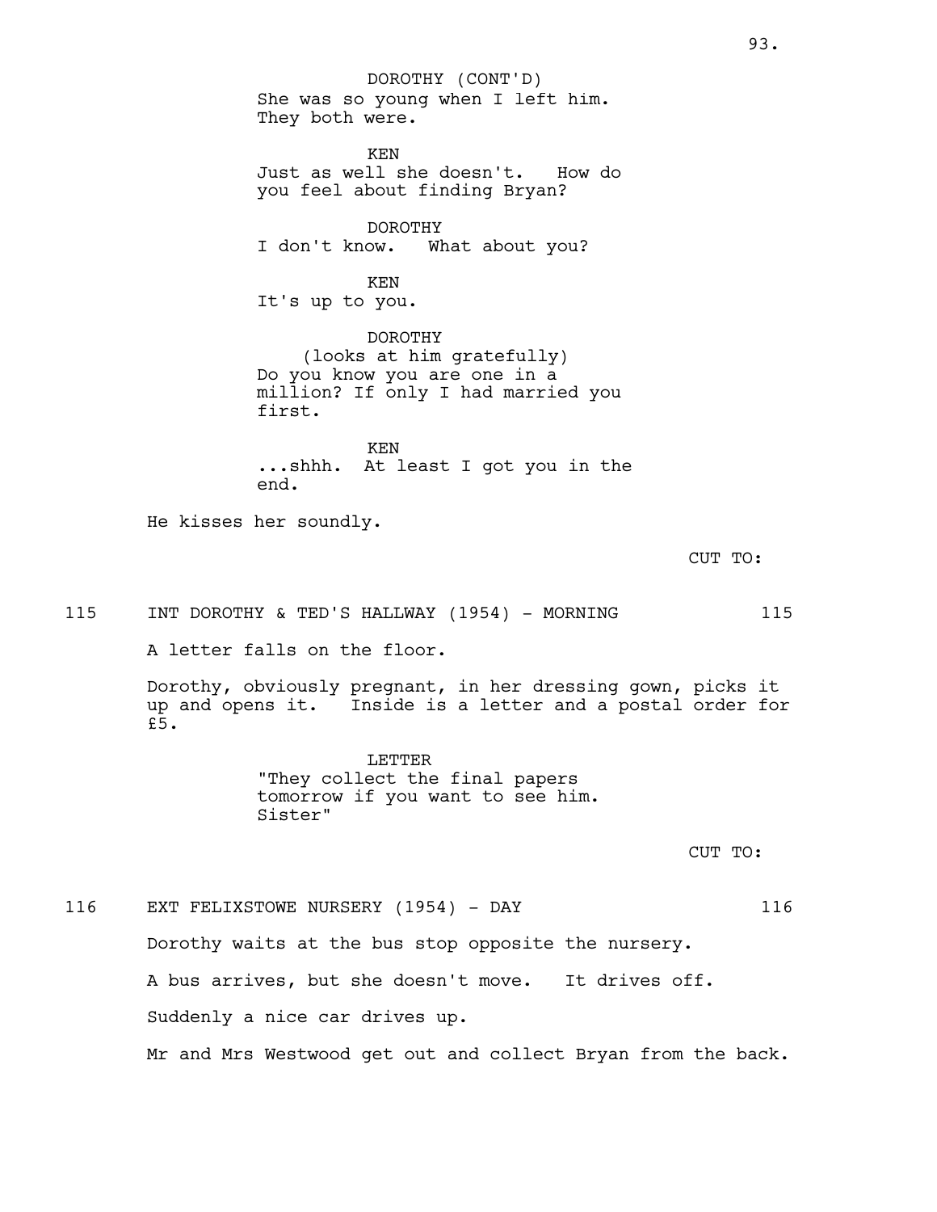DOROTHY (CONT'D)
She was so young when I left him.
They both were.

KEN
Just as well she doesn't. How do
you feel about finding Bryan?

DOROTHY
I don't know. What about you?

KEN
It's up to you.

DOROTHY
(looks at him gratefully)
Do you know you are one in a
million? If only I had married you
first.

KEN
...shhh. At least I got you in the
end.

He kisses her soundly.

CUT TO:

115 INT DOROTHY & TED'S HALLWAY (1954) - MORNING 115

A letter falls on the floor.

Dorothy, obviously pregnant, in her dressing gown, picks it up and opens it. Inside is a letter and a postal order for £5.

LETTER
"They collect the final papers
tomorrow if you want to see him.
Sister"

CUT TO:

116 EXT FELIXSTOWE NURSERY (1954) - DAY 116

Dorothy waits at the bus stop opposite the nursery.

A bus arrives, but she doesn't move. It drives off.

Suddenly a nice car drives up.

Mr and Mrs Westwood get out and collect Bryan from the back.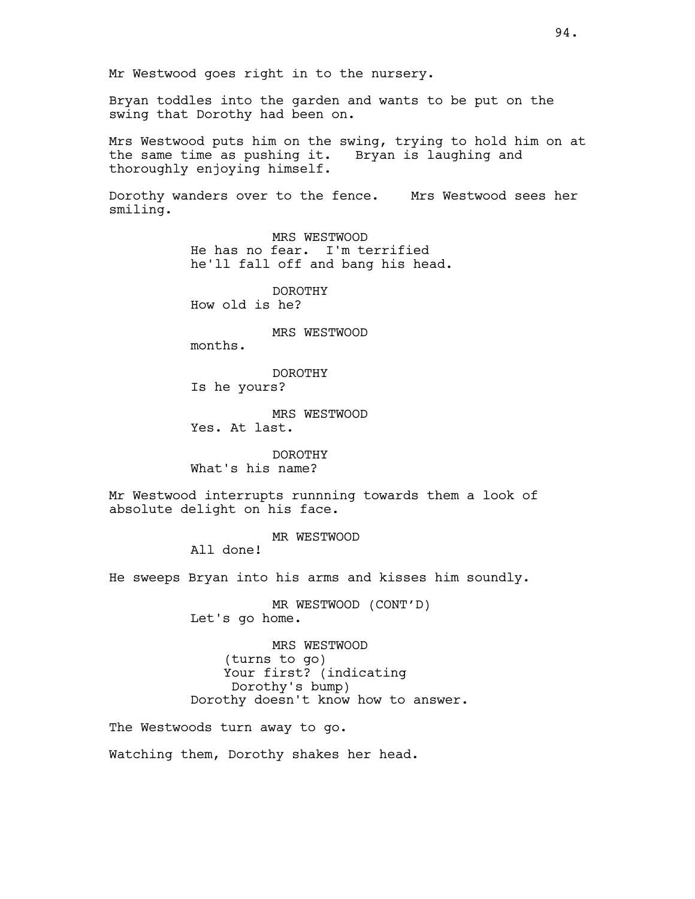Mr Westwood goes right in to the nursery.

Bryan toddles into the garden and wants to be put on the swing that Dorothy had been on.

Mrs Westwood puts him on the swing, trying to hold him on at the same time as pushing it. Bryan is laughing and thoroughly enjoying himself.

Dorothy wanders over to the fence. Mrs Westwood sees her smiling.

MRS WESTWOOD
He has no fear. I'm terrified he'll fall off and bang his head.

DOROTHY
How old is he?

MRS WESTWOOD
months.

DOROTHY
Is he yours?

MRS WESTWOOD
Yes. At last.

DOROTHY
What's his name?

Mr Westwood interrupts runnning towards them a look of absolute delight on his face.

MR WESTWOOD
All done!

He sweeps Bryan into his arms and kisses him soundly.

MR WESTWOOD (CONT'D)
Let's go home.

MRS WESTWOOD
(turns to go)
Your first? (indicating Dorothy's bump)
Dorothy doesn't know how to answer.

The Westwoods turn away to go.

Watching them, Dorothy shakes her head.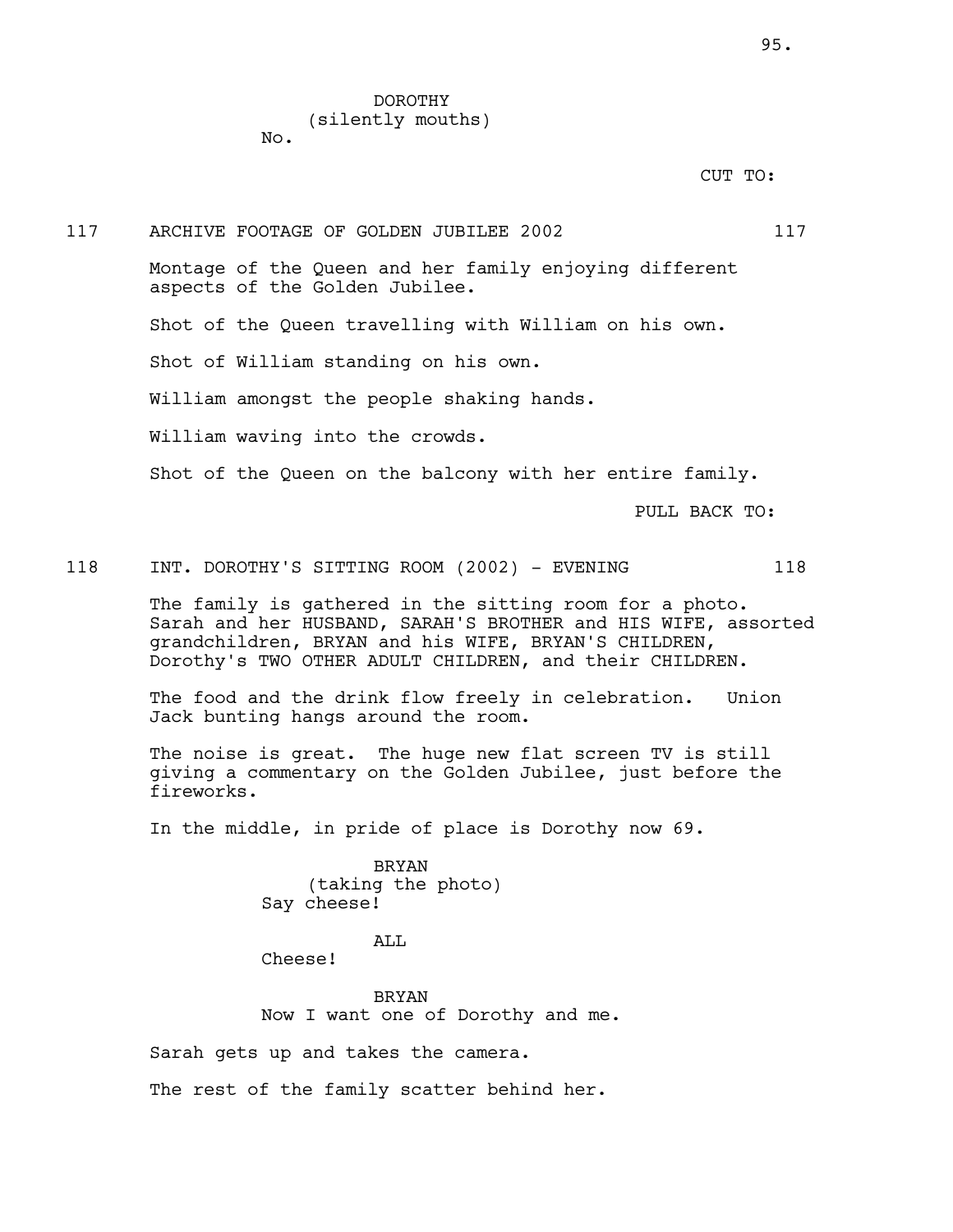DOROTHY
(silently mouths)
No.

CUT TO:

117 ARCHIVE FOOTAGE OF GOLDEN JUBILEE 2002 117

Montage of the Queen and her family enjoying different aspects of the Golden Jubilee.

Shot of the Queen travelling with William on his own.

Shot of William standing on his own.

William amongst the people shaking hands.

William waving into the crowds.

Shot of the Queen on the balcony with her entire family.

PULL BACK TO:

118 INT. DOROTHY'S SITTING ROOM (2002) - EVENING 118

The family is gathered in the sitting room for a photo. Sarah and her HUSBAND, SARAH'S BROTHER and HIS WIFE, assorted grandchildren, BRYAN and his WIFE, BRYAN'S CHILDREN, Dorothy's TWO OTHER ADULT CHILDREN, and their CHILDREN.

The food and the drink flow freely in celebration. Union Jack bunting hangs around the room.

The noise is great. The huge new flat screen TV is still giving a commentary on the Golden Jubilee, just before the fireworks.

In the middle, in pride of place is Dorothy now 69.

BRYAN
(taking the photo)
Say cheese!

ALL
Cheese!

BRYAN
Now I want one of Dorothy and me.

Sarah gets up and takes the camera.

The rest of the family scatter behind her.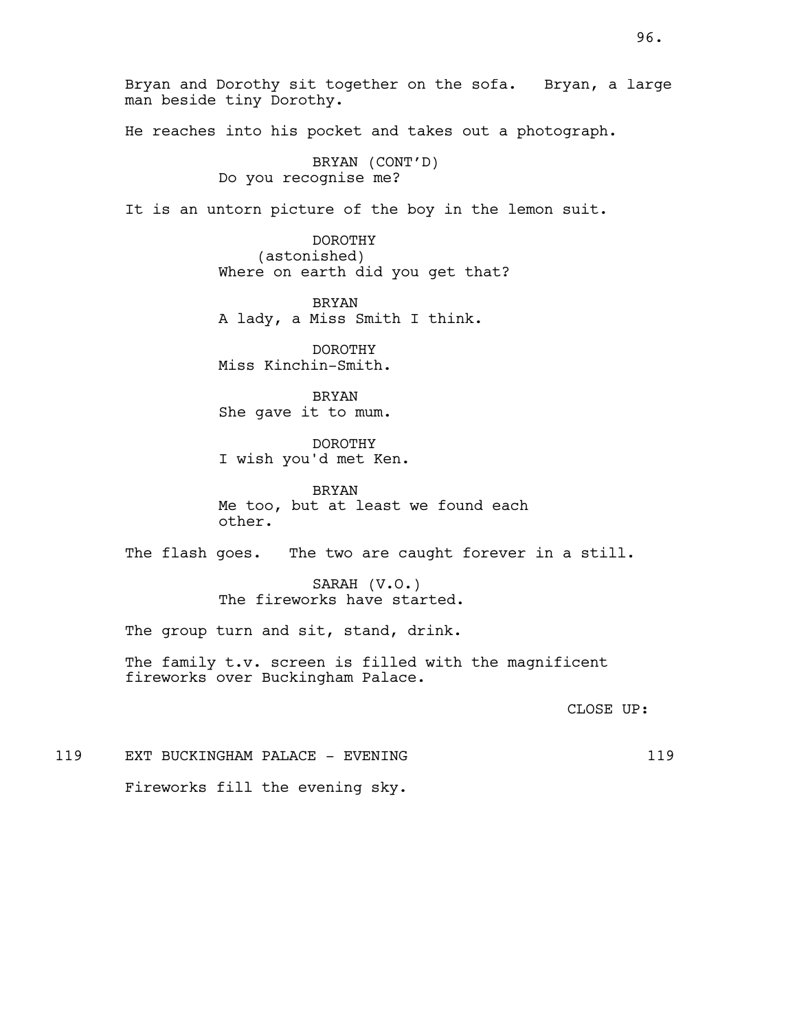Bryan and Dorothy sit together on the sofa. Bryan, a large man beside tiny Dorothy.

He reaches into his pocket and takes out a photograph.

BRYAN (CONT'D)
Do you recognise me?

It is an untorn picture of the boy in the lemon suit.

DOROTHY
(astonished)
Where on earth did you get that?

BRYAN
A lady, a Miss Smith I think.

DOROTHY
Miss Kinchin-Smith.

BRYAN
She gave it to mum.

DOROTHY
I wish you'd met Ken.

BRYAN
Me too, but at least we found each other.

The flash goes. The two are caught forever in a still.

SARAH (V.O.)
The fireworks have started.

The group turn and sit, stand, drink.

The family t.v. screen is filled with the magnificent fireworks over Buckingham Palace.

CLOSE UP:

119 EXT BUCKINGHAM PALACE - EVENING 119

Fireworks fill the evening sky.